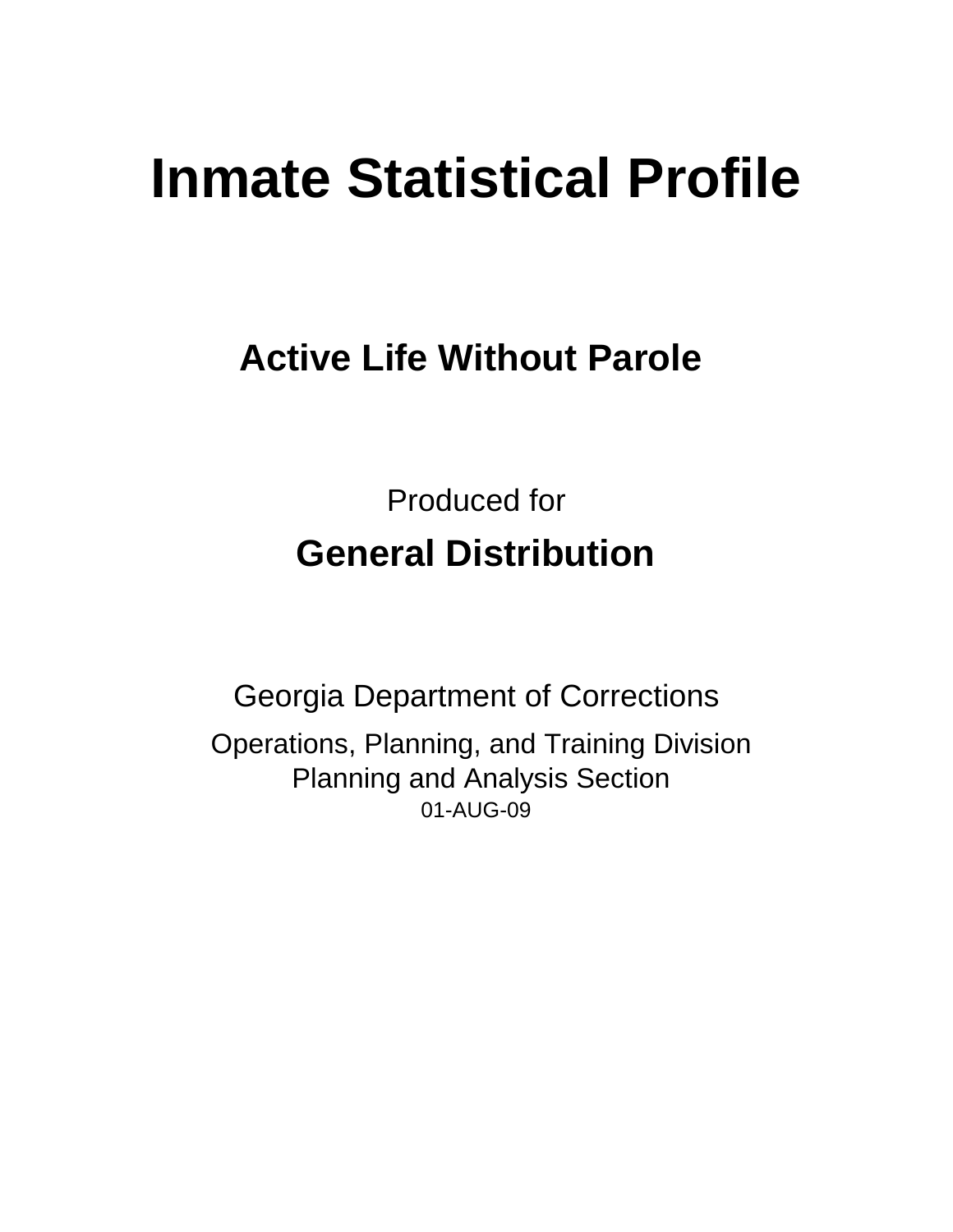# Inmate Statistical Profile

## Active Life Without Parole

Produced for

**General Distribution**

Georgia Department of Corrections

Operations, Planning, and Training Division
Planning and Analysis Section
01-AUG-09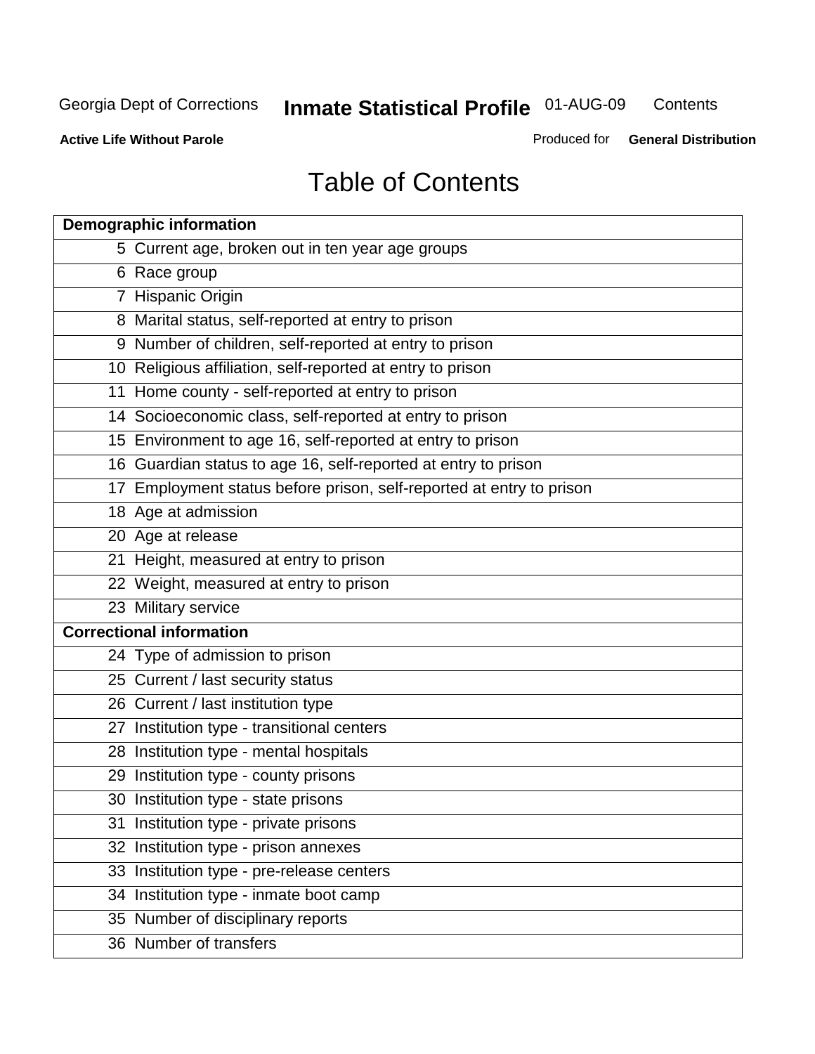# Table of Contents

| Demographic information | |
|---|---|
| 5 | Current age, broken out in ten year age groups |
| 6 | Race group |
| 7 | Hispanic Origin |
| 8 | Marital status, self-reported at entry to prison |
| 9 | Number of children, self-reported at entry to prison |
| 10 | Religious affiliation, self-reported at entry to prison |
| 11 | Home county - self-reported at entry to prison |
| 14 | Socioeconomic class, self-reported at entry to prison |
| 15 | Environment to age 16, self-reported at entry to prison |
| 16 | Guardian status to age 16, self-reported at entry to prison |
| 17 | Employment status before prison, self-reported at entry to prison |
| 18 | Age at admission |
| 20 | Age at release |
| 21 | Height, measured at entry to prison |
| 22 | Weight, measured at entry to prison |
| 23 | Military service |
| **Correctional information** | |
| 24 | Type of admission to prison |
| 25 | Current / last security status |
| 26 | Current / last institution type |
| 27 | Institution type - transitional centers |
| 28 | Institution type - mental hospitals |
| 29 | Institution type - county prisons |
| 30 | Institution type - state prisons |
| 31 | Institution type - private prisons |
| 32 | Institution type - prison annexes |
| 33 | Institution type - pre-release centers |
| 34 | Institution type - inmate boot camp |
| 35 | Number of disciplinary reports |
| 36 | Number of transfers |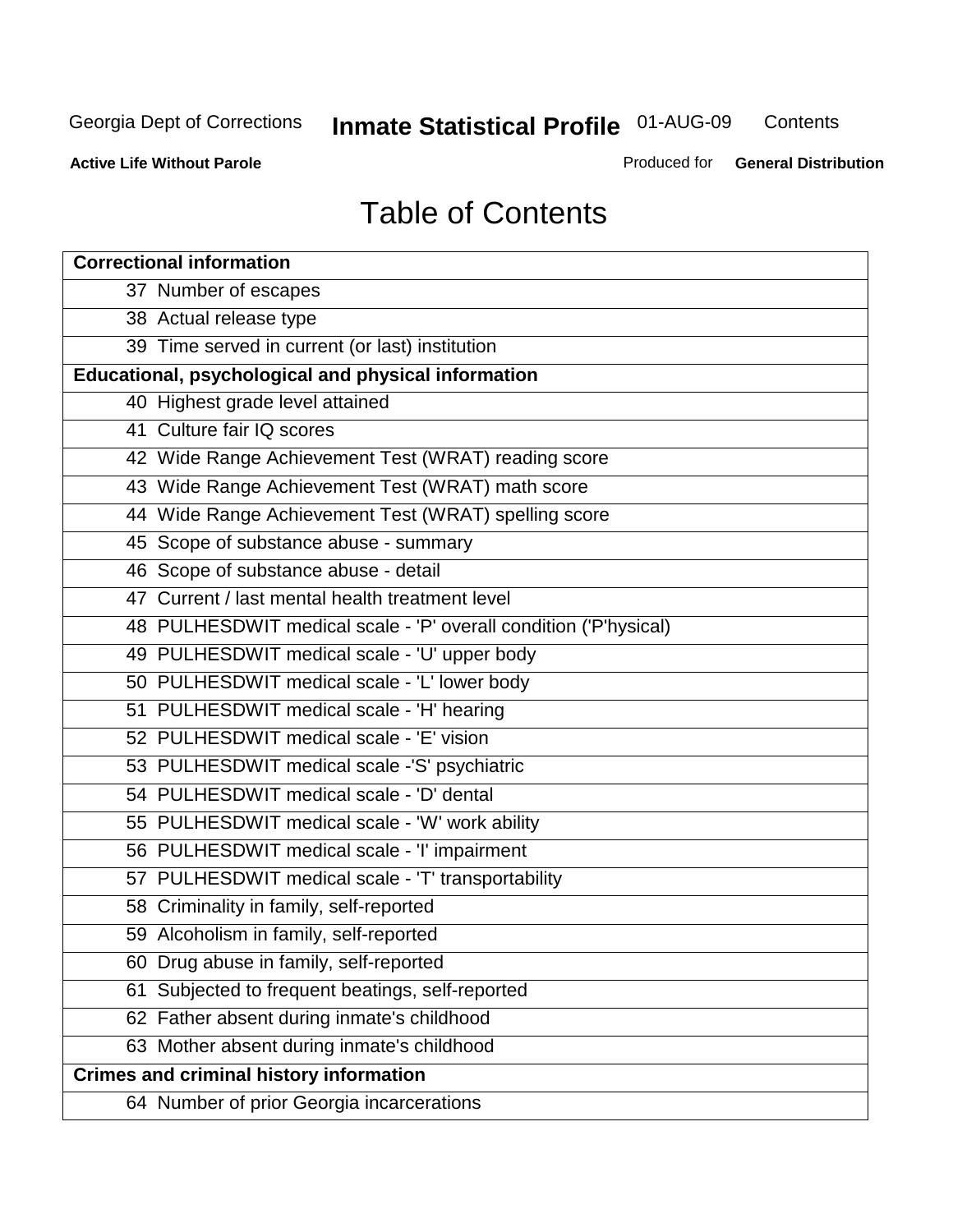# Table of Contents

| Correctional information |
|---|
| 37 Number of escapes |
| 38 Actual release type |
| 39 Time served in current (or last) institution |
| **Educational, psychological and physical information** |
| 40 Highest grade level attained |
| 41 Culture fair IQ scores |
| 42 Wide Range Achievement Test (WRAT) reading score |
| 43 Wide Range Achievement Test (WRAT) math score |
| 44 Wide Range Achievement Test (WRAT) spelling score |
| 45 Scope of substance abuse - summary |
| 46 Scope of substance abuse - detail |
| 47 Current / last mental health treatment level |
| 48 PULHESDWIT medical scale - 'P' overall condition ('P'hysical) |
| 49 PULHESDWIT medical scale - 'U' upper body |
| 50 PULHESDWIT medical scale - 'L' lower body |
| 51 PULHESDWIT medical scale - 'H' hearing |
| 52 PULHESDWIT medical scale - 'E' vision |
| 53 PULHESDWIT medical scale -'S' psychiatric |
| 54 PULHESDWIT medical scale - 'D' dental |
| 55 PULHESDWIT medical scale - 'W' work ability |
| 56 PULHESDWIT medical scale - 'I' impairment |
| 57 PULHESDWIT medical scale - 'T' transportability |
| 58 Criminality in family, self-reported |
| 59 Alcoholism in family, self-reported |
| 60 Drug abuse in family, self-reported |
| 61 Subjected to frequent beatings, self-reported |
| 62 Father absent during inmate's childhood |
| 63 Mother absent during inmate's childhood |
| **Crimes and criminal history information** |
| 64 Number of prior Georgia incarcerations |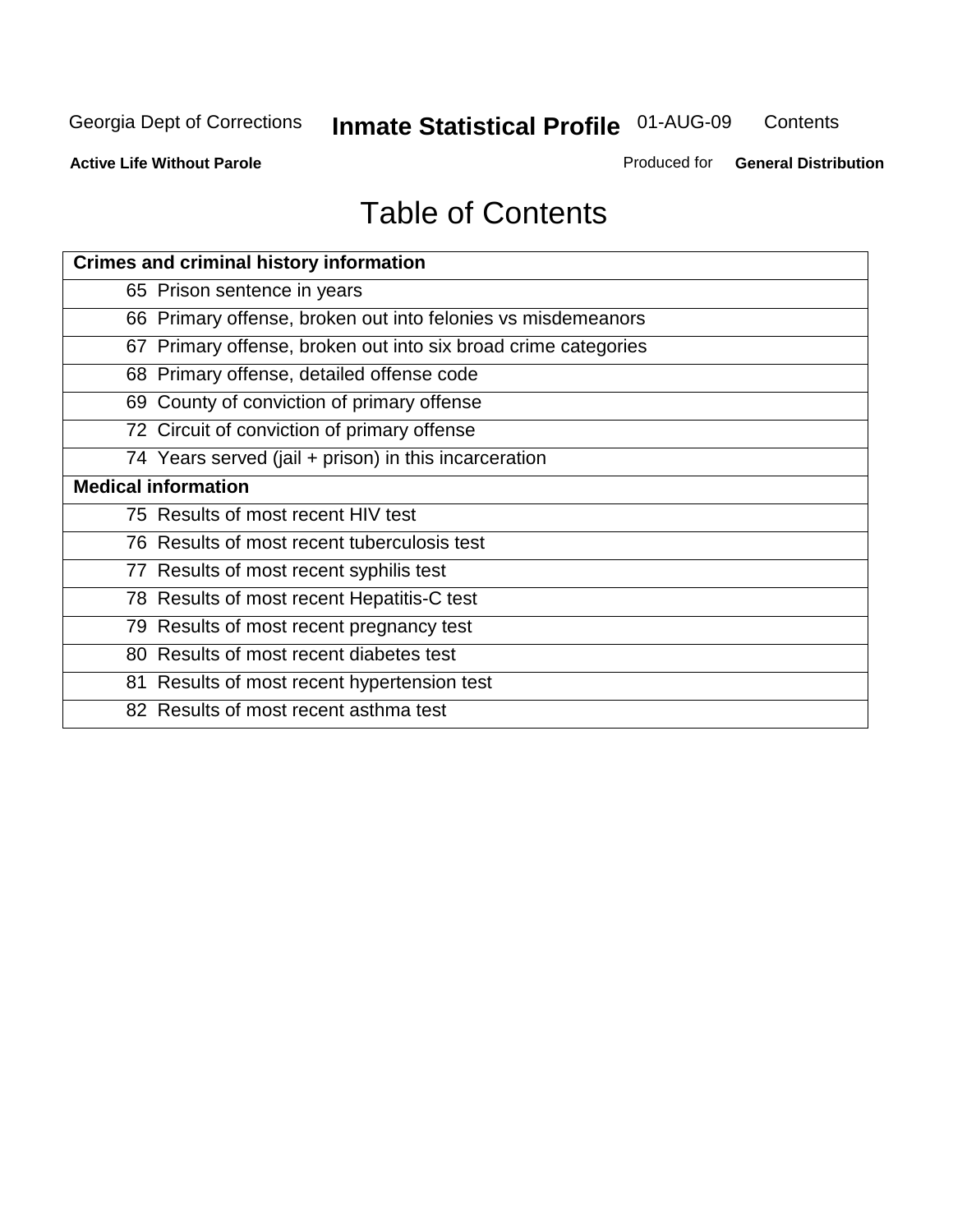# Table of Contents

| Crimes and criminal history information |
| --- |
| 65 Prison sentence in years |
| 66 Primary offense, broken out into felonies vs misdemeanors |
| 67 Primary offense, broken out into six broad crime categories |
| 68 Primary offense, detailed offense code |
| 69 County of conviction of primary offense |
| 72 Circuit of conviction of primary offense |
| 74 Years served (jail + prison) in this incarceration |
| **Medical information** |
| 75 Results of most recent HIV test |
| 76 Results of most recent tuberculosis test |
| 77 Results of most recent syphilis test |
| 78 Results of most recent Hepatitis-C test |
| 79 Results of most recent pregnancy test |
| 80 Results of most recent diabetes test |
| 81 Results of most recent hypertension test |
| 82 Results of most recent asthma test |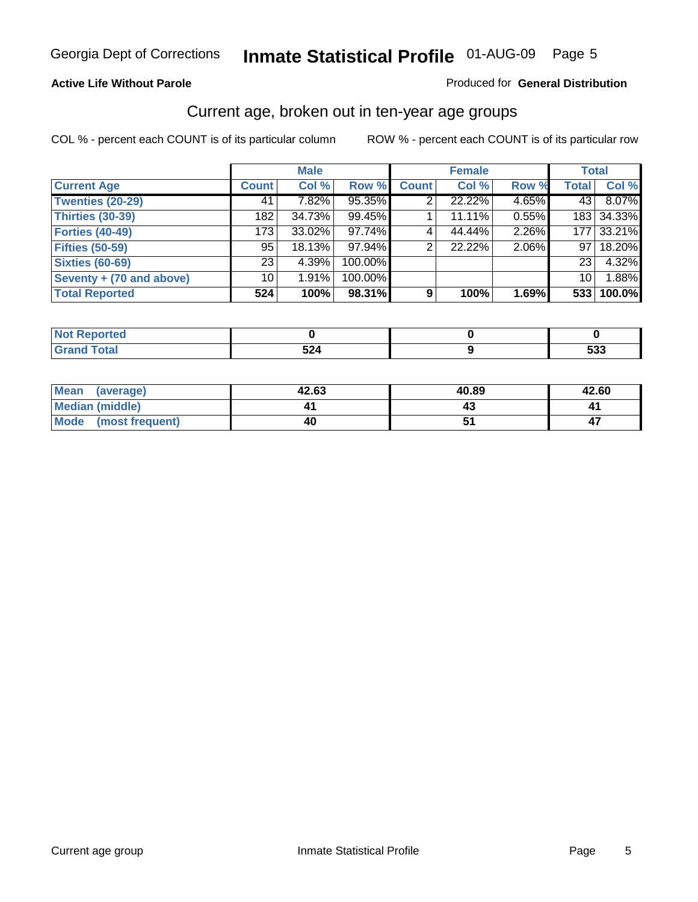Georgia Dept of Corrections **Inmate Statistical Profile** 01-AUG-09

**Active Life Without Parole**

Produced for **General Distribution**

## Current age, broken out in ten-year age groups

COL % - percent each COUNT is of its particular column

ROW % - percent each COUNT is of its particular row

| | Male | | | Female | | | Total | |
|---|---|---|---|---|---|---|---|---|
| **Current Age** | **Count** | **Col %** | **Row %** | **Count** | **Col %** | **Row %** | **Total** | **Col %** |
| **Twenties (20-29)** | 41 | 7.82% | 95.35% | 2 | 22.22% | 4.65% | 43 | 8.07% |
| **Thirties (30-39)** | 182 | 34.73% | 99.45% | 1 | 11.11% | 0.55% | 183 | 34.33% |
| **Forties (40-49)** | 173 | 33.02% | 97.74% | 4 | 44.44% | 2.26% | 177 | 33.21% |
| **Fifties (50-59)** | 95 | 18.13% | 97.94% | 2 | 22.22% | 2.06% | 97 | 18.20% |
| **Sixties (60-69)** | 23 | 4.39% | 100.00% | | | | 23 | 4.32% |
| **Seventy + (70 and above)** | 10 | 1.91% | 100.00% | | | | 10 | 1.88% |
| **Total Reported** | **524** | **100%** | **98.31%** | **9** | **100%** | **1.69%** | **533** | **100.0%** |

| | Male | Female | Total |
|---|---|---|---|
| **Not Reported** | **0** | **0** | **0** |
| **Grand Total** | **524** | **9** | **533** |

| | Male | Female | Total |
|---|---|---|---|
| **Mean (average)** | **42.63** | **40.89** | **42.60** |
| **Median (middle)** | **41** | **43** | **41** |
| **Mode (most frequent)** | **40** | **51** | **47** |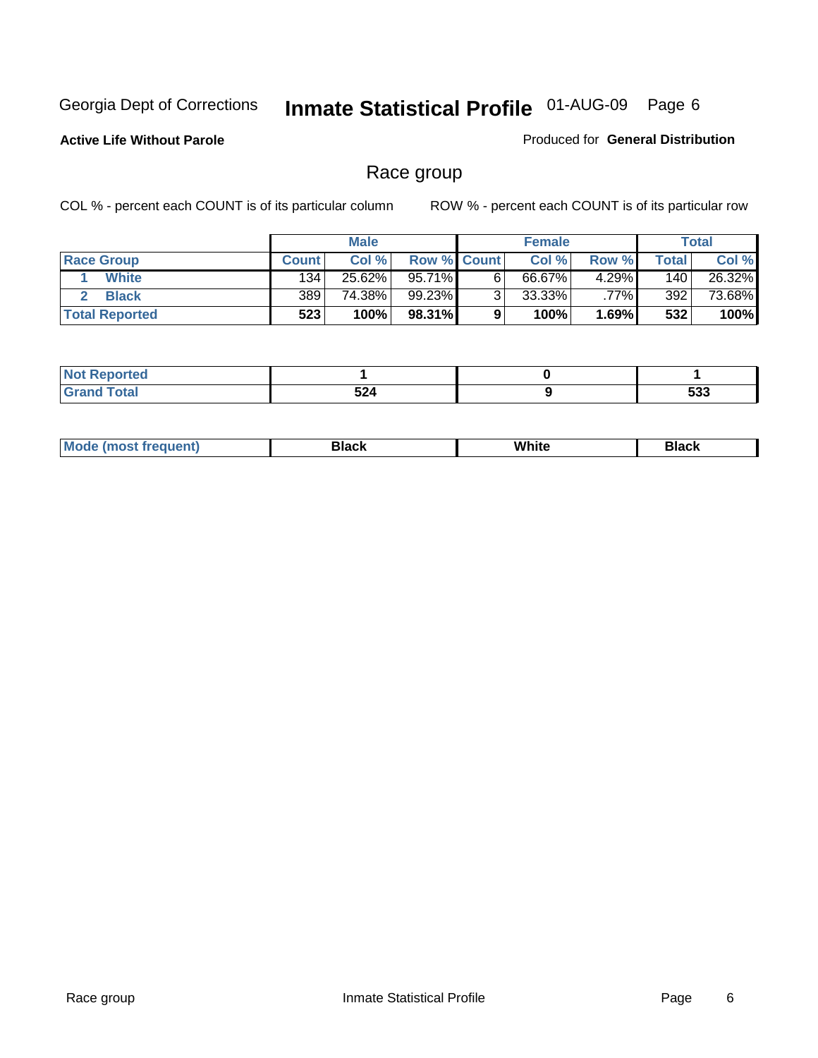Georgia Dept of Corrections **Inmate Statistical Profile** 01-AUG-09 Page 6

**Active Life Without Parole**

Produced for **General Distribution**

## Race group

COL % - percent each COUNT is of its particular column ROW % - percent each COUNT is of its particular row

| | Male | | | Female | | | Total | |
|---|---|---|---|---|---|---|---|---|
| **Race Group** | **Count** | **Col %** | **Row %** | **Count** | **Col %** | **Row %** | **Total** | **Col %** |
| 1 White | 134 | 25.62% | 95.71% | 6 | 66.67% | 4.29% | 140 | 26.32% |
| 2 Black | 389 | 74.38% | 99.23% | 3 | 33.33% | .77% | 392 | 73.68% |
| **Total Reported** | **523** | **100%** | **98.31%** | **9** | **100%** | **1.69%** | **532** | **100%** |

| | Male | Female | Total |
|---|---|---|---|
| **Not Reported** | **1** | **0** | **1** |
| **Grand Total** | **524** | **9** | **533** |

| | Male | Female | Total |
|---|---|---|---|
| **Mode (most frequent)** | **Black** | **White** | **Black** |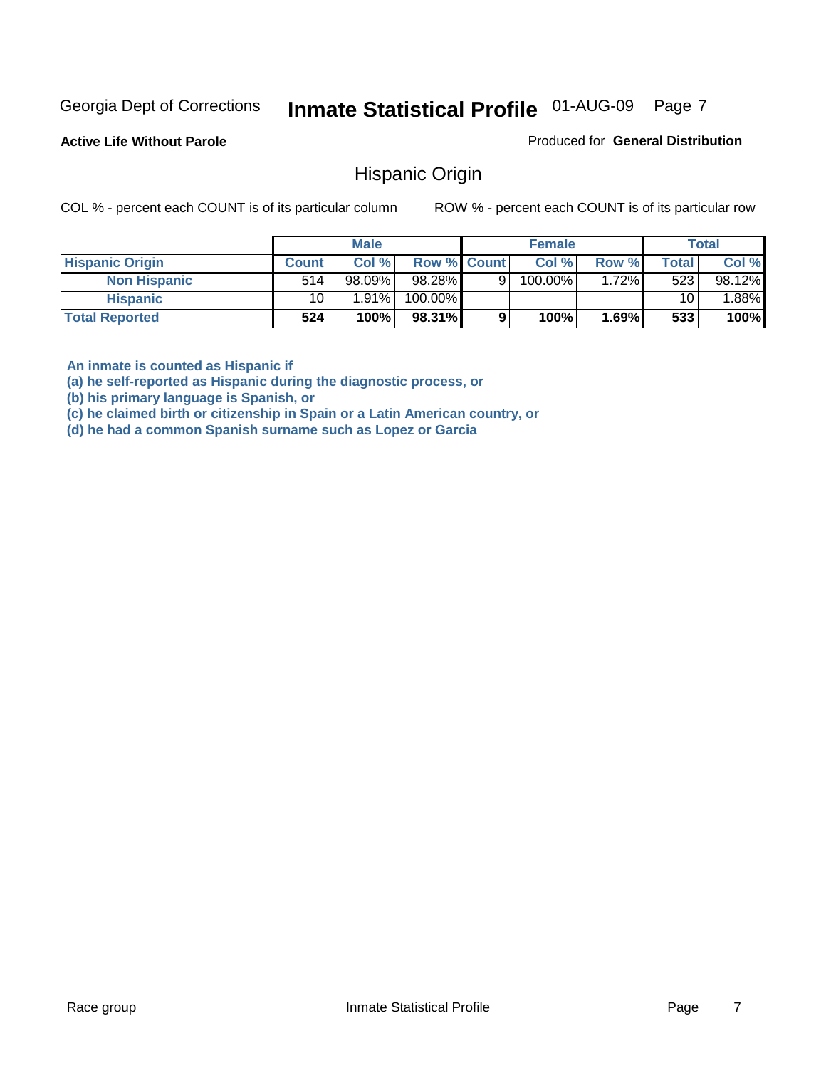**Active Life Without Parole**

Produced for **General Distribution**

## Hispanic Origin

COL % - percent each COUNT is of its particular column

ROW % - percent each COUNT is of its particular row

| | Male | | | Female | | | Total | |
|---|---|---|---|---|---|---|---|---|
| **Hispanic Origin** | **Count** | **Col %** | **Row %** | **Count** | **Col %** | **Row %** | **Total** | **Col %** |
| **Non Hispanic** | 514 | 98.09% | 98.28% | 9 | 100.00% | 1.72% | 523 | 98.12% |
| **Hispanic** | 10 | 1.91% | 100.00% | | | | 10 | 1.88% |
| **Total Reported** | **524** | **100%** | **98.31%** | **9** | **100%** | **1.69%** | **533** | **100%** |

**An inmate is counted as Hispanic if**
**(a) he self-reported as Hispanic during the diagnostic process, or**
**(b) his primary language is Spanish, or**
**(c) he claimed birth or citizenship in Spain or a Latin American country, or**
**(d) he had a common Spanish surname such as Lopez or Garcia**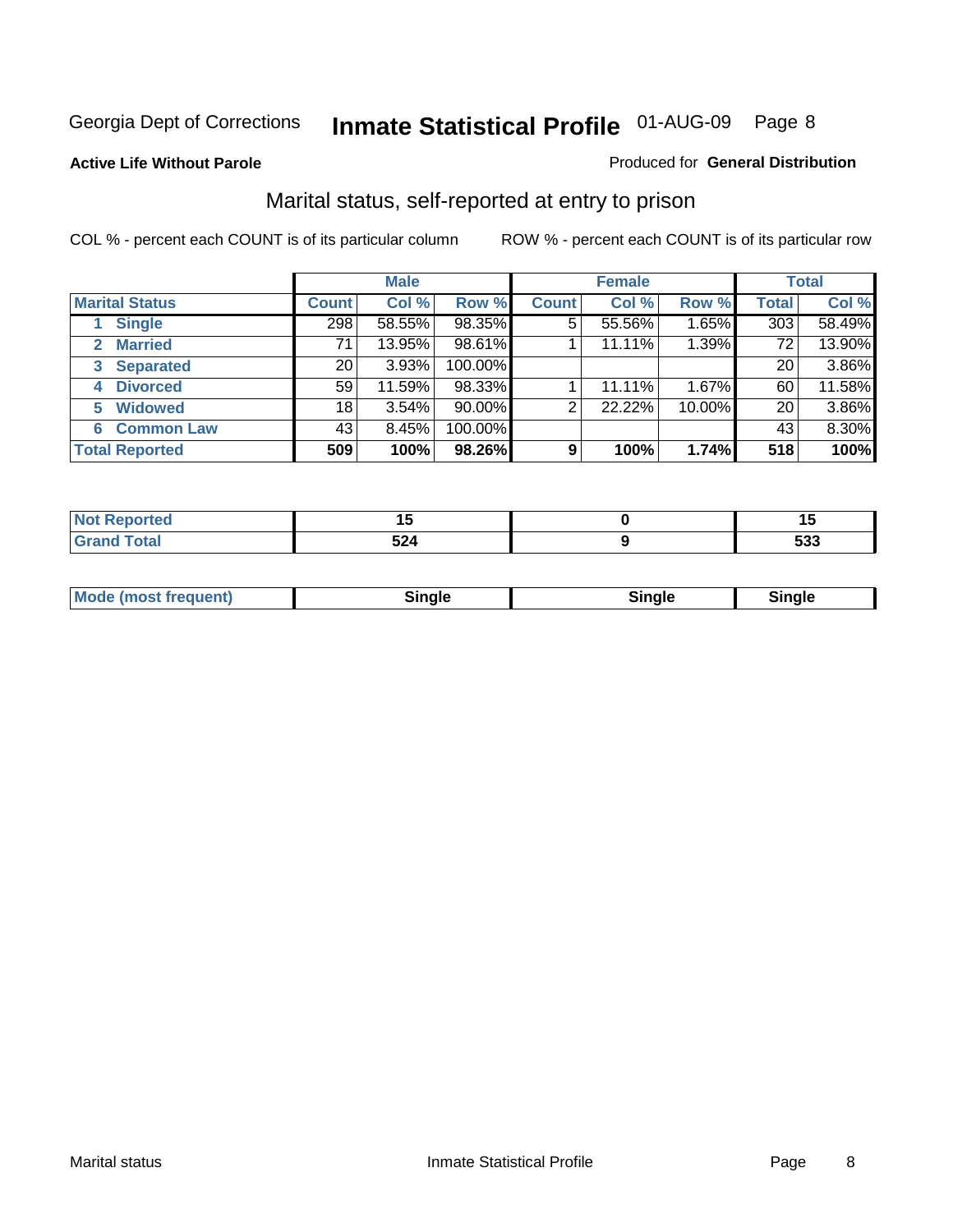Georgia Dept of Corrections **Inmate Statistical Profile** 01-AUG-09 Page 8

**Active Life Without Parole**

Produced for **General Distribution**

## Marital status, self-reported at entry to prison

COL % - percent each COUNT is of its particular column

ROW % - percent each COUNT is of its particular row

| | Male | | | Female | | | Total | |
|---|---|---|---|---|---|---|---|---|
| **Marital Status** | **Count** | **Col %** | **Row %** | **Count** | **Col %** | **Row %** | **Total** | **Col %** |
| 1 Single | 298 | 58.55% | 98.35% | 5 | 55.56% | 1.65% | 303 | 58.49% |
| 2 Married | 71 | 13.95% | 98.61% | 1 | 11.11% | 1.39% | 72 | 13.90% |
| 3 Separated | 20 | 3.93% | 100.00% | | | | 20 | 3.86% |
| 4 Divorced | 59 | 11.59% | 98.33% | 1 | 11.11% | 1.67% | 60 | 11.58% |
| 5 Widowed | 18 | 3.54% | 90.00% | 2 | 22.22% | 10.00% | 20 | 3.86% |
| 6 Common Law | 43 | 8.45% | 100.00% | | | | 43 | 8.30% |
| **Total Reported** | **509** | **100%** | **98.26%** | **9** | **100%** | **1.74%** | **518** | **100%** |

| | Male | Female | Total |
|---|---|---|---|
| Not Reported | 15 | 0 | 15 |
| Grand Total | 524 | 9 | 533 |

| | Male | Female | Total |
|---|---|---|---|
| Mode (most frequent) | Single | Single | Single |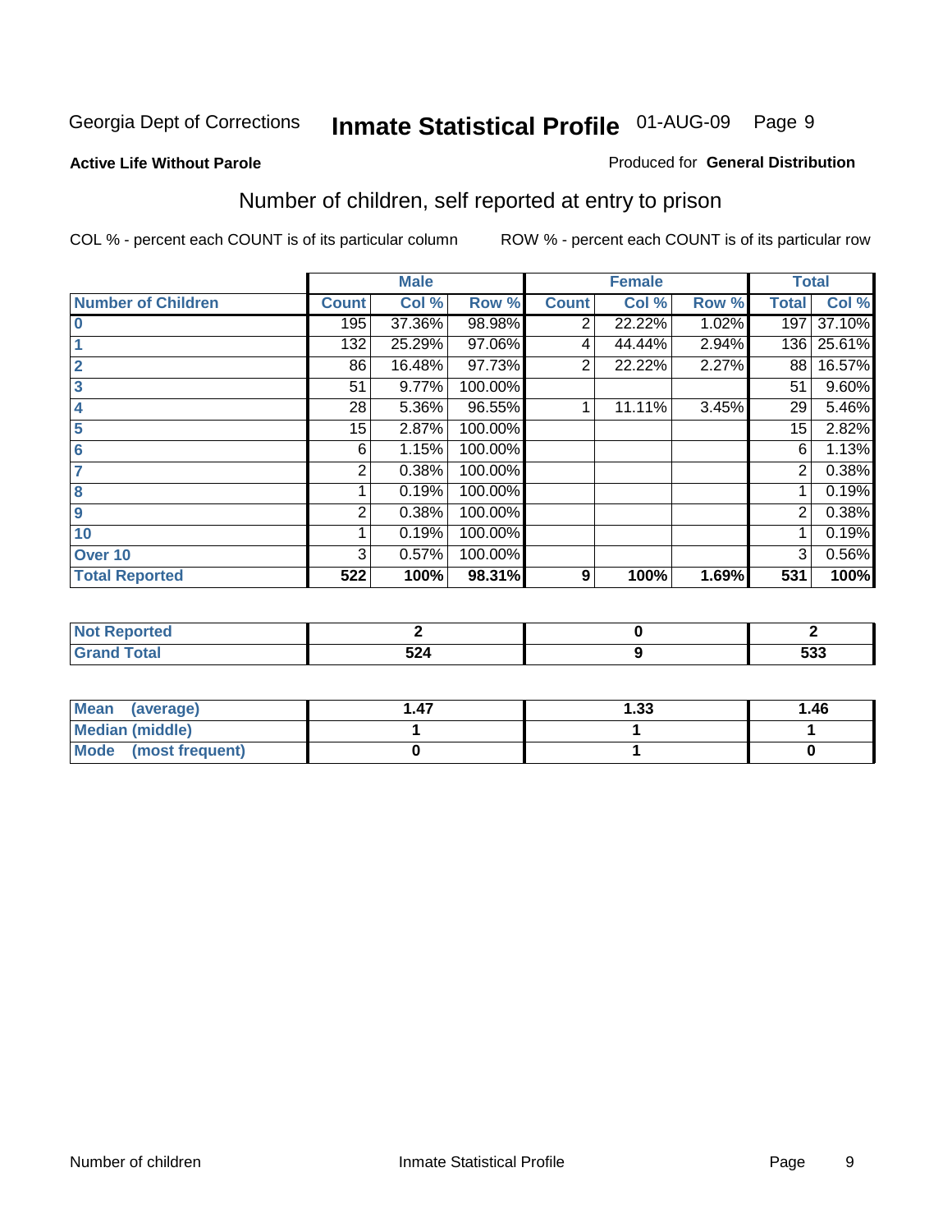Georgia Dept of Corrections **Inmate Statistical Profile** 01-AUG-09

**Active Life Without Parole**

Produced for **General Distribution**

## Number of children, self reported at entry to prison

COL % - percent each COUNT is of its particular column ROW % - percent each COUNT is of its particular row

| | Male | | | Female | | | Total | |
|---|---|---|---|---|---|---|---|---|
| **Number of Children** | **Count** | **Col %** | **Row %** | **Count** | **Col %** | **Row %** | **Total** | **Col %** |
| **0** | 195 | 37.36% | 98.98% | 2 | 22.22% | 1.02% | 197 | 37.10% |
| **1** | 132 | 25.29% | 97.06% | 4 | 44.44% | 2.94% | 136 | 25.61% |
| **2** | 86 | 16.48% | 97.73% | 2 | 22.22% | 2.27% | 88 | 16.57% |
| **3** | 51 | 9.77% | 100.00% | | | | 51 | 9.60% |
| **4** | 28 | 5.36% | 96.55% | 1 | 11.11% | 3.45% | 29 | 5.46% |
| **5** | 15 | 2.87% | 100.00% | | | | 15 | 2.82% |
| **6** | 6 | 1.15% | 100.00% | | | | 6 | 1.13% |
| **7** | 2 | 0.38% | 100.00% | | | | 2 | 0.38% |
| **8** | 1 | 0.19% | 100.00% | | | | 1 | 0.19% |
| **9** | 2 | 0.38% | 100.00% | | | | 2 | 0.38% |
| **10** | 1 | 0.19% | 100.00% | | | | 1 | 0.19% |
| **Over 10** | 3 | 0.57% | 100.00% | | | | 3 | 0.56% |
| **Total Reported** | **522** | **100%** | **98.31%** | **9** | **100%** | **1.69%** | **531** | **100%** |

| | Male | Female | Total |
|---|---|---|---|
| **Not Reported** | **2** | **0** | **2** |
| **Grand Total** | **524** | **9** | **533** |

| | Male | Female | Total |
|---|---|---|---|
| **Mean (average)** | **1.47** | **1.33** | **1.46** |
| **Median (middle)** | **1** | **1** | **1** |
| **Mode (most frequent)** | **0** | **1** | **0** |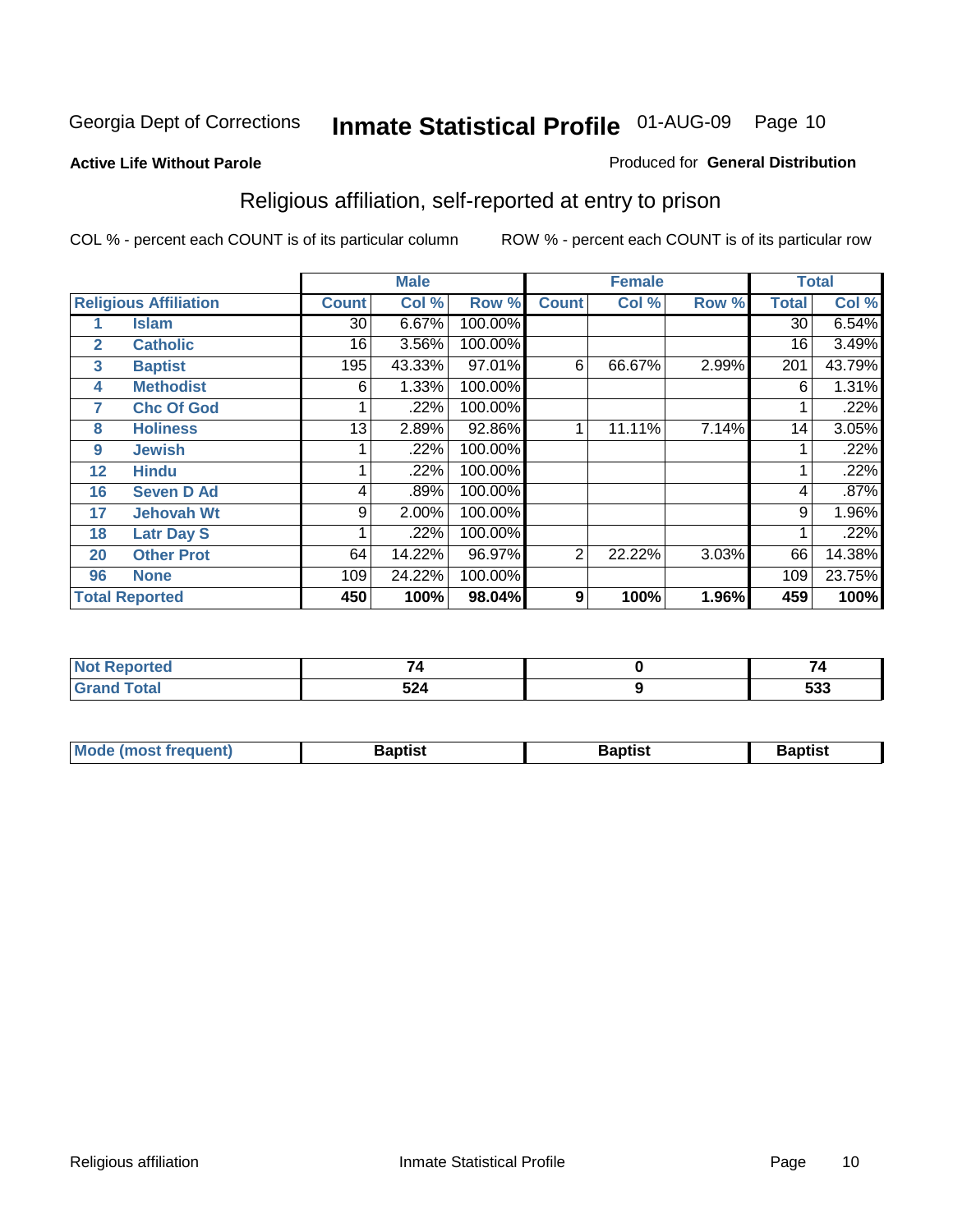# Inmate Statistical Profile

Georgia Dept of Corrections — 01-AUG-09

**Active Life Without Parole**

Produced for **General Distribution**

## Religious affiliation, self-reported at entry to prison

COL % - percent each COUNT is of its particular column

ROW % - percent each COUNT is of its particular row

| | | Male | | | Female | | | Total | |
|---|---|---|---|---|---|---|---|---|---|
| **Religious Affiliation** | | **Count** | **Col %** | **Row %** | **Count** | **Col %** | **Row %** | **Total** | **Col %** |
| 1 | Islam | 30 | 6.67% | 100.00% | | | | 30 | 6.54% |
| 2 | Catholic | 16 | 3.56% | 100.00% | | | | 16 | 3.49% |
| 3 | Baptist | 195 | 43.33% | 97.01% | 6 | 66.67% | 2.99% | 201 | 43.79% |
| 4 | Methodist | 6 | 1.33% | 100.00% | | | | 6 | 1.31% |
| 7 | Chc Of God | 1 | .22% | 100.00% | | | | 1 | .22% |
| 8 | Holiness | 13 | 2.89% | 92.86% | 1 | 11.11% | 7.14% | 14 | 3.05% |
| 9 | Jewish | 1 | .22% | 100.00% | | | | 1 | .22% |
| 12 | Hindu | 1 | .22% | 100.00% | | | | 1 | .22% |
| 16 | Seven D Ad | 4 | .89% | 100.00% | | | | 4 | .87% |
| 17 | Jehovah Wt | 9 | 2.00% | 100.00% | | | | 9 | 1.96% |
| 18 | Latr Day S | 1 | .22% | 100.00% | | | | 1 | .22% |
| 20 | Other Prot | 64 | 14.22% | 96.97% | 2 | 22.22% | 3.03% | 66 | 14.38% |
| 96 | None | 109 | 24.22% | 100.00% | | | | 109 | 23.75% |
| **Total Reported** | | **450** | **100%** | **98.04%** | **9** | **100%** | **1.96%** | **459** | **100%** |

| | Male | Female | Total |
|---|---|---|---|
| Not Reported | 74 | 0 | 74 |
| Grand Total | 524 | 9 | 533 |

| | Male | Female | Total |
|---|---|---|---|
| Mode (most frequent) | Baptist | Baptist | Baptist |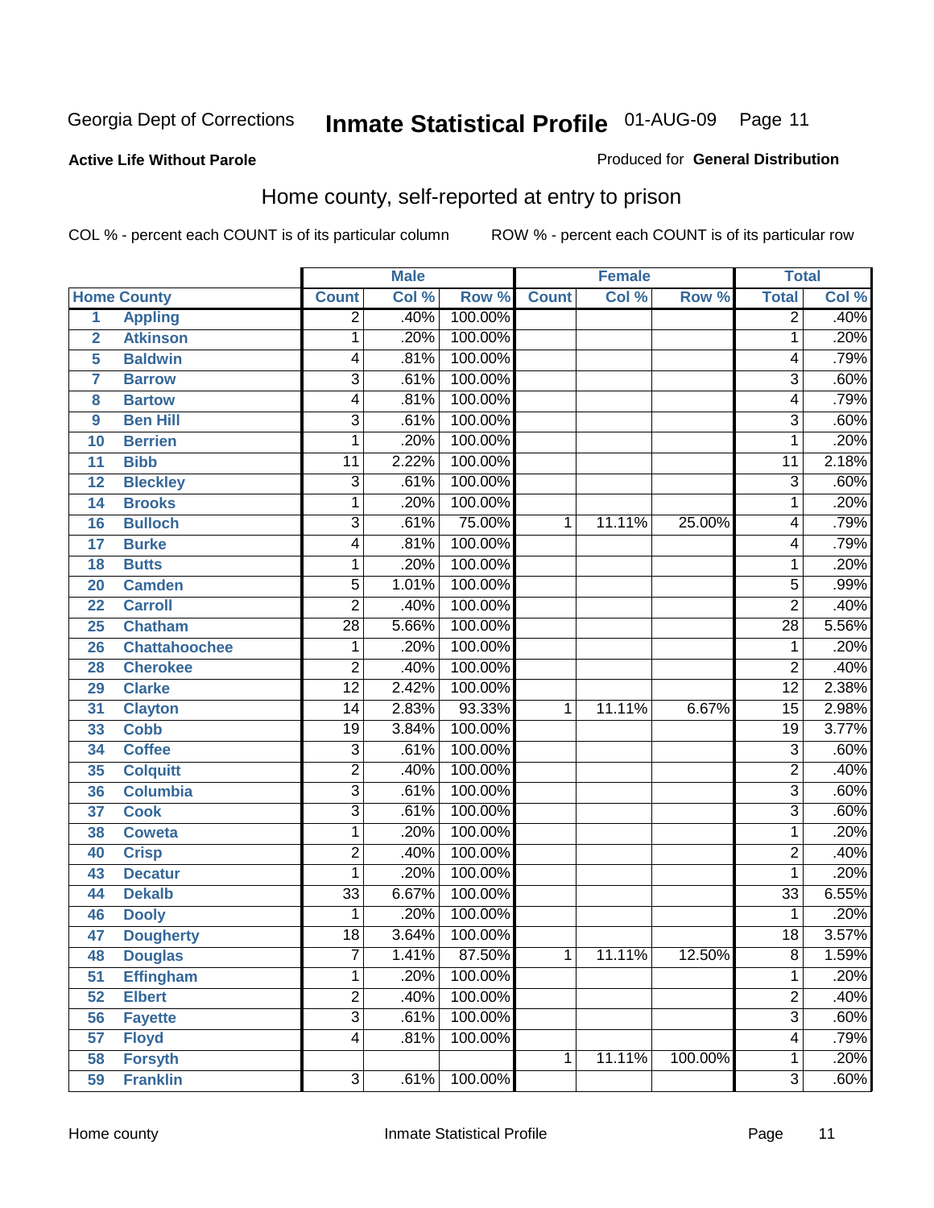Georgia Dept of Corrections **Inmate Statistical Profile** 01-AUG-09

**Active Life Without Parole** Produced for **General Distribution**

## Home county, self-reported at entry to prison

COL % - percent each COUNT is of its particular column ROW % - percent each COUNT is of its particular row

| Home County | | Male | | | Female | | | Total | |
|---|---|---|---|---|---|---|---|---|---|
| | | Count | Col % | Row % | Count | Col % | Row % | Total | Col % |
| 1 | Appling | 2 | .40% | 100.00% | | | | 2 | .40% |
| 2 | Atkinson | 1 | .20% | 100.00% | | | | 1 | .20% |
| 5 | Baldwin | 4 | .81% | 100.00% | | | | 4 | .79% |
| 7 | Barrow | 3 | .61% | 100.00% | | | | 3 | .60% |
| 8 | Bartow | 4 | .81% | 100.00% | | | | 4 | .79% |
| 9 | Ben Hill | 3 | .61% | 100.00% | | | | 3 | .60% |
| 10 | Berrien | 1 | .20% | 100.00% | | | | 1 | .20% |
| 11 | Bibb | 11 | 2.22% | 100.00% | | | | 11 | 2.18% |
| 12 | Bleckley | 3 | .61% | 100.00% | | | | 3 | .60% |
| 14 | Brooks | 1 | .20% | 100.00% | | | | 1 | .20% |
| 16 | Bulloch | 3 | .61% | 75.00% | 1 | 11.11% | 25.00% | 4 | .79% |
| 17 | Burke | 4 | .81% | 100.00% | | | | 4 | .79% |
| 18 | Butts | 1 | .20% | 100.00% | | | | 1 | .20% |
| 20 | Camden | 5 | 1.01% | 100.00% | | | | 5 | .99% |
| 22 | Carroll | 2 | .40% | 100.00% | | | | 2 | .40% |
| 25 | Chatham | 28 | 5.66% | 100.00% | | | | 28 | 5.56% |
| 26 | Chattahoochee | 1 | .20% | 100.00% | | | | 1 | .20% |
| 28 | Cherokee | 2 | .40% | 100.00% | | | | 2 | .40% |
| 29 | Clarke | 12 | 2.42% | 100.00% | | | | 12 | 2.38% |
| 31 | Clayton | 14 | 2.83% | 93.33% | 1 | 11.11% | 6.67% | 15 | 2.98% |
| 33 | Cobb | 19 | 3.84% | 100.00% | | | | 19 | 3.77% |
| 34 | Coffee | 3 | .61% | 100.00% | | | | 3 | .60% |
| 35 | Colquitt | 2 | .40% | 100.00% | | | | 2 | .40% |
| 36 | Columbia | 3 | .61% | 100.00% | | | | 3 | .60% |
| 37 | Cook | 3 | .61% | 100.00% | | | | 3 | .60% |
| 38 | Coweta | 1 | .20% | 100.00% | | | | 1 | .20% |
| 40 | Crisp | 2 | .40% | 100.00% | | | | 2 | .40% |
| 43 | Decatur | 1 | .20% | 100.00% | | | | 1 | .20% |
| 44 | Dekalb | 33 | 6.67% | 100.00% | | | | 33 | 6.55% |
| 46 | Dooly | 1 | .20% | 100.00% | | | | 1 | .20% |
| 47 | Dougherty | 18 | 3.64% | 100.00% | | | | 18 | 3.57% |
| 48 | Douglas | 7 | 1.41% | 87.50% | 1 | 11.11% | 12.50% | 8 | 1.59% |
| 51 | Effingham | 1 | .20% | 100.00% | | | | 1 | .20% |
| 52 | Elbert | 2 | .40% | 100.00% | | | | 2 | .40% |
| 56 | Fayette | 3 | .61% | 100.00% | | | | 3 | .60% |
| 57 | Floyd | 4 | .81% | 100.00% | | | | 4 | .79% |
| 58 | Forsyth | | | | 1 | 11.11% | 100.00% | 1 | .20% |
| 59 | Franklin | 3 | .61% | 100.00% | | | | 3 | .60% |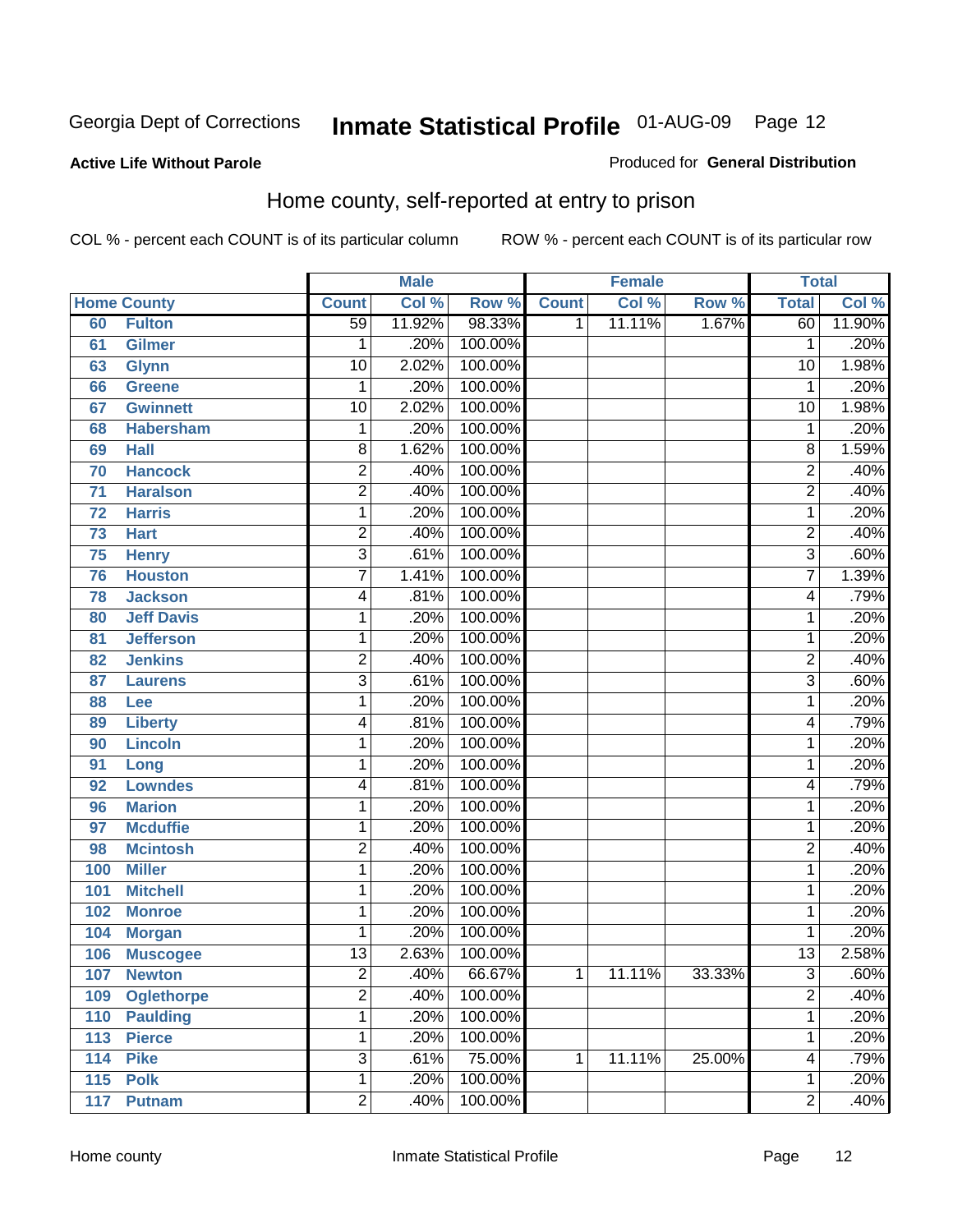Georgia Dept of Corrections **Inmate Statistical Profile** 01-AUG-09 Page 12

**Active Life Without Parole**

Produced for **General Distribution**

## Home county, self-reported at entry to prison

COL % - percent each COUNT is of its particular column ROW % - percent each COUNT is of its particular row

| Home County | | Male | | | Female | | | Total | |
|---|---|---|---|---|---|---|---|---|---|
| | | Count | Col % | Row % | Count | Col % | Row % | Total | Col % |
| 60 | Fulton | 59 | 11.92% | 98.33% | 1 | 11.11% | 1.67% | 60 | 11.90% |
| 61 | Gilmer | 1 | .20% | 100.00% | | | | 1 | .20% |
| 63 | Glynn | 10 | 2.02% | 100.00% | | | | 10 | 1.98% |
| 66 | Greene | 1 | .20% | 100.00% | | | | 1 | .20% |
| 67 | Gwinnett | 10 | 2.02% | 100.00% | | | | 10 | 1.98% |
| 68 | Habersham | 1 | .20% | 100.00% | | | | 1 | .20% |
| 69 | Hall | 8 | 1.62% | 100.00% | | | | 8 | 1.59% |
| 70 | Hancock | 2 | .40% | 100.00% | | | | 2 | .40% |
| 71 | Haralson | 2 | .40% | 100.00% | | | | 2 | .40% |
| 72 | Harris | 1 | .20% | 100.00% | | | | 1 | .20% |
| 73 | Hart | 2 | .40% | 100.00% | | | | 2 | .40% |
| 75 | Henry | 3 | .61% | 100.00% | | | | 3 | .60% |
| 76 | Houston | 7 | 1.41% | 100.00% | | | | 7 | 1.39% |
| 78 | Jackson | 4 | .81% | 100.00% | | | | 4 | .79% |
| 80 | Jeff Davis | 1 | .20% | 100.00% | | | | 1 | .20% |
| 81 | Jefferson | 1 | .20% | 100.00% | | | | 1 | .20% |
| 82 | Jenkins | 2 | .40% | 100.00% | | | | 2 | .40% |
| 87 | Laurens | 3 | .61% | 100.00% | | | | 3 | .60% |
| 88 | Lee | 1 | .20% | 100.00% | | | | 1 | .20% |
| 89 | Liberty | 4 | .81% | 100.00% | | | | 4 | .79% |
| 90 | Lincoln | 1 | .20% | 100.00% | | | | 1 | .20% |
| 91 | Long | 1 | .20% | 100.00% | | | | 1 | .20% |
| 92 | Lowndes | 4 | .81% | 100.00% | | | | 4 | .79% |
| 96 | Marion | 1 | .20% | 100.00% | | | | 1 | .20% |
| 97 | Mcduffie | 1 | .20% | 100.00% | | | | 1 | .20% |
| 98 | Mcintosh | 2 | .40% | 100.00% | | | | 2 | .40% |
| 100 | Miller | 1 | .20% | 100.00% | | | | 1 | .20% |
| 101 | Mitchell | 1 | .20% | 100.00% | | | | 1 | .20% |
| 102 | Monroe | 1 | .20% | 100.00% | | | | 1 | .20% |
| 104 | Morgan | 1 | .20% | 100.00% | | | | 1 | .20% |
| 106 | Muscogee | 13 | 2.63% | 100.00% | | | | 13 | 2.58% |
| 107 | Newton | 2 | .40% | 66.67% | 1 | 11.11% | 33.33% | 3 | .60% |
| 109 | Oglethorpe | 2 | .40% | 100.00% | | | | 2 | .40% |
| 110 | Paulding | 1 | .20% | 100.00% | | | | 1 | .20% |
| 113 | Pierce | 1 | .20% | 100.00% | | | | 1 | .20% |
| 114 | Pike | 3 | .61% | 75.00% | 1 | 11.11% | 25.00% | 4 | .79% |
| 115 | Polk | 1 | .20% | 100.00% | | | | 1 | .20% |
| 117 | Putnam | 2 | .40% | 100.00% | | | | 2 | .40% |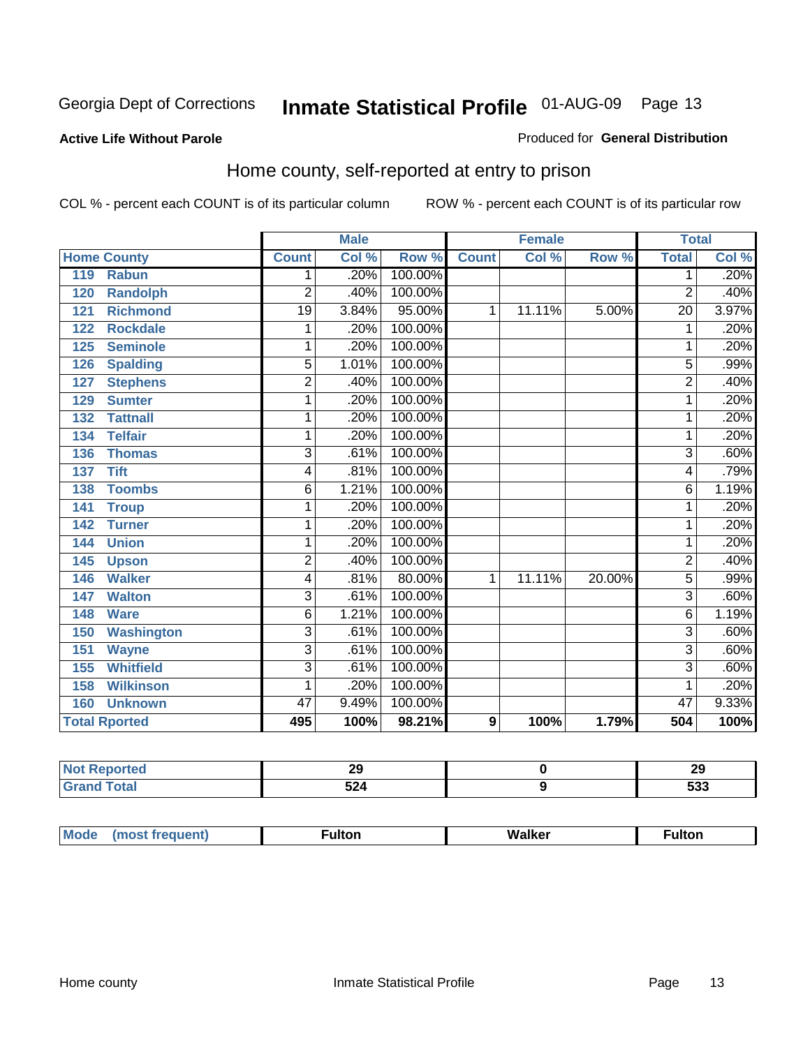Georgia Dept of Corrections **Inmate Statistical Profile** 01-AUG-09

**Active Life Without Parole**

Produced for **General Distribution**

## Home county, self-reported at entry to prison

COL % - percent each COUNT is of its particular column ROW % - percent each COUNT is of its particular row

| Home County | | Male | | | Female | | | Total | |
|---|---|---|---|---|---|---|---|---|---|
| | | Count | Col % | Row % | Count | Col % | Row % | Total | Col % |
| 119 | Rabun | 1 | .20% | 100.00% | | | | 1 | .20% |
| 120 | Randolph | 2 | .40% | 100.00% | | | | 2 | .40% |
| 121 | Richmond | 19 | 3.84% | 95.00% | 1 | 11.11% | 5.00% | 20 | 3.97% |
| 122 | Rockdale | 1 | .20% | 100.00% | | | | 1 | .20% |
| 125 | Seminole | 1 | .20% | 100.00% | | | | 1 | .20% |
| 126 | Spalding | 5 | 1.01% | 100.00% | | | | 5 | .99% |
| 127 | Stephens | 2 | .40% | 100.00% | | | | 2 | .40% |
| 129 | Sumter | 1 | .20% | 100.00% | | | | 1 | .20% |
| 132 | Tattnall | 1 | .20% | 100.00% | | | | 1 | .20% |
| 134 | Telfair | 1 | .20% | 100.00% | | | | 1 | .20% |
| 136 | Thomas | 3 | .61% | 100.00% | | | | 3 | .60% |
| 137 | Tift | 4 | .81% | 100.00% | | | | 4 | .79% |
| 138 | Toombs | 6 | 1.21% | 100.00% | | | | 6 | 1.19% |
| 141 | Troup | 1 | .20% | 100.00% | | | | 1 | .20% |
| 142 | Turner | 1 | .20% | 100.00% | | | | 1 | .20% |
| 144 | Union | 1 | .20% | 100.00% | | | | 1 | .20% |
| 145 | Upson | 2 | .40% | 100.00% | | | | 2 | .40% |
| 146 | Walker | 4 | .81% | 80.00% | 1 | 11.11% | 20.00% | 5 | .99% |
| 147 | Walton | 3 | .61% | 100.00% | | | | 3 | .60% |
| 148 | Ware | 6 | 1.21% | 100.00% | | | | 6 | 1.19% |
| 150 | Washington | 3 | .61% | 100.00% | | | | 3 | .60% |
| 151 | Wayne | 3 | .61% | 100.00% | | | | 3 | .60% |
| 155 | Whitfield | 3 | .61% | 100.00% | | | | 3 | .60% |
| 158 | Wilkinson | 1 | .20% | 100.00% | | | | 1 | .20% |
| 160 | Unknown | 47 | 9.49% | 100.00% | | | | 47 | 9.33% |
| **Total Rported** | | **495** | **100%** | **98.21%** | **9** | **100%** | **1.79%** | **504** | **100%** |

| | Male | Female | Total |
|---|---|---|---|
| Not Reported | 29 | 0 | 29 |
| Grand Total | 524 | 9 | 533 |

| | Male | Female | Total |
|---|---|---|---|
| Mode (most frequent) | Fulton | Walker | Fulton |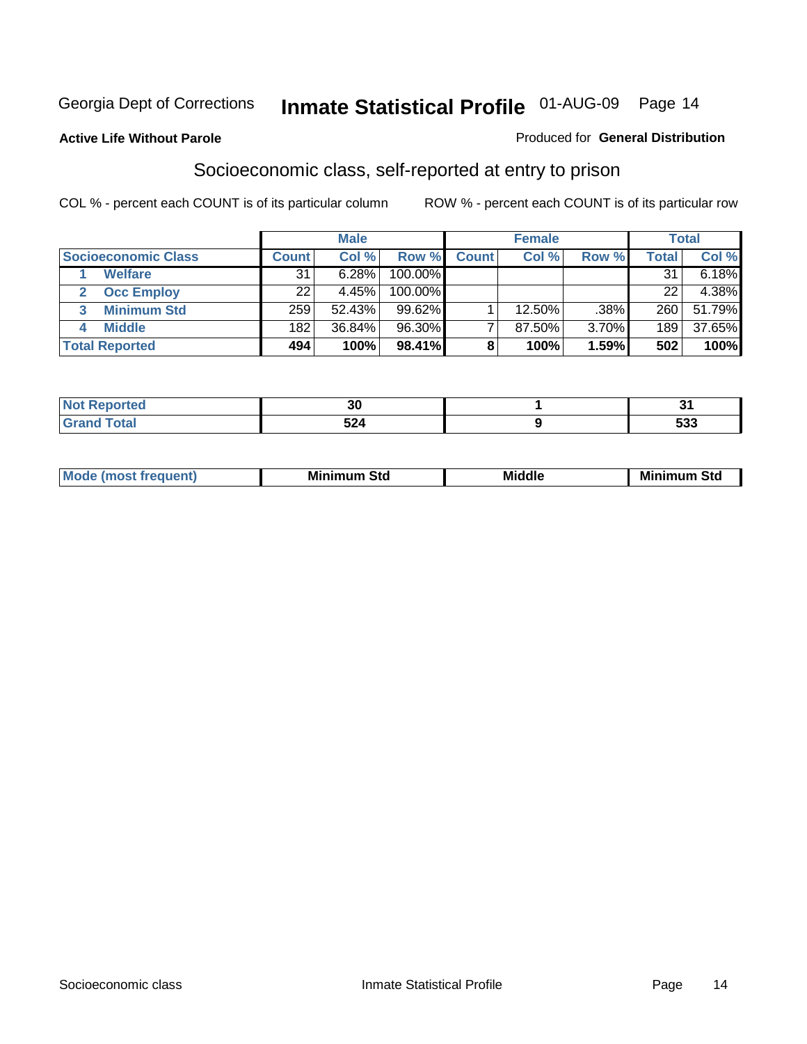Georgia Dept of Corrections **Inmate Statistical Profile** 01-AUG-09

**Active Life Without Parole** | Produced for **General Distribution**

## Socioeconomic class, self-reported at entry to prison

COL % - percent each COUNT is of its particular column | ROW % - percent each COUNT is of its particular row

| | Male | | | Female | | | Total | |
|---|---|---|---|---|---|---|---|---|
| **Socioeconomic Class** | **Count** | **Col %** | **Row %** | **Count** | **Col %** | **Row %** | **Total** | **Col %** |
| 1 **Welfare** | 31 | 6.28% | 100.00% | | | | 31 | 6.18% |
| 2 **Occ Employ** | 22 | 4.45% | 100.00% | | | | 22 | 4.38% |
| 3 **Minimum Std** | 259 | 52.43% | 99.62% | 1 | 12.50% | .38% | 260 | 51.79% |
| 4 **Middle** | 182 | 36.84% | 96.30% | 7 | 87.50% | 3.70% | 189 | 37.65% |
| **Total Reported** | **494** | **100%** | **98.41%** | **8** | **100%** | **1.59%** | **502** | **100%** |

| | Male | Female | Total |
|---|---|---|---|
| **Not Reported** | **30** | **1** | **31** |
| **Grand Total** | **524** | **9** | **533** |

| | Male | Female | Total |
|---|---|---|---|
| **Mode (most frequent)** | **Minimum Std** | **Middle** | **Minimum Std** |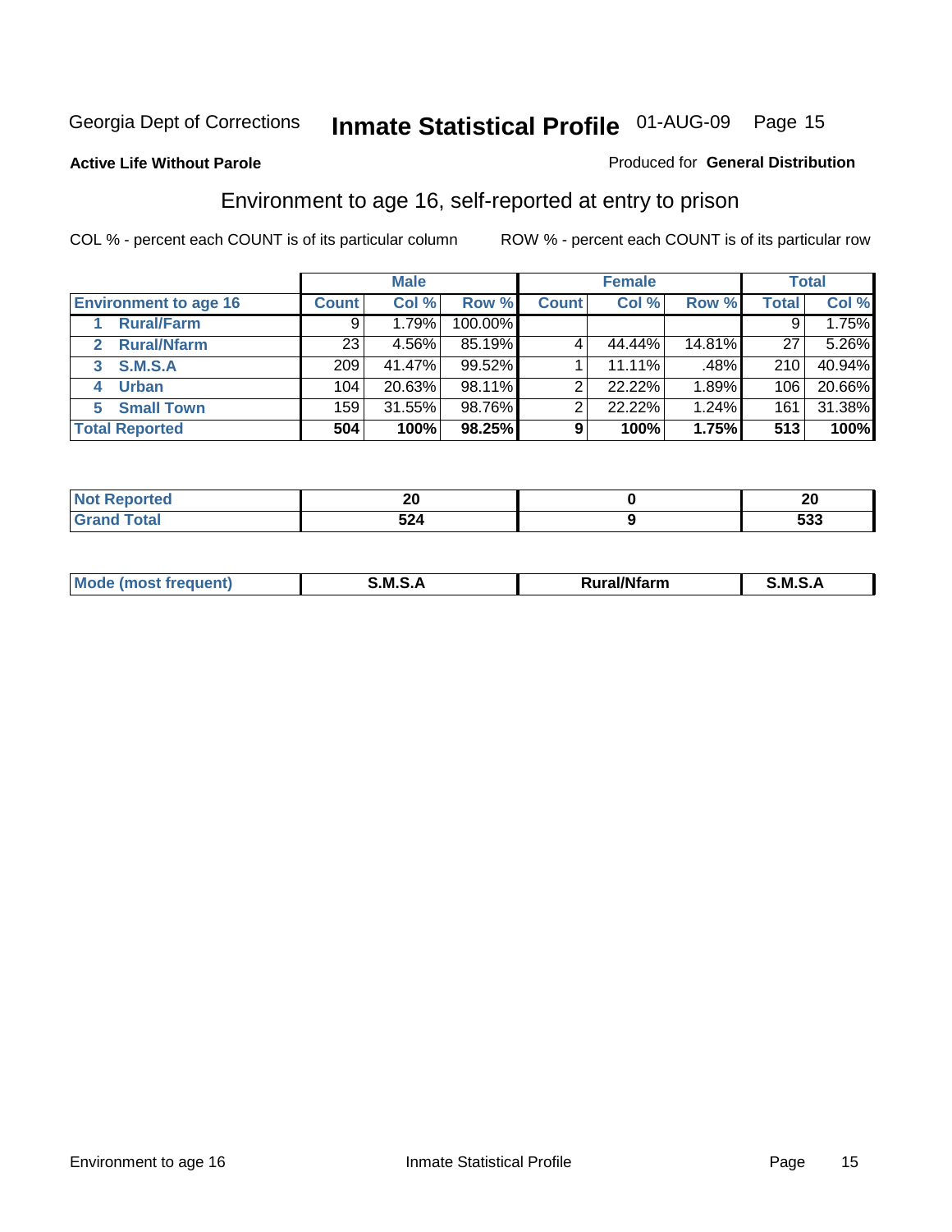Georgia Dept of Corrections **Inmate Statistical Profile** 01-AUG-09

**Active Life Without Parole**

Produced for **General Distribution**

## Environment to age 16, self-reported at entry to prison

COL % - percent each COUNT is of its particular column

ROW % - percent each COUNT is of its particular row

| | Male | | | Female | | | Total | |
|---|---|---|---|---|---|---|---|---|
| **Environment to age 16** | **Count** | **Col %** | **Row %** | **Count** | **Col %** | **Row %** | **Total** | **Col %** |
| **1 Rural/Farm** | 9 | 1.79% | 100.00% | | | | 9 | 1.75% |
| **2 Rural/Nfarm** | 23 | 4.56% | 85.19% | 4 | 44.44% | 14.81% | 27 | 5.26% |
| **3 S.M.S.A** | 209 | 41.47% | 99.52% | 1 | 11.11% | .48% | 210 | 40.94% |
| **4 Urban** | 104 | 20.63% | 98.11% | 2 | 22.22% | 1.89% | 106 | 20.66% |
| **5 Small Town** | 159 | 31.55% | 98.76% | 2 | 22.22% | 1.24% | 161 | 31.38% |
| **Total Reported** | **504** | **100%** | **98.25%** | **9** | **100%** | **1.75%** | **513** | **100%** |

| | Male | Female | Total |
|---|---|---|---|
| **Not Reported** | **20** | **0** | **20** |
| **Grand Total** | **524** | **9** | **533** |

| | Male | Female | Total |
|---|---|---|---|
| **Mode (most frequent)** | **S.M.S.A** | **Rural/Nfarm** | **S.M.S.A** |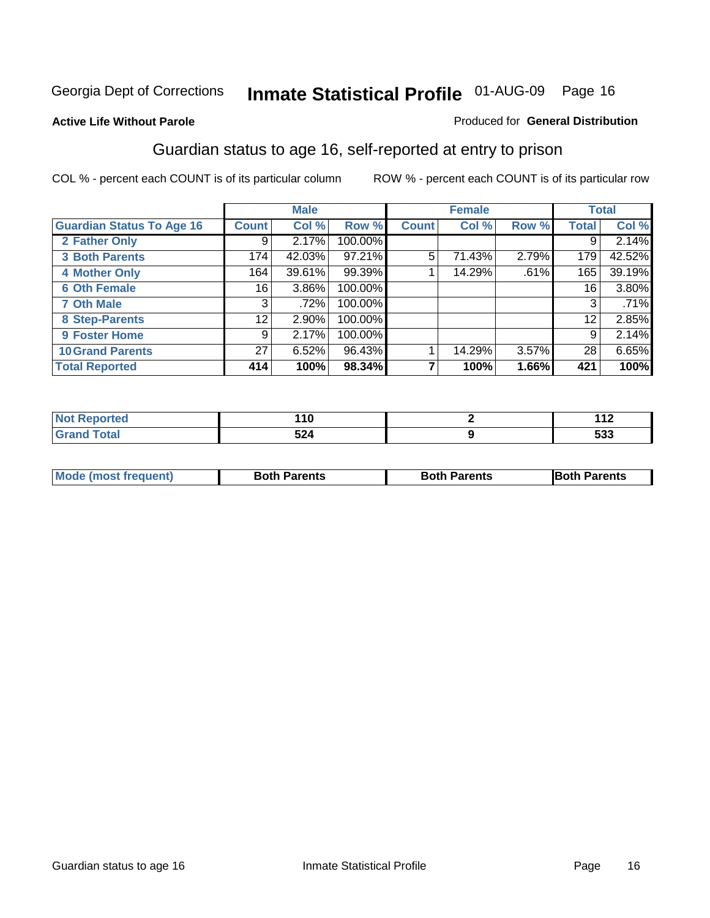Georgia Dept of Corrections **Inmate Statistical Profile** 01-AUG-09 Page 16

**Active Life Without Parole**

Produced for **General Distribution**

## Guardian status to age 16, self-reported at entry to prison

COL % - percent each COUNT is of its particular column

ROW % - percent each COUNT is of its particular row

| | Male | | | Female | | | Total | |
|---|---|---|---|---|---|---|---|---|
| **Guardian Status To Age 16** | **Count** | **Col %** | **Row %** | **Count** | **Col %** | **Row %** | **Total** | **Col %** |
| 2 Father Only | 9 | 2.17% | 100.00% | | | | 9 | 2.14% |
| 3 Both Parents | 174 | 42.03% | 97.21% | 5 | 71.43% | 2.79% | 179 | 42.52% |
| 4 Mother Only | 164 | 39.61% | 99.39% | 1 | 14.29% | .61% | 165 | 39.19% |
| 6 Oth Female | 16 | 3.86% | 100.00% | | | | 16 | 3.80% |
| 7 Oth Male | 3 | .72% | 100.00% | | | | 3 | .71% |
| 8 Step-Parents | 12 | 2.90% | 100.00% | | | | 12 | 2.85% |
| 9 Foster Home | 9 | 2.17% | 100.00% | | | | 9 | 2.14% |
| 10 Grand Parents | 27 | 6.52% | 96.43% | 1 | 14.29% | 3.57% | 28 | 6.65% |
| **Total Reported** | **414** | **100%** | **98.34%** | **7** | **100%** | **1.66%** | **421** | **100%** |

| | Male | Female | Total |
|---|---|---|---|
| Not Reported | 110 | 2 | 112 |
| Grand Total | 524 | 9 | 533 |

| | Male | Female | Total |
|---|---|---|---|
| Mode (most frequent) | Both Parents | Both Parents | Both Parents |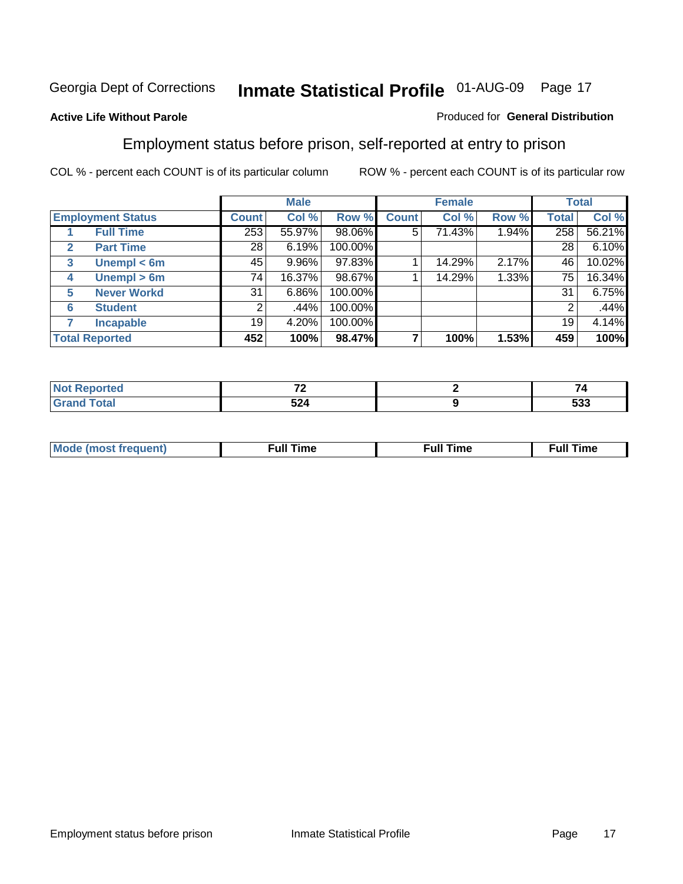Georgia Dept of Corrections **Inmate Statistical Profile** 01-AUG-09

**Active Life Without Parole**

Produced for **General Distribution**

## Employment status before prison, self-reported at entry to prison

COL % - percent each COUNT is of its particular column ROW % - percent each COUNT is of its particular row

| Employment Status | | Male | | | Female | | | Total | |
|---|---|---|---|---|---|---|---|---|---|
| | | Count | Col % | Row % | Count | Col % | Row % | Total | Col % |
| 1 | Full Time | 253 | 55.97% | 98.06% | 5 | 71.43% | 1.94% | 258 | 56.21% |
| 2 | Part Time | 28 | 6.19% | 100.00% | | | | 28 | 6.10% |
| 3 | Unempl < 6m | 45 | 9.96% | 97.83% | 1 | 14.29% | 2.17% | 46 | 10.02% |
| 4 | Unempl > 6m | 74 | 16.37% | 98.67% | 1 | 14.29% | 1.33% | 75 | 16.34% |
| 5 | Never Workd | 31 | 6.86% | 100.00% | | | | 31 | 6.75% |
| 6 | Student | 2 | .44% | 100.00% | | | | 2 | .44% |
| 7 | Incapable | 19 | 4.20% | 100.00% | | | | 19 | 4.14% |
| **Total Reported** | | **452** | **100%** | **98.47%** | **7** | **100%** | **1.53%** | **459** | **100%** |

| | Male | Female | Total |
|---|---|---|---|
| Not Reported | 72 | 2 | 74 |
| Grand Total | 524 | 9 | 533 |

| | Male | Female | Total |
|---|---|---|---|
| Mode (most frequent) | Full Time | Full Time | Full Time |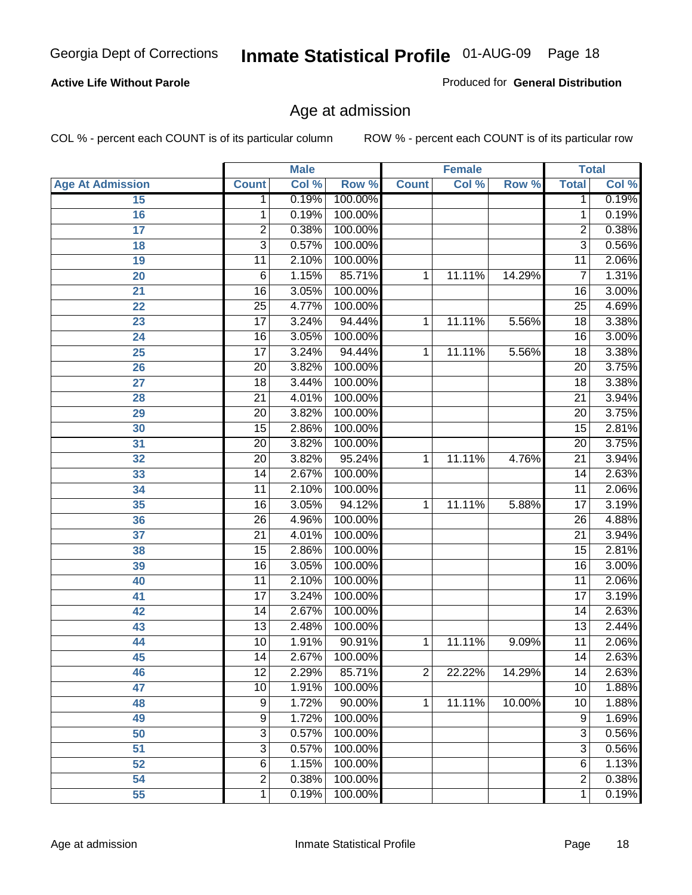**Active Life Without Parole**

Produced for **General Distribution**

## Age at admission

COL % - percent each COUNT is of its particular column

ROW % - percent each COUNT is of its particular row

| Age At Admission | Male | | | Female | | | Total | |
|---|---|---|---|---|---|---|---|---|
| | Count | Col % | Row % | Count | Col % | Row % | Total | Col % |
| 15 | 1 | 0.19% | 100.00% | | | | 1 | 0.19% |
| 16 | 1 | 0.19% | 100.00% | | | | 1 | 0.19% |
| 17 | 2 | 0.38% | 100.00% | | | | 2 | 0.38% |
| 18 | 3 | 0.57% | 100.00% | | | | 3 | 0.56% |
| 19 | 11 | 2.10% | 100.00% | | | | 11 | 2.06% |
| 20 | 6 | 1.15% | 85.71% | 1 | 11.11% | 14.29% | 7 | 1.31% |
| 21 | 16 | 3.05% | 100.00% | | | | 16 | 3.00% |
| 22 | 25 | 4.77% | 100.00% | | | | 25 | 4.69% |
| 23 | 17 | 3.24% | 94.44% | 1 | 11.11% | 5.56% | 18 | 3.38% |
| 24 | 16 | 3.05% | 100.00% | | | | 16 | 3.00% |
| 25 | 17 | 3.24% | 94.44% | 1 | 11.11% | 5.56% | 18 | 3.38% |
| 26 | 20 | 3.82% | 100.00% | | | | 20 | 3.75% |
| 27 | 18 | 3.44% | 100.00% | | | | 18 | 3.38% |
| 28 | 21 | 4.01% | 100.00% | | | | 21 | 3.94% |
| 29 | 20 | 3.82% | 100.00% | | | | 20 | 3.75% |
| 30 | 15 | 2.86% | 100.00% | | | | 15 | 2.81% |
| 31 | 20 | 3.82% | 100.00% | | | | 20 | 3.75% |
| 32 | 20 | 3.82% | 95.24% | 1 | 11.11% | 4.76% | 21 | 3.94% |
| 33 | 14 | 2.67% | 100.00% | | | | 14 | 2.63% |
| 34 | 11 | 2.10% | 100.00% | | | | 11 | 2.06% |
| 35 | 16 | 3.05% | 94.12% | 1 | 11.11% | 5.88% | 17 | 3.19% |
| 36 | 26 | 4.96% | 100.00% | | | | 26 | 4.88% |
| 37 | 21 | 4.01% | 100.00% | | | | 21 | 3.94% |
| 38 | 15 | 2.86% | 100.00% | | | | 15 | 2.81% |
| 39 | 16 | 3.05% | 100.00% | | | | 16 | 3.00% |
| 40 | 11 | 2.10% | 100.00% | | | | 11 | 2.06% |
| 41 | 17 | 3.24% | 100.00% | | | | 17 | 3.19% |
| 42 | 14 | 2.67% | 100.00% | | | | 14 | 2.63% |
| 43 | 13 | 2.48% | 100.00% | | | | 13 | 2.44% |
| 44 | 10 | 1.91% | 90.91% | 1 | 11.11% | 9.09% | 11 | 2.06% |
| 45 | 14 | 2.67% | 100.00% | | | | 14 | 2.63% |
| 46 | 12 | 2.29% | 85.71% | 2 | 22.22% | 14.29% | 14 | 2.63% |
| 47 | 10 | 1.91% | 100.00% | | | | 10 | 1.88% |
| 48 | 9 | 1.72% | 90.00% | 1 | 11.11% | 10.00% | 10 | 1.88% |
| 49 | 9 | 1.72% | 100.00% | | | | 9 | 1.69% |
| 50 | 3 | 0.57% | 100.00% | | | | 3 | 0.56% |
| 51 | 3 | 0.57% | 100.00% | | | | 3 | 0.56% |
| 52 | 6 | 1.15% | 100.00% | | | | 6 | 1.13% |
| 54 | 2 | 0.38% | 100.00% | | | | 2 | 0.38% |
| 55 | 1 | 0.19% | 100.00% | | | | 1 | 0.19% |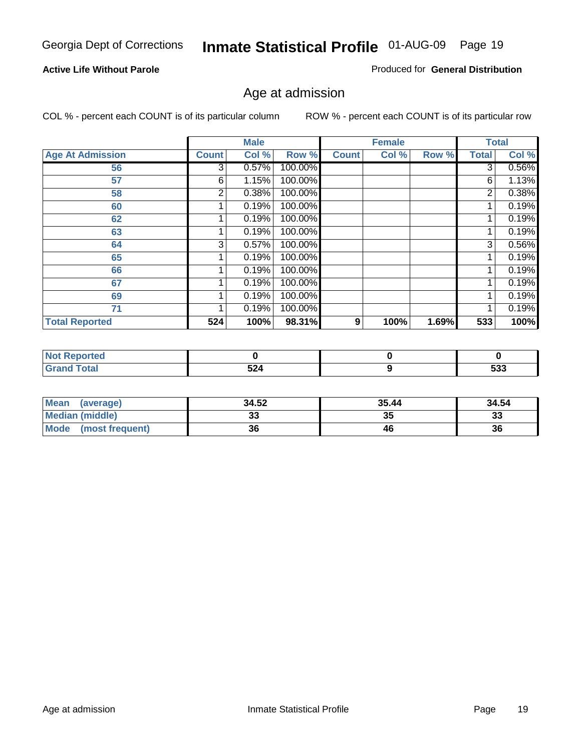**Active Life Without Parole**

Produced for **General Distribution**

## Age at admission

COL % - percent each COUNT is of its particular column

ROW % - percent each COUNT is of its particular row

| | Male | | | Female | | | Total | |
|---|---|---|---|---|---|---|---|---|
| **Age At Admission** | **Count** | **Col %** | **Row %** | **Count** | **Col %** | **Row %** | **Total** | **Col %** |
| 56 | 3 | 0.57% | 100.00% | | | | 3 | 0.56% |
| 57 | 6 | 1.15% | 100.00% | | | | 6 | 1.13% |
| 58 | 2 | 0.38% | 100.00% | | | | 2 | 0.38% |
| 60 | 1 | 0.19% | 100.00% | | | | 1 | 0.19% |
| 62 | 1 | 0.19% | 100.00% | | | | 1 | 0.19% |
| 63 | 1 | 0.19% | 100.00% | | | | 1 | 0.19% |
| 64 | 3 | 0.57% | 100.00% | | | | 3 | 0.56% |
| 65 | 1 | 0.19% | 100.00% | | | | 1 | 0.19% |
| 66 | 1 | 0.19% | 100.00% | | | | 1 | 0.19% |
| 67 | 1 | 0.19% | 100.00% | | | | 1 | 0.19% |
| 69 | 1 | 0.19% | 100.00% | | | | 1 | 0.19% |
| 71 | 1 | 0.19% | 100.00% | | | | 1 | 0.19% |
| **Total Reported** | **524** | **100%** | **98.31%** | **9** | **100%** | **1.69%** | **533** | **100%** |

| | Male | Female | Total |
|---|---|---|---|
| **Not Reported** | **0** | **0** | **0** |
| **Grand Total** | **524** | **9** | **533** |

| | Male | Female | Total |
|---|---|---|---|
| **Mean (average)** | **34.52** | **35.44** | **34.54** |
| **Median (middle)** | **33** | **35** | **33** |
| **Mode (most frequent)** | **36** | **46** | **36** |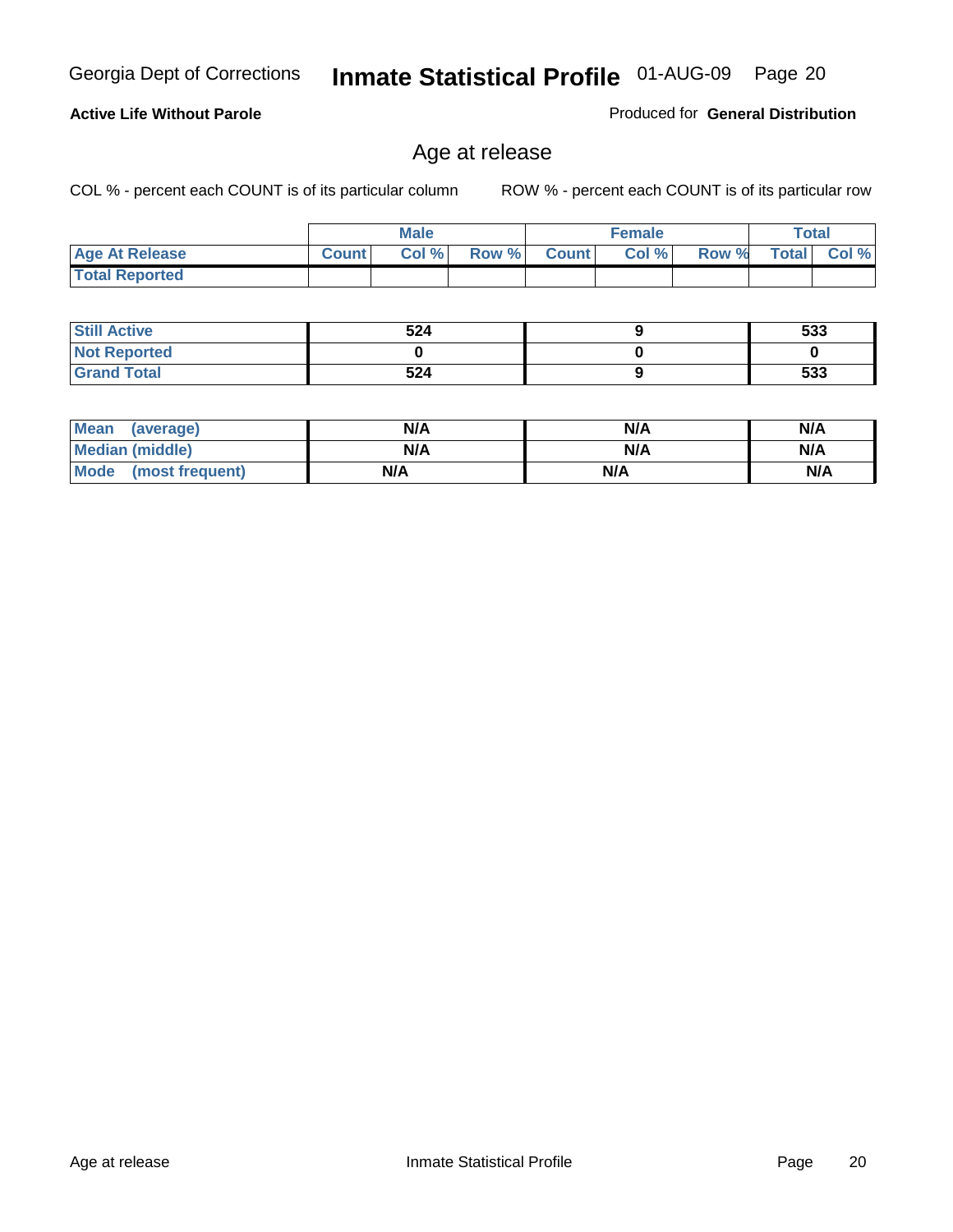**Active Life Without Parole**

Produced for **General Distribution**

## Age at release

COL % - percent each COUNT is of its particular column

ROW % - percent each COUNT is of its particular row

| | Male | | | Female | | | Total | |
|---|---|---|---|---|---|---|---|---|
| **Age At Release** | **Count** | **Col %** | **Row %** | **Count** | **Col %** | **Row %** | **Total** | **Col %** |
| **Total Reported** | | | | | | | | |

| | Male | Female | Total |
|---|---|---|---|
| **Still Active** | 524 | 9 | 533 |
| **Not Reported** | 0 | 0 | 0 |
| **Grand Total** | 524 | 9 | 533 |

| | Male | Female | Total |
|---|---|---|---|
| **Mean (average)** | N/A | N/A | N/A |
| **Median (middle)** | N/A | N/A | N/A |
| **Mode (most frequent)** | N/A | N/A | N/A |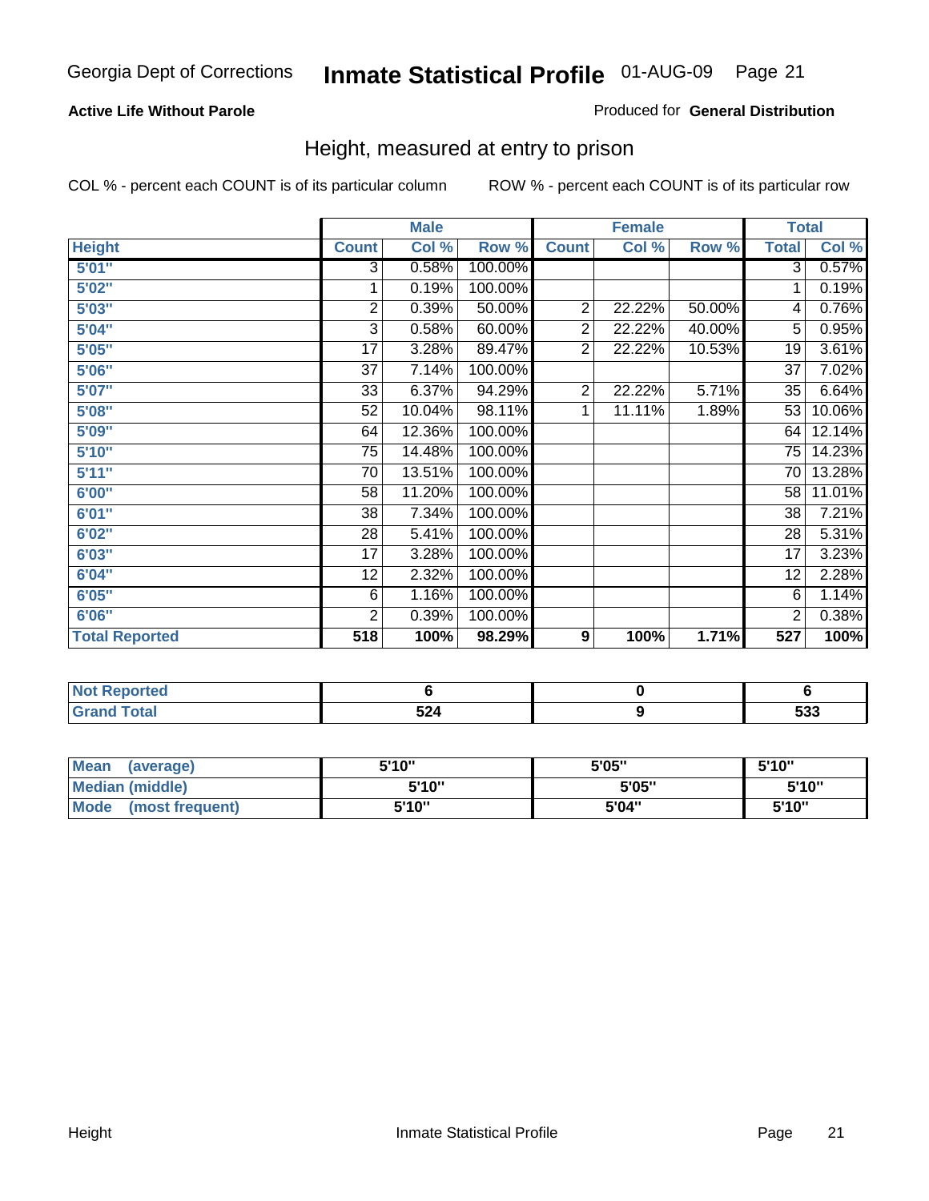Georgia Dept of Corrections **Inmate Statistical Profile** 01-AUG-09

**Active Life Without Parole**

Produced for **General Distribution**

## Height, measured at entry to prison

COL % - percent each COUNT is of its particular column

ROW % - percent each COUNT is of its particular row

| Height | Male | | | Female | | | Total | |
|---|---|---|---|---|---|---|---|---|
| | Count | Col % | Row % | Count | Col % | Row % | Total | Col % |
| 5'01" | 3 | 0.58% | 100.00% | | | | 3 | 0.57% |
| 5'02" | 1 | 0.19% | 100.00% | | | | 1 | 0.19% |
| 5'03" | 2 | 0.39% | 50.00% | 2 | 22.22% | 50.00% | 4 | 0.76% |
| 5'04" | 3 | 0.58% | 60.00% | 2 | 22.22% | 40.00% | 5 | 0.95% |
| 5'05" | 17 | 3.28% | 89.47% | 2 | 22.22% | 10.53% | 19 | 3.61% |
| 5'06" | 37 | 7.14% | 100.00% | | | | 37 | 7.02% |
| 5'07" | 33 | 6.37% | 94.29% | 2 | 22.22% | 5.71% | 35 | 6.64% |
| 5'08" | 52 | 10.04% | 98.11% | 1 | 11.11% | 1.89% | 53 | 10.06% |
| 5'09" | 64 | 12.36% | 100.00% | | | | 64 | 12.14% |
| 5'10" | 75 | 14.48% | 100.00% | | | | 75 | 14.23% |
| 5'11" | 70 | 13.51% | 100.00% | | | | 70 | 13.28% |
| 6'00" | 58 | 11.20% | 100.00% | | | | 58 | 11.01% |
| 6'01" | 38 | 7.34% | 100.00% | | | | 38 | 7.21% |
| 6'02" | 28 | 5.41% | 100.00% | | | | 28 | 5.31% |
| 6'03" | 17 | 3.28% | 100.00% | | | | 17 | 3.23% |
| 6'04" | 12 | 2.32% | 100.00% | | | | 12 | 2.28% |
| 6'05" | 6 | 1.16% | 100.00% | | | | 6 | 1.14% |
| 6'06" | 2 | 0.39% | 100.00% | | | | 2 | 0.38% |
| **Total Reported** | **518** | **100%** | **98.29%** | **9** | **100%** | **1.71%** | **527** | **100%** |

| | Male | Female | Total |
|---|---|---|---|
| Not Reported | 6 | 0 | 6 |
| Grand Total | 524 | 9 | 533 |

| | Male | Female | Total |
|---|---|---|---|
| Mean (average) | 5'10" | 5'05" | 5'10" |
| Median (middle) | 5'10" | 5'05" | 5'10" |
| Mode (most frequent) | 5'10" | 5'04" | 5'10" |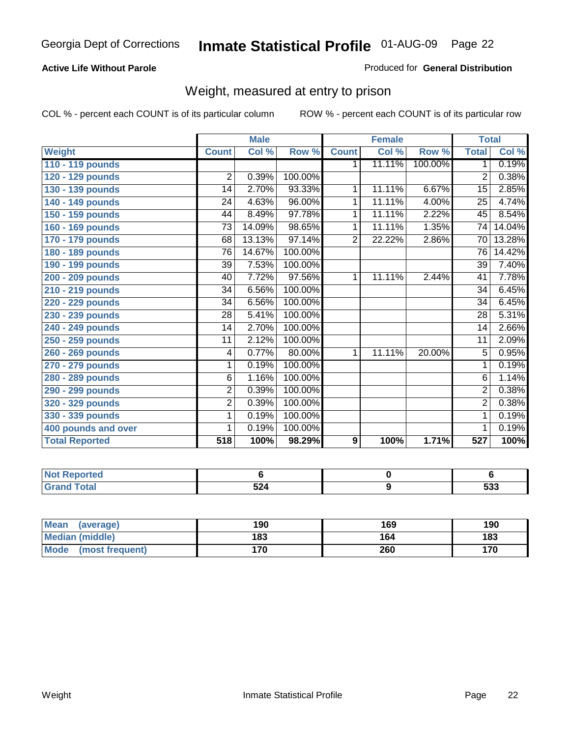# Inmate Statistical Profile

Georgia Dept of Corrections — 01-AUG-09

**Active Life Without Parole** — Produced for **General Distribution**

## Weight, measured at entry to prison

COL % - percent each COUNT is of its particular column     ROW % - percent each COUNT is of its particular row

| | Male | | | Female | | | Total | |
|---|---|---|---|---|---|---|---|---|
| **Weight** | **Count** | **Col %** | **Row %** | **Count** | **Col %** | **Row %** | **Total** | **Col %** |
| 110 - 119 pounds | | | | 1 | 11.11% | 100.00% | 1 | 0.19% |
| 120 - 129 pounds | 2 | 0.39% | 100.00% | | | | 2 | 0.38% |
| 130 - 139 pounds | 14 | 2.70% | 93.33% | 1 | 11.11% | 6.67% | 15 | 2.85% |
| 140 - 149 pounds | 24 | 4.63% | 96.00% | 1 | 11.11% | 4.00% | 25 | 4.74% |
| 150 - 159 pounds | 44 | 8.49% | 97.78% | 1 | 11.11% | 2.22% | 45 | 8.54% |
| 160 - 169 pounds | 73 | 14.09% | 98.65% | 1 | 11.11% | 1.35% | 74 | 14.04% |
| 170 - 179 pounds | 68 | 13.13% | 97.14% | 2 | 22.22% | 2.86% | 70 | 13.28% |
| 180 - 189 pounds | 76 | 14.67% | 100.00% | | | | 76 | 14.42% |
| 190 - 199 pounds | 39 | 7.53% | 100.00% | | | | 39 | 7.40% |
| 200 - 209 pounds | 40 | 7.72% | 97.56% | 1 | 11.11% | 2.44% | 41 | 7.78% |
| 210 - 219 pounds | 34 | 6.56% | 100.00% | | | | 34 | 6.45% |
| 220 - 229 pounds | 34 | 6.56% | 100.00% | | | | 34 | 6.45% |
| 230 - 239 pounds | 28 | 5.41% | 100.00% | | | | 28 | 5.31% |
| 240 - 249 pounds | 14 | 2.70% | 100.00% | | | | 14 | 2.66% |
| 250 - 259 pounds | 11 | 2.12% | 100.00% | | | | 11 | 2.09% |
| 260 - 269 pounds | 4 | 0.77% | 80.00% | 1 | 11.11% | 20.00% | 5 | 0.95% |
| 270 - 279 pounds | 1 | 0.19% | 100.00% | | | | 1 | 0.19% |
| 280 - 289 pounds | 6 | 1.16% | 100.00% | | | | 6 | 1.14% |
| 290 - 299 pounds | 2 | 0.39% | 100.00% | | | | 2 | 0.38% |
| 320 - 329 pounds | 2 | 0.39% | 100.00% | | | | 2 | 0.38% |
| 330 - 339 pounds | 1 | 0.19% | 100.00% | | | | 1 | 0.19% |
| 400 pounds and over | 1 | 0.19% | 100.00% | | | | 1 | 0.19% |
| **Total Reported** | **518** | **100%** | **98.29%** | **9** | **100%** | **1.71%** | **527** | **100%** |

| | Male | Female | Total |
|---|---|---|---|
| Not Reported | 6 | 0 | 6 |
| Grand Total | 524 | 9 | 533 |

| | Male | Female | Total |
|---|---|---|---|
| Mean (average) | 190 | 169 | 190 |
| Median (middle) | 183 | 164 | 183 |
| Mode (most frequent) | 170 | 260 | 170 |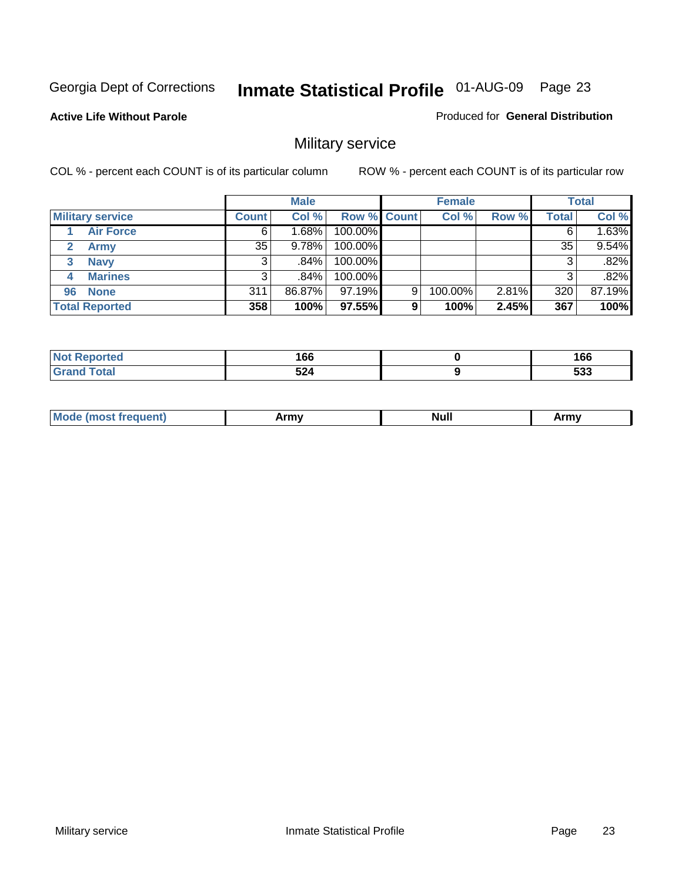Georgia Dept of Corrections **Inmate Statistical Profile** 01-AUG-09 Page 23

**Active Life Without Parole**

Produced for **General Distribution**

## Military service

COL % - percent each COUNT is of its particular column ROW % - percent each COUNT is of its particular row

| | Male | | | Female | | | Total | |
|---|---|---|---|---|---|---|---|---|
| **Military service** | **Count** | **Col %** | **Row %** | **Count** | **Col %** | **Row %** | **Total** | **Col %** |
| 1 **Air Force** | 6 | 1.68% | 100.00% | | | | 6 | 1.63% |
| 2 **Army** | 35 | 9.78% | 100.00% | | | | 35 | 9.54% |
| 3 **Navy** | 3 | .84% | 100.00% | | | | 3 | .82% |
| 4 **Marines** | 3 | .84% | 100.00% | | | | 3 | .82% |
| 96 **None** | 311 | 86.87% | 97.19% | 9 | 100.00% | 2.81% | 320 | 87.19% |
| **Total Reported** | **358** | **100%** | **97.55%** | **9** | **100%** | **2.45%** | **367** | **100%** |

| | Male | Female | Total |
|---|---|---|---|
| **Not Reported** | **166** | **0** | **166** |
| **Grand Total** | **524** | **9** | **533** |

| | Male | Female | Total |
|---|---|---|---|
| **Mode (most frequent)** | **Army** | **Null** | **Army** |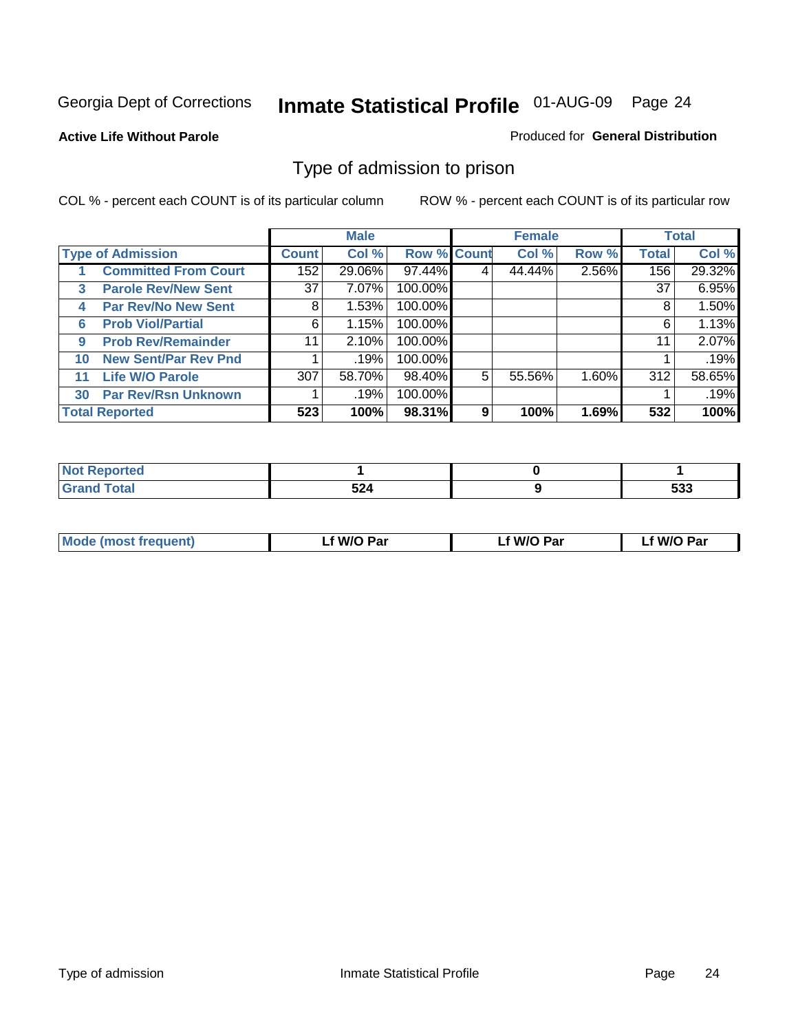Georgia Dept of Corrections **Inmate Statistical Profile** 01-AUG-09 Page 24

**Active Life Without Parole**

Produced for **General Distribution**

## Type of admission to prison

COL % - percent each COUNT is of its particular column

ROW % - percent each COUNT is of its particular row

| Type of Admission | | Male | | | Female | | | Total | |
|---|---|---|---|---|---|---|---|---|---|
| | | Count | Col % | Row % | Count | Col % | Row % | Total | Col % |
| 1 | Committed From Court | 152 | 29.06% | 97.44% | 4 | 44.44% | 2.56% | 156 | 29.32% |
| 3 | Parole Rev/New Sent | 37 | 7.07% | 100.00% | | | | 37 | 6.95% |
| 4 | Par Rev/No New Sent | 8 | 1.53% | 100.00% | | | | 8 | 1.50% |
| 6 | Prob Viol/Partial | 6 | 1.15% | 100.00% | | | | 6 | 1.13% |
| 9 | Prob Rev/Remainder | 11 | 2.10% | 100.00% | | | | 11 | 2.07% |
| 10 | New Sent/Par Rev Pnd | 1 | .19% | 100.00% | | | | 1 | .19% |
| 11 | Life W/O Parole | 307 | 58.70% | 98.40% | 5 | 55.56% | 1.60% | 312 | 58.65% |
| 30 | Par Rev/Rsn Unknown | 1 | .19% | 100.00% | | | | 1 | .19% |
| **Total Reported** | | **523** | **100%** | **98.31%** | **9** | **100%** | **1.69%** | **532** | **100%** |

| | Male | Female | Total |
|---|---|---|---|
| Not Reported | 1 | 0 | 1 |
| Grand Total | 524 | 9 | 533 |

| | Male | Female | Total |
|---|---|---|---|
| Mode (most frequent) | Lf W/O Par | Lf W/O Par | Lf W/O Par |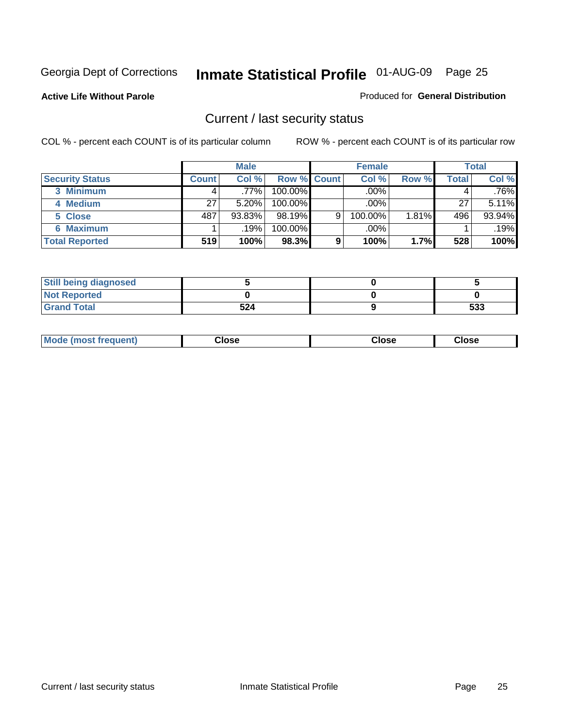Georgia Dept of Corrections **Inmate Statistical Profile** 01-AUG-09 Page 25

**Active Life Without Parole**

Produced for **General Distribution**

## Current / last security status

COL % - percent each COUNT is of its particular column    ROW % - percent each COUNT is of its particular row

| | Male | | | Female | | | Total | |
|---|---|---|---|---|---|---|---|---|
| **Security Status** | **Count** | **Col %** | **Row %** | **Count** | **Col %** | **Row %** | **Total** | **Col %** |
| 3 Minimum | 4 | .77% | 100.00% | | .00% | | 4 | .76% |
| 4 Medium | 27 | 5.20% | 100.00% | | .00% | | 27 | 5.11% |
| 5 Close | 487 | 93.83% | 98.19% | 9 | 100.00% | 1.81% | 496 | 93.94% |
| 6 Maximum | 1 | .19% | 100.00% | | .00% | | 1 | .19% |
| **Total Reported** | **519** | **100%** | **98.3%** | **9** | **100%** | **1.7%** | **528** | **100%** |

| | Male | Female | Total |
|---|---|---|---|
| Still being diagnosed | 5 | 0 | 5 |
| Not Reported | 0 | 0 | 0 |
| Grand Total | 524 | 9 | 533 |

| | Male | Female | Total |
|---|---|---|---|
| Mode (most frequent) | Close | Close | Close |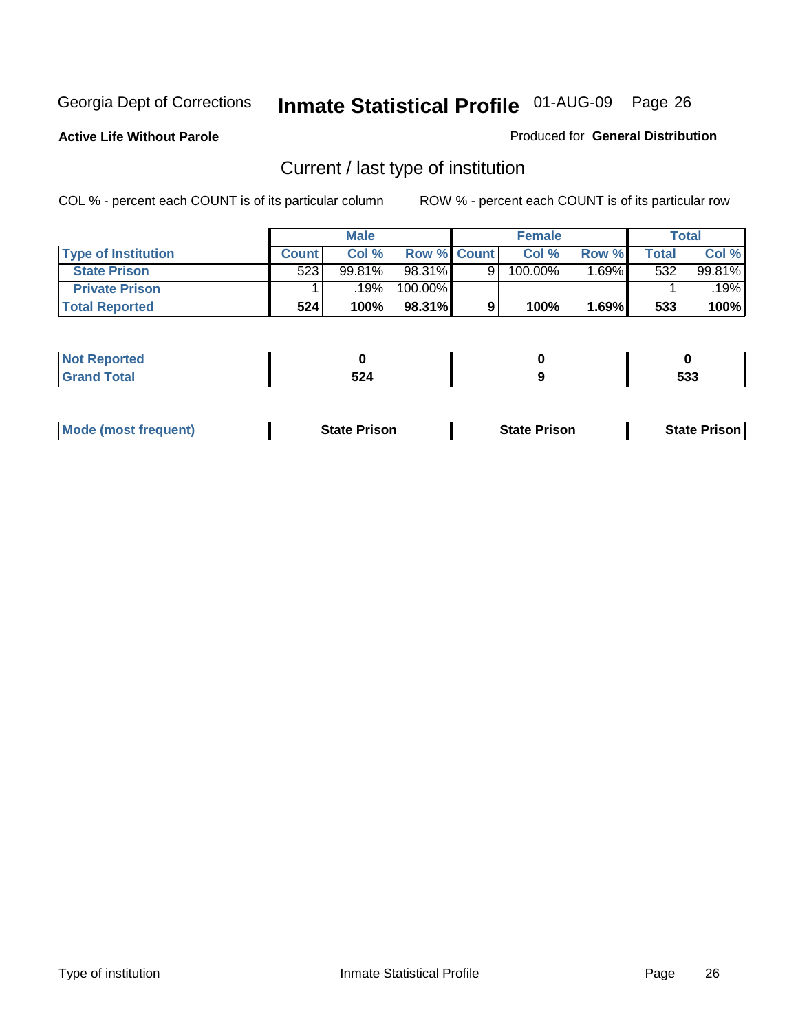Georgia Dept of Corrections **Inmate Statistical Profile** 01-AUG-09

**Active Life Without Parole**

Produced for **General Distribution**

## Current / last type of institution

COL % - percent each COUNT is of its particular column ROW % - percent each COUNT is of its particular row

| | Male | | | Female | | | Total | |
|---|---|---|---|---|---|---|---|---|
| **Type of Institution** | **Count** | **Col %** | **Row %** | **Count** | **Col %** | **Row %** | **Total** | **Col %** |
| **State Prison** | 523 | 99.81% | 98.31% | 9 | 100.00% | 1.69% | 532 | 99.81% |
| **Private Prison** | 1 | .19% | 100.00% | | | | 1 | .19% |
| **Total Reported** | **524** | **100%** | **98.31%** | **9** | **100%** | **1.69%** | **533** | **100%** |

| | Male | Female | Total |
|---|---|---|---|
| **Not Reported** | **0** | **0** | **0** |
| **Grand Total** | **524** | **9** | **533** |

| | Male | Female | Total |
|---|---|---|---|
| **Mode (most frequent)** | **State Prison** | **State Prison** | **State Prison** |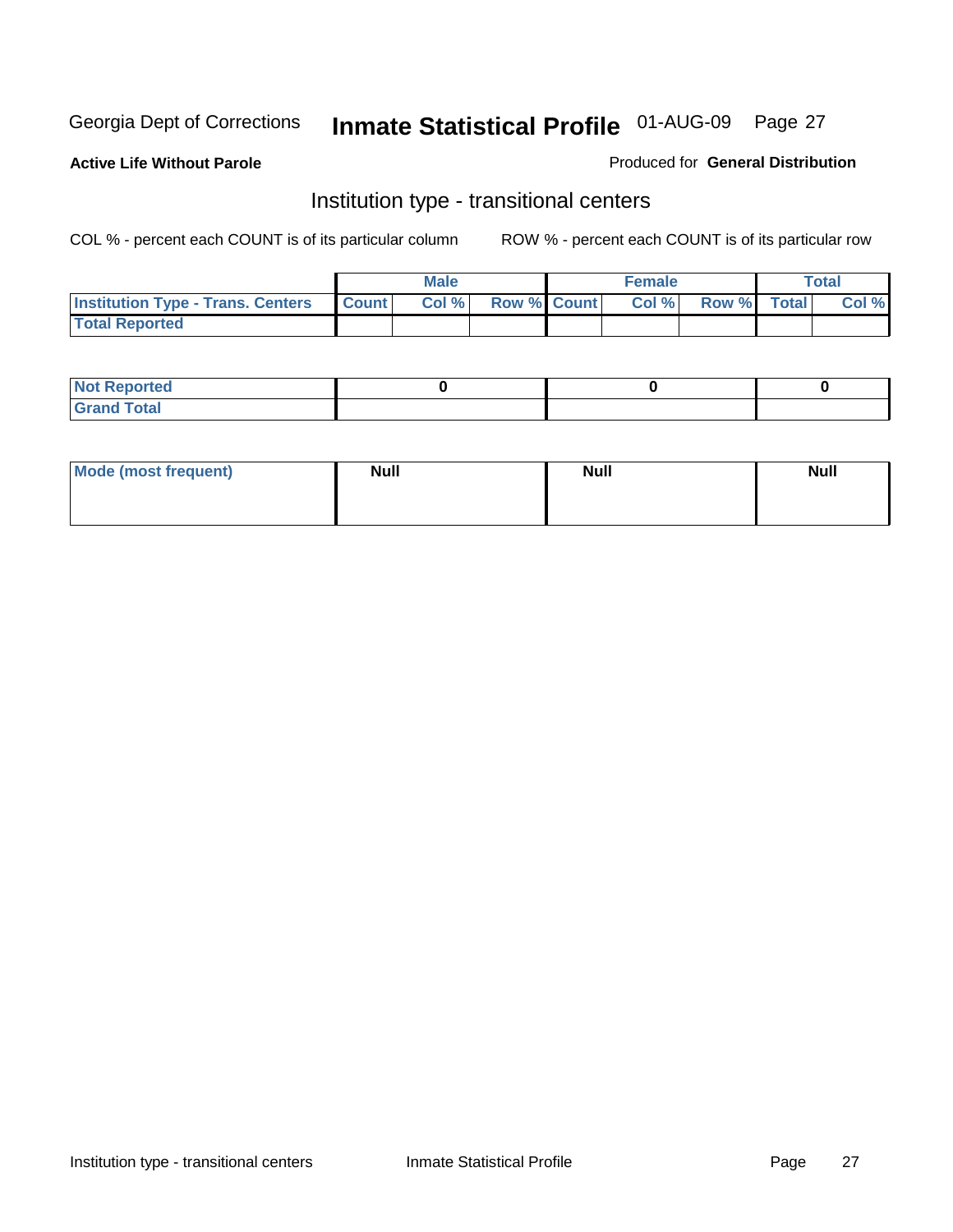Georgia Dept of Corrections **Inmate Statistical Profile** 01-AUG-09

**Active Life Without Parole**

Produced for **General Distribution**

## Institution type - transitional centers

COL % - percent each COUNT is of its particular column

ROW % - percent each COUNT is of its particular row

| | Male | | | Female | | | Total | |
|---|---|---|---|---|---|---|---|---|
| **Institution Type - Trans. Centers** | **Count** | **Col %** | **Row %** | **Count** | **Col %** | **Row %** | **Total** | **Col %** |
| **Total Reported** | | | | | | | | |

| | Male | Female | Total |
|---|---|---|---|
| **Not Reported** | 0 | 0 | 0 |
| **Grand Total** | | | |

| | Male | Female | Total |
|---|---|---|---|
| **Mode (most frequent)** | Null | Null | Null |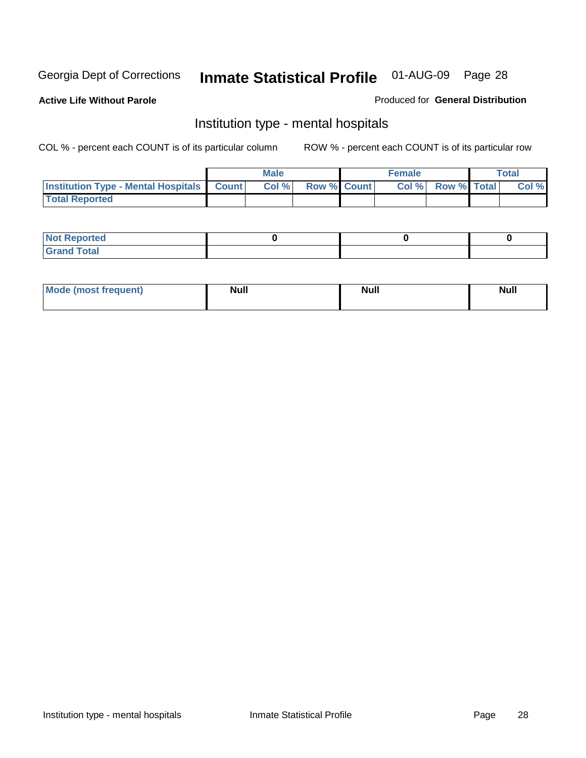Georgia Dept of Corrections **Inmate Statistical Profile** 01-AUG-09

**Active Life Without Parole**

Produced for **General Distribution**

## Institution type - mental hospitals

COL % - percent each COUNT is of its particular column

ROW % - percent each COUNT is of its particular row

| | Male | | | Female | | | Total | |
|---|---|---|---|---|---|---|---|---|
| Institution Type - Mental Hospitals | Count | Col % | Row % | Count | Col % | Row % | Total | Col % |
| Total Reported | | | | | | | | |

| | Male | Female | Total |
|---|---|---|---|
| Not Reported | 0 | 0 | 0 |
| Grand Total | | | |

| | Male | Female | Total |
|---|---|---|---|
| Mode (most frequent) | Null | Null | Null |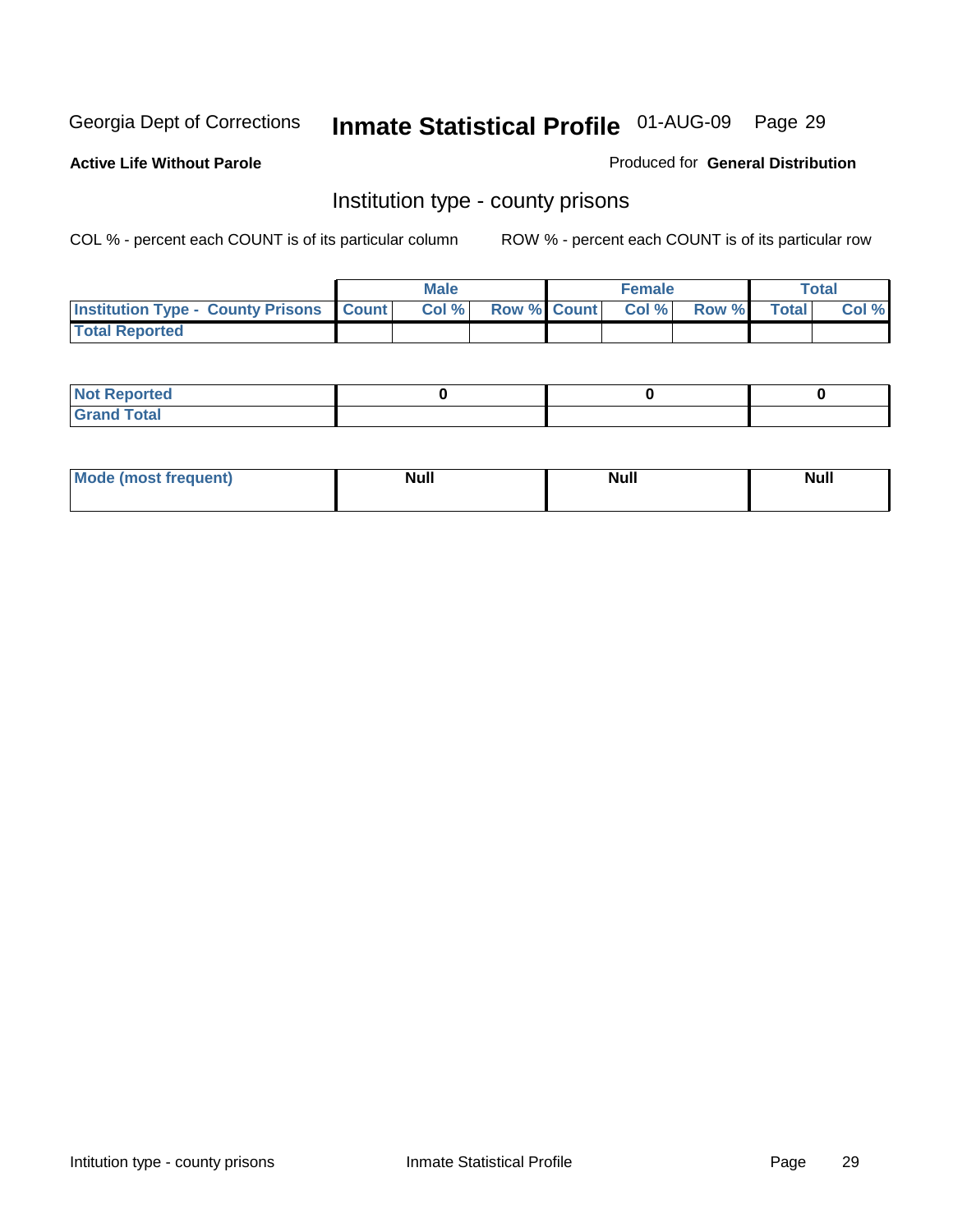Georgia Dept of Corrections **Inmate Statistical Profile** 01-AUG-09

**Active Life Without Parole**

Produced for **General Distribution**

## Institution type - county prisons

COL % - percent each COUNT is of its particular column

ROW % - percent each COUNT is of its particular row

| | Male | | | Female | | | Total | |
|---|---|---|---|---|---|---|---|---|
| **Institution Type - County Prisons** | **Count** | **Col %** | **Row %** | **Count** | **Col %** | **Row %** | **Total** | **Col %** |
| **Total Reported** | | | | | | | | |

| | Male | Female | Total |
|---|---|---|---|
| **Not Reported** | **0** | **0** | **0** |
| **Grand Total** | | | |

| | Male | Female | Total |
|---|---|---|---|
| **Mode (most frequent)** | **Null** | **Null** | **Null** |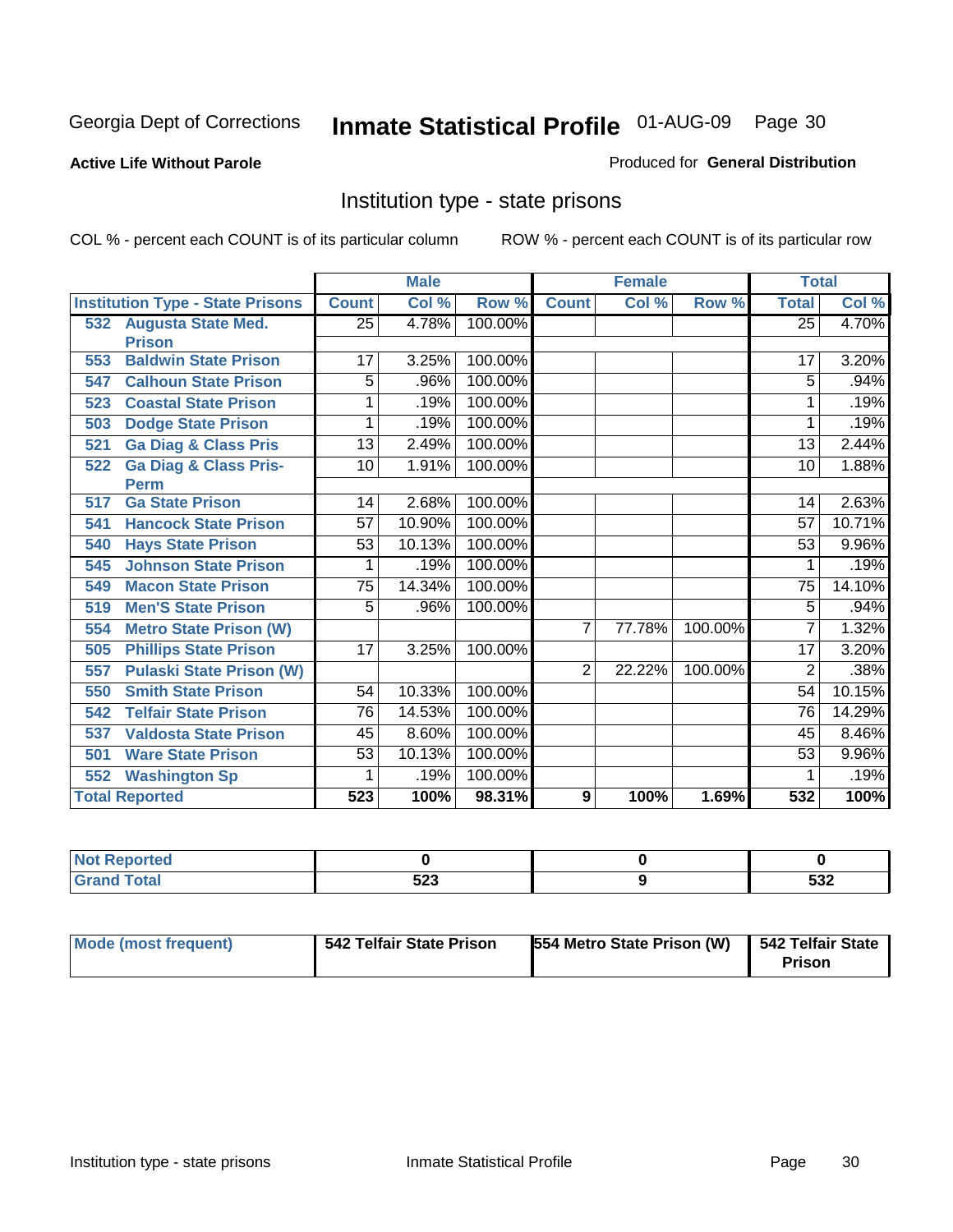Georgia Dept of Corrections **Inmate Statistical Profile** 01-AUG-09

**Active Life Without Parole**

Produced for **General Distribution**

## Institution type - state prisons

COL % - percent each COUNT is of its particular column    ROW % - percent each COUNT is of its particular row

| | Male | | | Female | | | Total | |
|---|---|---|---|---|---|---|---|---|
| **Institution Type - State Prisons** | **Count** | **Col %** | **Row %** | **Count** | **Col %** | **Row %** | **Total** | **Col %** |
| 532 Augusta State Med. Prison | 25 | 4.78% | 100.00% | | | | 25 | 4.70% |
| 553 Baldwin State Prison | 17 | 3.25% | 100.00% | | | | 17 | 3.20% |
| 547 Calhoun State Prison | 5 | .96% | 100.00% | | | | 5 | .94% |
| 523 Coastal State Prison | 1 | .19% | 100.00% | | | | 1 | .19% |
| 503 Dodge State Prison | 1 | .19% | 100.00% | | | | 1 | .19% |
| 521 Ga Diag & Class Pris | 13 | 2.49% | 100.00% | | | | 13 | 2.44% |
| 522 Ga Diag & Class Pris-Perm | 10 | 1.91% | 100.00% | | | | 10 | 1.88% |
| 517 Ga State Prison | 14 | 2.68% | 100.00% | | | | 14 | 2.63% |
| 541 Hancock State Prison | 57 | 10.90% | 100.00% | | | | 57 | 10.71% |
| 540 Hays State Prison | 53 | 10.13% | 100.00% | | | | 53 | 9.96% |
| 545 Johnson State Prison | 1 | .19% | 100.00% | | | | 1 | .19% |
| 549 Macon State Prison | 75 | 14.34% | 100.00% | | | | 75 | 14.10% |
| 519 Men'S State Prison | 5 | .96% | 100.00% | | | | 5 | .94% |
| 554 Metro State Prison (W) | | | | 7 | 77.78% | 100.00% | 7 | 1.32% |
| 505 Phillips State Prison | 17 | 3.25% | 100.00% | | | | 17 | 3.20% |
| 557 Pulaski State Prison (W) | | | | 2 | 22.22% | 100.00% | 2 | .38% |
| 550 Smith State Prison | 54 | 10.33% | 100.00% | | | | 54 | 10.15% |
| 542 Telfair State Prison | 76 | 14.53% | 100.00% | | | | 76 | 14.29% |
| 537 Valdosta State Prison | 45 | 8.60% | 100.00% | | | | 45 | 8.46% |
| 501 Ware State Prison | 53 | 10.13% | 100.00% | | | | 53 | 9.96% |
| 552 Washington Sp | 1 | .19% | 100.00% | | | | 1 | .19% |
| **Total Reported** | **523** | **100%** | **98.31%** | **9** | **100%** | **1.69%** | **532** | **100%** |

| | Male | Female | Total |
|---|---|---|---|
| **Not Reported** | **0** | **0** | **0** |
| **Grand Total** | **523** | **9** | **532** |

| | Male | Female | Total |
|---|---|---|---|
| **Mode (most frequent)** | **542 Telfair State Prison** | **554 Metro State Prison (W)** | **542 Telfair State Prison** |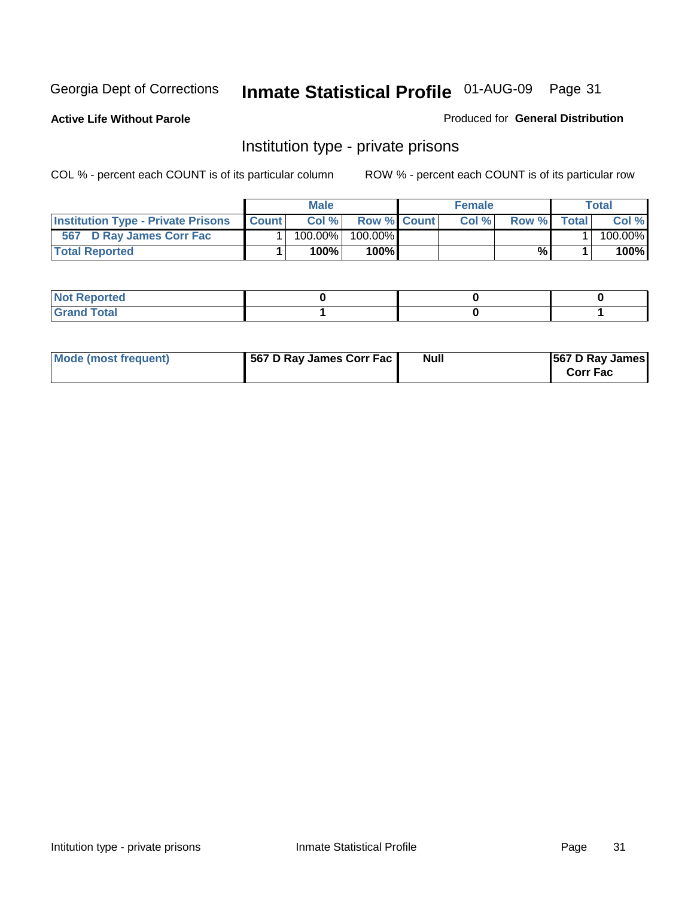Georgia Dept of Corrections **Inmate Statistical Profile** 01-AUG-09

**Active Life Without Parole**

Produced for **General Distribution**

## Institution type - private prisons

COL % - percent each COUNT is of its particular column

ROW % - percent each COUNT is of its particular row

| | Male | | | Female | | | Total | |
|---|---|---|---|---|---|---|---|---|
| **Institution Type - Private Prisons** | **Count** | **Col %** | **Row %** | **Count** | **Col %** | **Row %** | **Total** | **Col %** |
| 567 D Ray James Corr Fac | 1 | 100.00% | 100.00% | | | | 1 | 100.00% |
| **Total Reported** | **1** | **100%** | **100%** | | | **%** | **1** | **100%** |

| | Male | Female | Total |
|---|---|---|---|
| **Not Reported** | **0** | **0** | **0** |
| **Grand Total** | **1** | **0** | **1** |

| | Male | Female | Total |
|---|---|---|---|
| **Mode (most frequent)** | **567 D Ray James Corr Fac** | **Null** | **567 D Ray James Corr Fac** |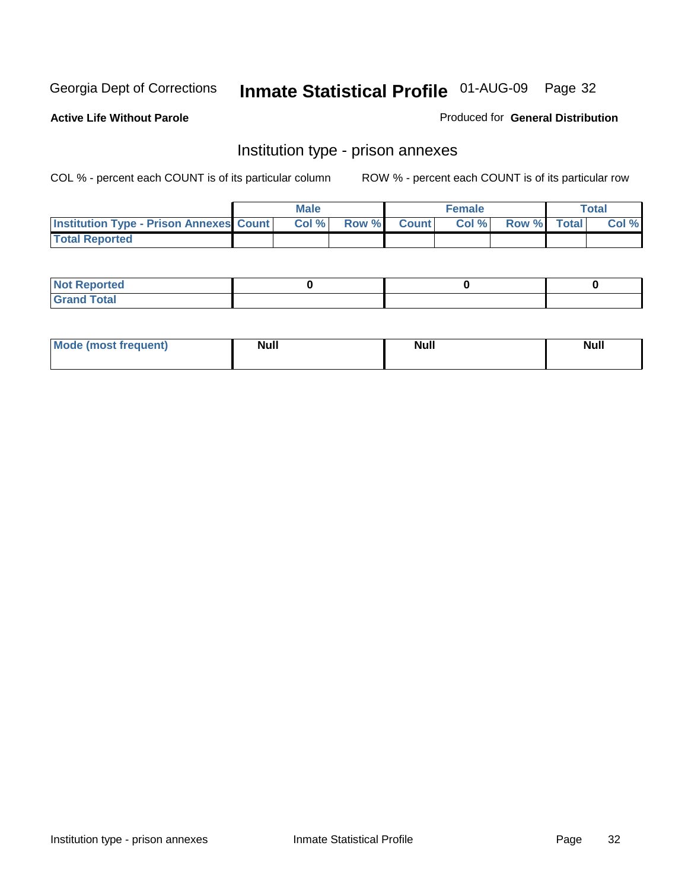Georgia Dept of Corrections **Inmate Statistical Profile** 01-AUG-09

**Active Life Without Parole**

Produced for **General Distribution**

## Institution type - prison annexes

COL % - percent each COUNT is of its particular column ROW % - percent each COUNT is of its particular row

| | Male | | | Female | | | Total | |
|---|---|---|---|---|---|---|---|---|
| **Institution Type - Prison Annexes** | **Count** | **Col %** | **Row %** | **Count** | **Col %** | **Row %** | **Total** | **Col %** |
| **Total Reported** | | | | | | | | |

| | Male | Female | Total |
|---|---|---|---|
| **Not Reported** | 0 | 0 | 0 |
| **Grand Total** | | | |

| | Male | Female | Total |
|---|---|---|---|
| **Mode (most frequent)** | Null | Null | Null |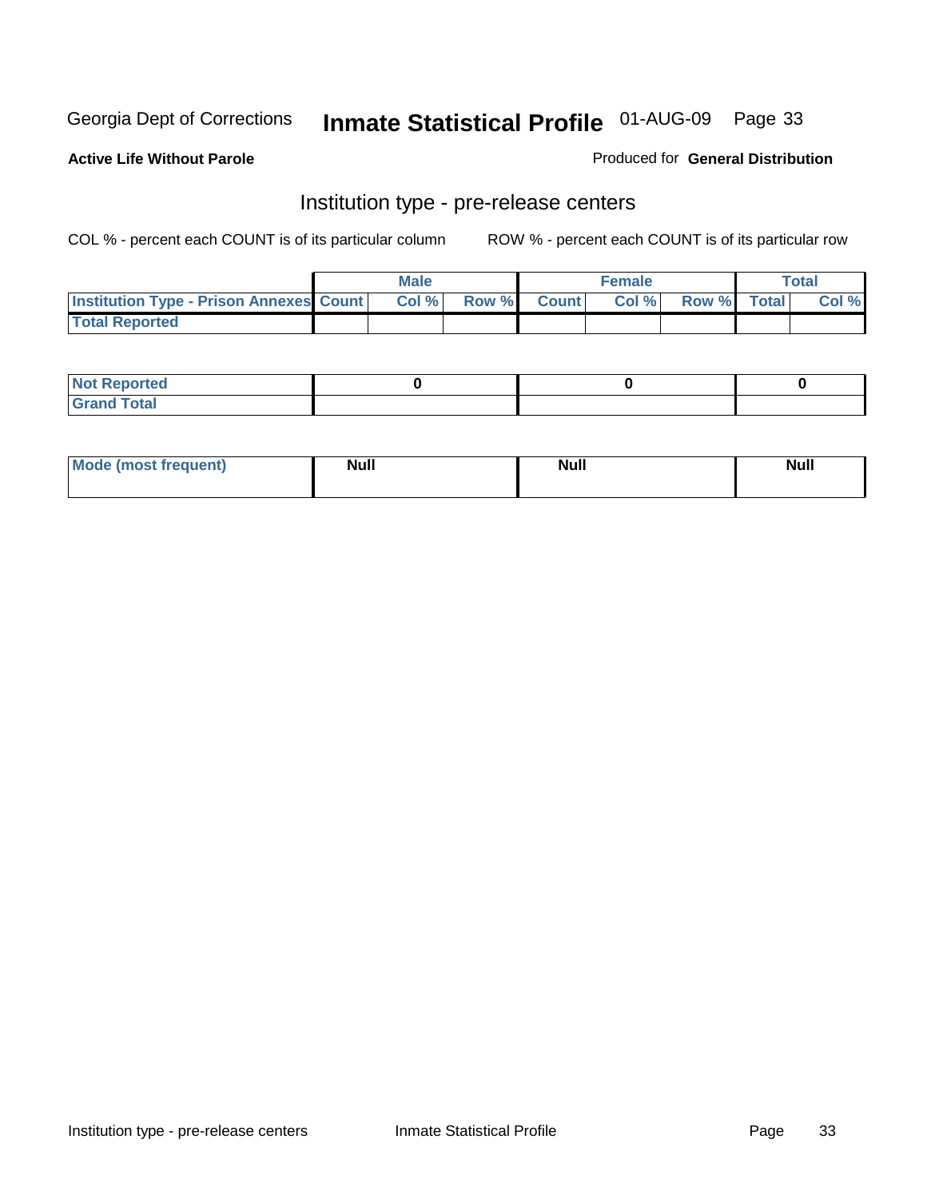Georgia Dept of Corrections **Inmate Statistical Profile** 01-AUG-09

**Active Life Without Parole**

Produced for **General Distribution**

## Institution type - pre-release centers

COL % - percent each COUNT is of its particular column ROW % - percent each COUNT is of its particular row

| | Male | | | Female | | | Total | |
|---|---|---|---|---|---|---|---|---|
| Institution Type - Prison Annexes | Count | Col % | Row % | Count | Col % | Row % | Total | Col % |
| Total Reported | | | | | | | | |

| | Male | Female | Total |
|---|---|---|---|
| Not Reported | 0 | 0 | 0 |
| Grand Total | | | |

| | Male | Female | Total |
|---|---|---|---|
| Mode (most frequent) | Null | Null | Null |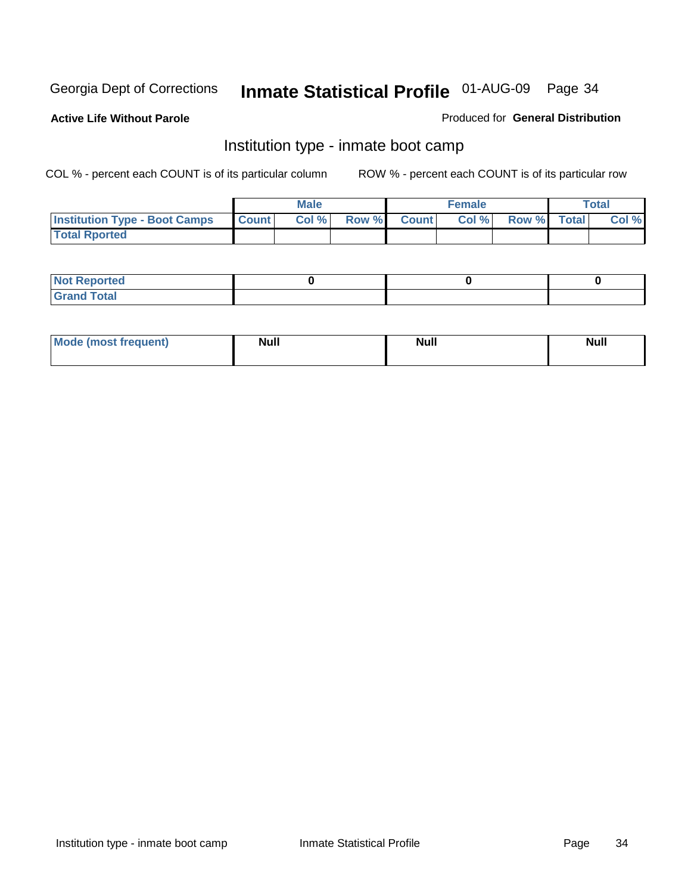Georgia Dept of Corrections **Inmate Statistical Profile** 01-AUG-09

**Active Life Without Parole** Produced for **General Distribution**

## Institution type - inmate boot camp

COL % - percent each COUNT is of its particular column ROW % - percent each COUNT is of its particular row

| | Male | | | Female | | | Total | |
|---|---|---|---|---|---|---|---|---|
| Institution Type - Boot Camps | Count | Col % | Row % | Count | Col % | Row % | Total | Col % |
| Total Rported | | | | | | | | |

| | Male | Female | Total |
|---|---|---|---|
| Not Reported | 0 | 0 | 0 |
| Grand Total | | | |

| | Male | Female | Total |
|---|---|---|---|
| Mode (most frequent) | Null | Null | Null |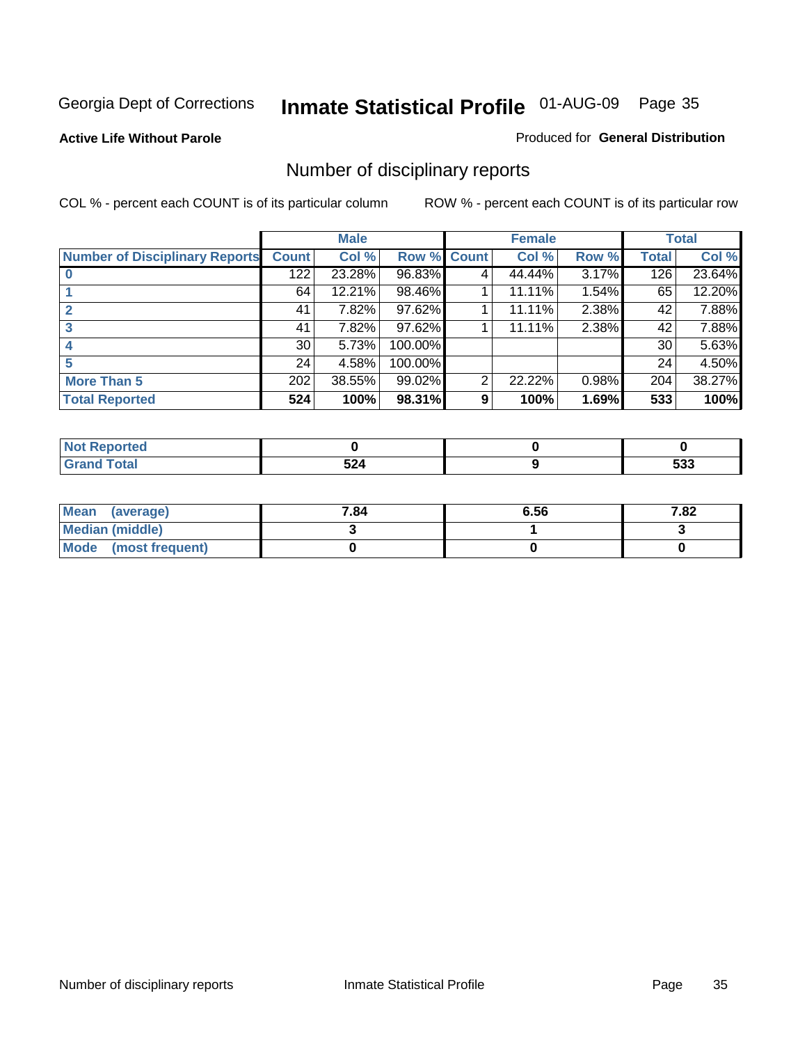Georgia Dept of Corrections **Inmate Statistical Profile** 01-AUG-09

**Active Life Without Parole**

Produced for **General Distribution**

## Number of disciplinary reports

COL % - percent each COUNT is of its particular column

ROW % - percent each COUNT is of its particular row

| | Male | | | Female | | | Total | |
|---|---|---|---|---|---|---|---|---|
| **Number of Disciplinary Reports** | **Count** | **Col %** | **Row %** | **Count** | **Col %** | **Row %** | **Total** | **Col %** |
| **0** | 122 | 23.28% | 96.83% | 4 | 44.44% | 3.17% | 126 | 23.64% |
| **1** | 64 | 12.21% | 98.46% | 1 | 11.11% | 1.54% | 65 | 12.20% |
| **2** | 41 | 7.82% | 97.62% | 1 | 11.11% | 2.38% | 42 | 7.88% |
| **3** | 41 | 7.82% | 97.62% | 1 | 11.11% | 2.38% | 42 | 7.88% |
| **4** | 30 | 5.73% | 100.00% | | | | 30 | 5.63% |
| **5** | 24 | 4.58% | 100.00% | | | | 24 | 4.50% |
| **More Than 5** | 202 | 38.55% | 99.02% | 2 | 22.22% | 0.98% | 204 | 38.27% |
| **Total Reported** | **524** | **100%** | **98.31%** | **9** | **100%** | **1.69%** | **533** | **100%** |

| | Male | Female | Total |
|---|---|---|---|
| **Not Reported** | **0** | **0** | **0** |
| **Grand Total** | **524** | **9** | **533** |

| | Male | Female | Total |
|---|---|---|---|
| **Mean (average)** | **7.84** | **6.56** | **7.82** |
| **Median (middle)** | **3** | **1** | **3** |
| **Mode (most frequent)** | **0** | **0** | **0** |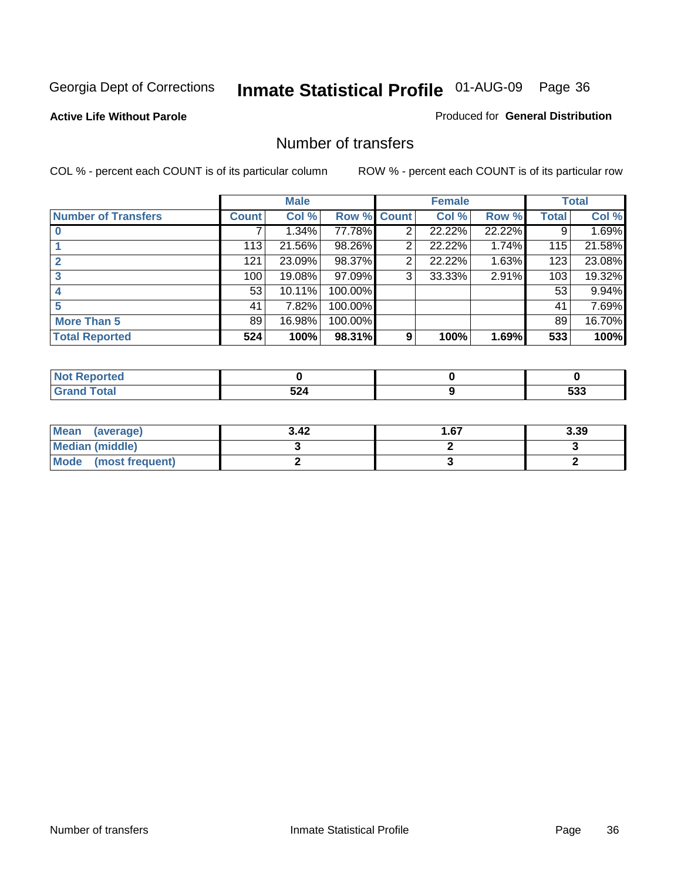Georgia Dept of Corrections **Inmate Statistical Profile** 01-AUG-09

**Active Life Without Parole**

Produced for **General Distribution**

## Number of transfers

COL % - percent each COUNT is of its particular column

ROW % - percent each COUNT is of its particular row

| | Male | | | Female | | | Total | |
|---|---|---|---|---|---|---|---|---|
| **Number of Transfers** | **Count** | **Col %** | **Row %** | **Count** | **Col %** | **Row %** | **Total** | **Col %** |
| **0** | 7 | 1.34% | 77.78% | 2 | 22.22% | 22.22% | 9 | 1.69% |
| **1** | 113 | 21.56% | 98.26% | 2 | 22.22% | 1.74% | 115 | 21.58% |
| **2** | 121 | 23.09% | 98.37% | 2 | 22.22% | 1.63% | 123 | 23.08% |
| **3** | 100 | 19.08% | 97.09% | 3 | 33.33% | 2.91% | 103 | 19.32% |
| **4** | 53 | 10.11% | 100.00% | | | | 53 | 9.94% |
| **5** | 41 | 7.82% | 100.00% | | | | 41 | 7.69% |
| **More Than 5** | 89 | 16.98% | 100.00% | | | | 89 | 16.70% |
| **Total Reported** | **524** | **100%** | **98.31%** | **9** | **100%** | **1.69%** | **533** | **100%** |

| | Male | Female | Total |
|---|---|---|---|
| **Not Reported** | **0** | **0** | **0** |
| **Grand Total** | **524** | **9** | **533** |

| | Male | Female | Total |
|---|---|---|---|
| **Mean (average)** | **3.42** | **1.67** | **3.39** |
| **Median (middle)** | **3** | **2** | **3** |
| **Mode (most frequent)** | **2** | **3** | **2** |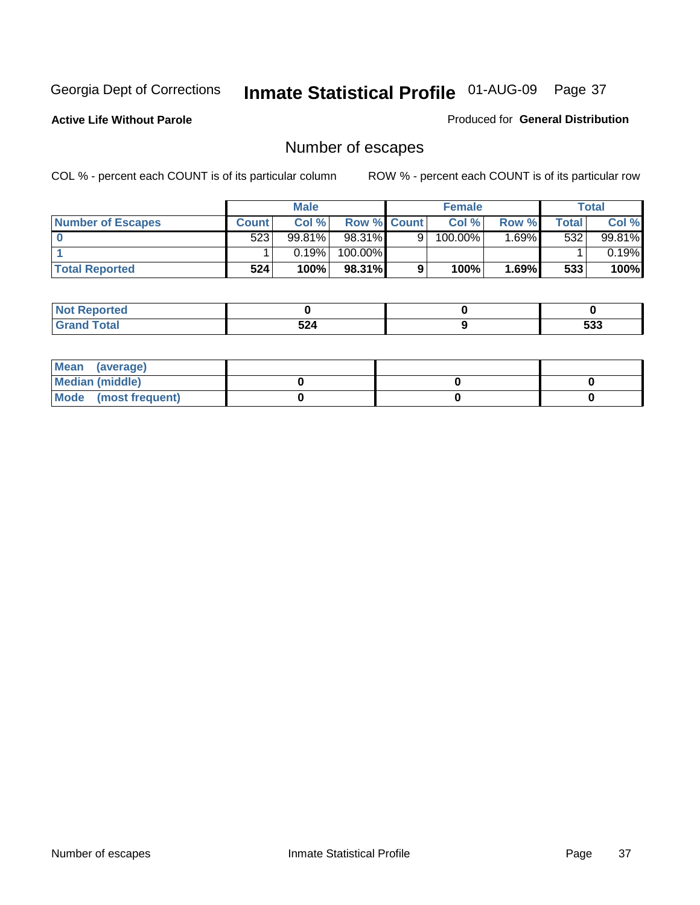Georgia Dept of Corrections **Inmate Statistical Profile** 01-AUG-09

**Active Life Without Parole** Produced for **General Distribution**

## Number of escapes

COL % - percent each COUNT is of its particular column ROW % - percent each COUNT is of its particular row

| | Male | | | Female | | | Total | |
|---|---|---|---|---|---|---|---|---|
| **Number of Escapes** | **Count** | **Col %** | **Row %** | **Count** | **Col %** | **Row %** | **Total** | **Col %** |
| **0** | 523 | 99.81% | 98.31% | 9 | 100.00% | 1.69% | 532 | 99.81% |
| **1** | 1 | 0.19% | 100.00% | | | | 1 | 0.19% |
| **Total Reported** | **524** | **100%** | **98.31%** | **9** | **100%** | **1.69%** | **533** | **100%** |

| | Male | Female | Total |
|---|---|---|---|
| **Not Reported** | **0** | **0** | **0** |
| **Grand Total** | **524** | **9** | **533** |

| | Male | Female | Total |
|---|---|---|---|
| **Mean (average)** | | | |
| **Median (middle)** | **0** | **0** | **0** |
| **Mode (most frequent)** | **0** | **0** | **0** |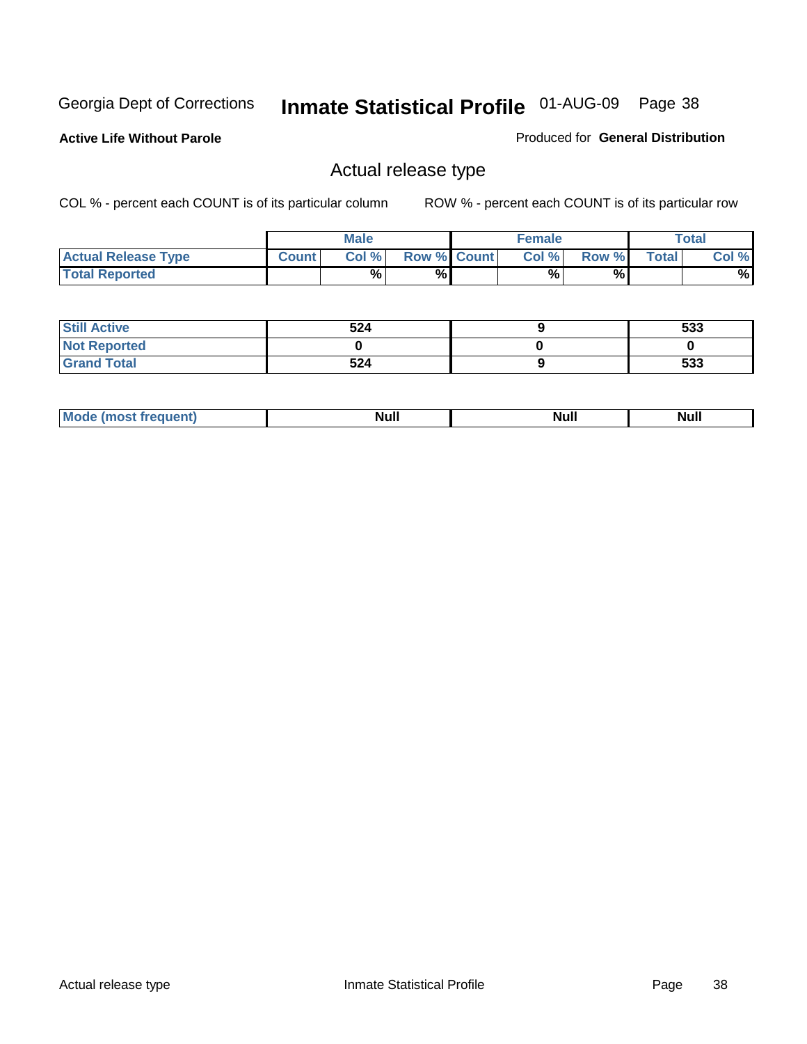Georgia Dept of Corrections **Inmate Statistical Profile** 01-AUG-09

**Active Life Without Parole**

Produced for **General Distribution**

## Actual release type

COL % - percent each COUNT is of its particular column ROW % - percent each COUNT is of its particular row

| | Male | | | Female | | | Total | |
|---|---|---|---|---|---|---|---|---|
| **Actual Release Type** | **Count** | **Col %** | **Row %** | **Count** | **Col %** | **Row %** | **Total** | **Col %** |
| **Total Reported** | | % | % | | % | % | | % |
| **Still Active** | 524 | | | 9 | | | 533 | |
| **Not Reported** | 0 | | | 0 | | | 0 | |
| **Grand Total** | 524 | | | 9 | | | 533 | |

| | Male | Female | Total |
|---|---|---|---|
| **Mode (most frequent)** | Null | Null | Null |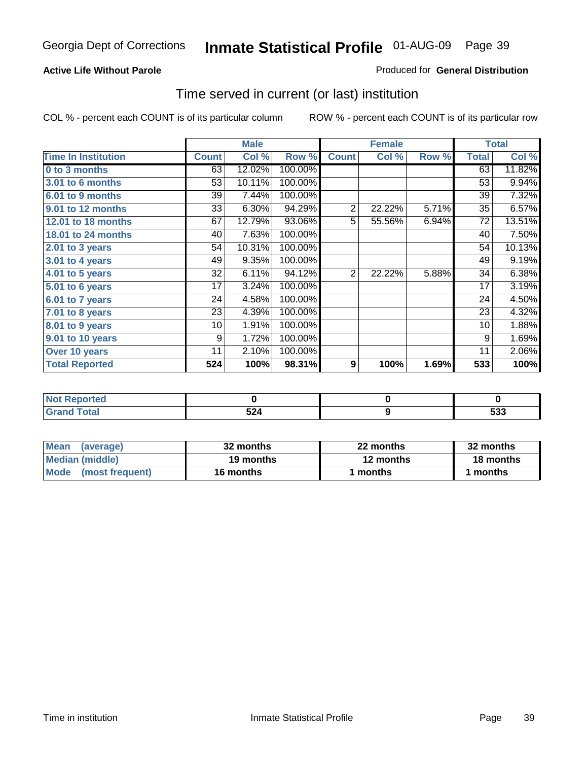**Georgia Dept of Corrections** **Inmate Statistical Profile** 01-AUG-09

**Active Life Without Parole**

Produced for **General Distribution**

## Time served in current (or last) institution

COL % - percent each COUNT is of its particular column

ROW % - percent each COUNT is of its particular row

| | Male | | | Female | | | Total | |
|---|---|---|---|---|---|---|---|---|
| Time In Institution | Count | Col % | Row % | Count | Col % | Row % | Total | Col % |
| 0 to 3 months | 63 | 12.02% | 100.00% | | | | 63 | 11.82% |
| 3.01 to 6 months | 53 | 10.11% | 100.00% | | | | 53 | 9.94% |
| 6.01 to 9 months | 39 | 7.44% | 100.00% | | | | 39 | 7.32% |
| 9.01 to 12 months | 33 | 6.30% | 94.29% | 2 | 22.22% | 5.71% | 35 | 6.57% |
| 12.01 to 18 months | 67 | 12.79% | 93.06% | 5 | 55.56% | 6.94% | 72 | 13.51% |
| 18.01 to 24 months | 40 | 7.63% | 100.00% | | | | 40 | 7.50% |
| 2.01 to 3 years | 54 | 10.31% | 100.00% | | | | 54 | 10.13% |
| 3.01 to 4 years | 49 | 9.35% | 100.00% | | | | 49 | 9.19% |
| 4.01 to 5 years | 32 | 6.11% | 94.12% | 2 | 22.22% | 5.88% | 34 | 6.38% |
| 5.01 to 6 years | 17 | 3.24% | 100.00% | | | | 17 | 3.19% |
| 6.01 to 7 years | 24 | 4.58% | 100.00% | | | | 24 | 4.50% |
| 7.01 to 8 years | 23 | 4.39% | 100.00% | | | | 23 | 4.32% |
| 8.01 to 9 years | 10 | 1.91% | 100.00% | | | | 10 | 1.88% |
| 9.01 to 10 years | 9 | 1.72% | 100.00% | | | | 9 | 1.69% |
| Over 10 years | 11 | 2.10% | 100.00% | | | | 11 | 2.06% |
| **Total Reported** | **524** | **100%** | **98.31%** | **9** | **100%** | **1.69%** | **533** | **100%** |

| | Male | Female | Total |
|---|---|---|---|
| Not Reported | 0 | 0 | 0 |
| Grand Total | 524 | 9 | 533 |

| | Male | Female | Total |
|---|---|---|---|
| Mean (average) | 32 months | 22 months | 32 months |
| Median (middle) | 19 months | 12 months | 18 months |
| Mode (most frequent) | 16 months | 1 months | 1 months |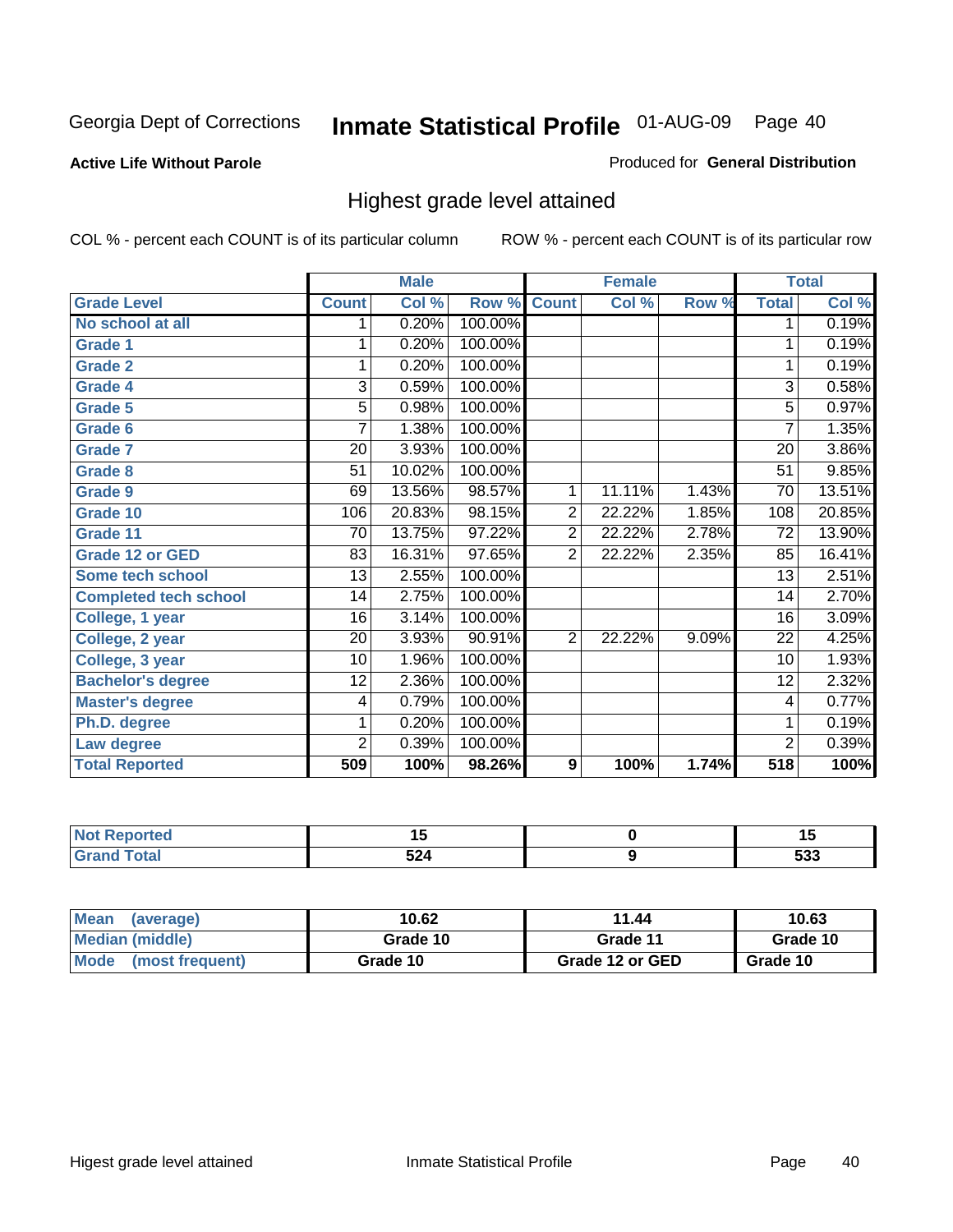Georgia Dept of Corrections **Inmate Statistical Profile** 01-AUG-09

**Active Life Without Parole**

Produced for **General Distribution**

## Highest grade level attained

COL % - percent each COUNT is of its particular column

ROW % - percent each COUNT is of its particular row

| | Male | | | Female | | | Total | |
|---|---|---|---|---|---|---|---|---|
| **Grade Level** | **Count** | **Col %** | **Row %** | **Count** | **Col %** | **Row %** | **Total** | **Col %** |
| No school at all | 1 | 0.20% | 100.00% | | | | 1 | 0.19% |
| Grade 1 | 1 | 0.20% | 100.00% | | | | 1 | 0.19% |
| Grade 2 | 1 | 0.20% | 100.00% | | | | 1 | 0.19% |
| Grade 4 | 3 | 0.59% | 100.00% | | | | 3 | 0.58% |
| Grade 5 | 5 | 0.98% | 100.00% | | | | 5 | 0.97% |
| Grade 6 | 7 | 1.38% | 100.00% | | | | 7 | 1.35% |
| Grade 7 | 20 | 3.93% | 100.00% | | | | 20 | 3.86% |
| Grade 8 | 51 | 10.02% | 100.00% | | | | 51 | 9.85% |
| Grade 9 | 69 | 13.56% | 98.57% | 1 | 11.11% | 1.43% | 70 | 13.51% |
| Grade 10 | 106 | 20.83% | 98.15% | 2 | 22.22% | 1.85% | 108 | 20.85% |
| Grade 11 | 70 | 13.75% | 97.22% | 2 | 22.22% | 2.78% | 72 | 13.90% |
| Grade 12 or GED | 83 | 16.31% | 97.65% | 2 | 22.22% | 2.35% | 85 | 16.41% |
| Some tech school | 13 | 2.55% | 100.00% | | | | 13 | 2.51% |
| Completed tech school | 14 | 2.75% | 100.00% | | | | 14 | 2.70% |
| College, 1 year | 16 | 3.14% | 100.00% | | | | 16 | 3.09% |
| College, 2 year | 20 | 3.93% | 90.91% | 2 | 22.22% | 9.09% | 22 | 4.25% |
| College, 3 year | 10 | 1.96% | 100.00% | | | | 10 | 1.93% |
| Bachelor's degree | 12 | 2.36% | 100.00% | | | | 12 | 2.32% |
| Master's degree | 4 | 0.79% | 100.00% | | | | 4 | 0.77% |
| Ph.D. degree | 1 | 0.20% | 100.00% | | | | 1 | 0.19% |
| Law degree | 2 | 0.39% | 100.00% | | | | 2 | 0.39% |
| **Total Reported** | **509** | **100%** | **98.26%** | **9** | **100%** | **1.74%** | **518** | **100%** |

| | Male | Female | Total |
|---|---|---|---|
| Not Reported | 15 | 0 | 15 |
| Grand Total | 524 | 9 | 533 |

| | Male | Female | Total |
|---|---|---|---|
| Mean (average) | 10.62 | 11.44 | 10.63 |
| Median (middle) | Grade 10 | Grade 11 | Grade 10 |
| Mode (most frequent) | Grade 10 | Grade 12 or GED | Grade 10 |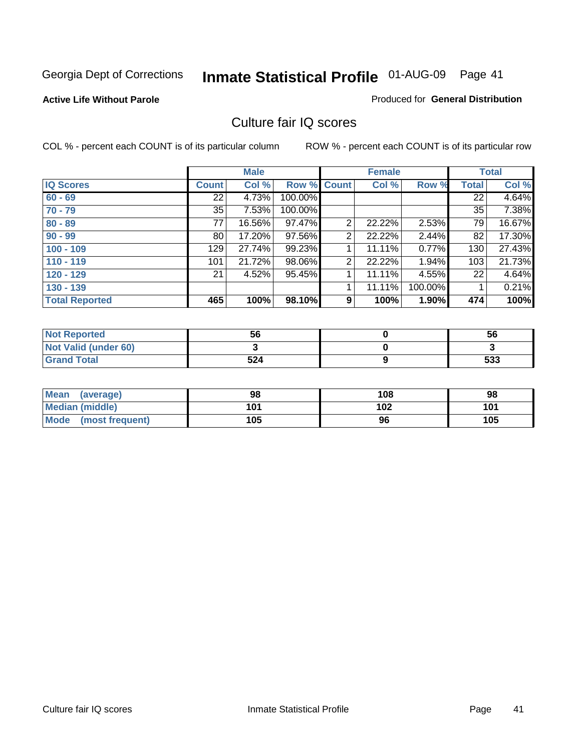Georgia Dept of Corrections **Inmate Statistical Profile** 01-AUG-09 Page 41

**Active Life Without Parole**

Produced for **General Distribution**

## Culture fair IQ scores

COL % - percent each COUNT is of its particular column

ROW % - percent each COUNT is of its particular row

| | Male | | | Female | | | Total | |
|---|---|---|---|---|---|---|---|---|
| **IQ Scores** | **Count** | **Col %** | **Row %** | **Count** | **Col %** | **Row %** | **Total** | **Col %** |
| 60 - 69 | 22 | 4.73% | 100.00% | | | | 22 | 4.64% |
| 70 - 79 | 35 | 7.53% | 100.00% | | | | 35 | 7.38% |
| 80 - 89 | 77 | 16.56% | 97.47% | 2 | 22.22% | 2.53% | 79 | 16.67% |
| 90 - 99 | 80 | 17.20% | 97.56% | 2 | 22.22% | 2.44% | 82 | 17.30% |
| 100 - 109 | 129 | 27.74% | 99.23% | 1 | 11.11% | 0.77% | 130 | 27.43% |
| 110 - 119 | 101 | 21.72% | 98.06% | 2 | 22.22% | 1.94% | 103 | 21.73% |
| 120 - 129 | 21 | 4.52% | 95.45% | 1 | 11.11% | 4.55% | 22 | 4.64% |
| 130 - 139 | | | | 1 | 11.11% | 100.00% | 1 | 0.21% |
| **Total Reported** | **465** | **100%** | **98.10%** | **9** | **100%** | **1.90%** | **474** | **100%** |

| | Male | Female | Total |
|---|---|---|---|
| Not Reported | 56 | 0 | 56 |
| Not Valid (under 60) | 3 | 0 | 3 |
| Grand Total | 524 | 9 | 533 |

| | Male | Female | Total |
|---|---|---|---|
| Mean (average) | 98 | 108 | 98 |
| Median (middle) | 101 | 102 | 101 |
| Mode (most frequent) | 105 | 96 | 105 |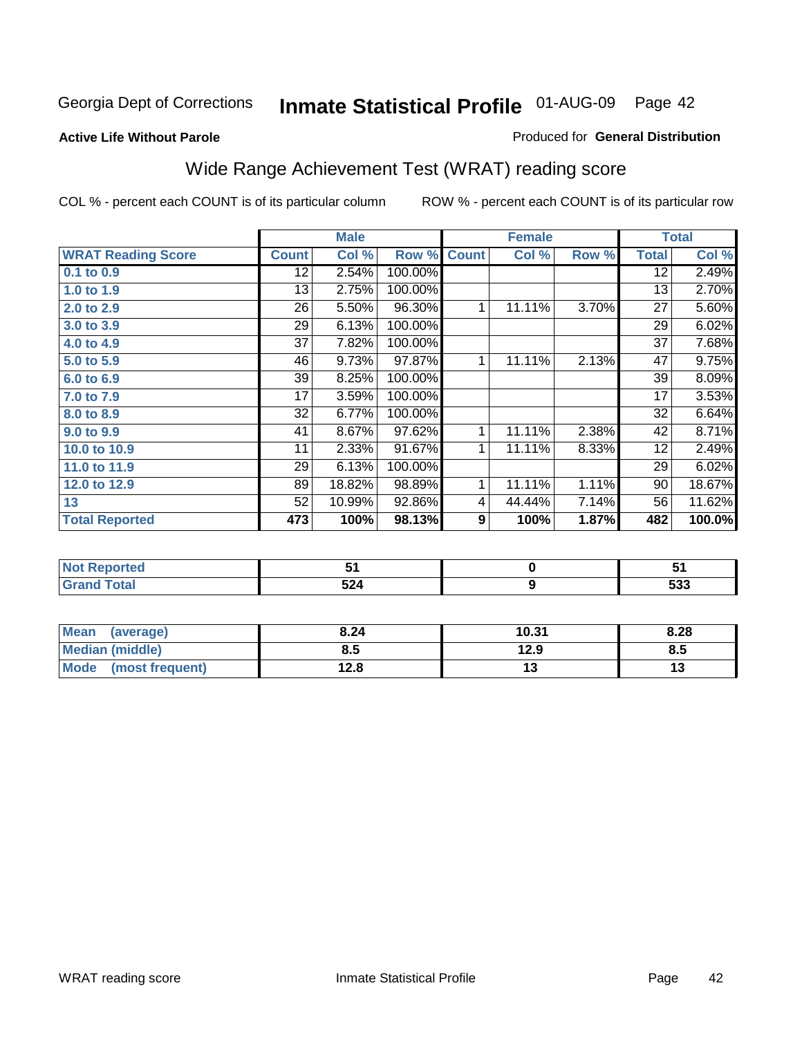Georgia Dept of Corrections **Inmate Statistical Profile** 01-AUG-09

**Active Life Without Parole**

Produced for **General Distribution**

## Wide Range Achievement Test (WRAT) reading score

COL % - percent each COUNT is of its particular column ROW % - percent each COUNT is of its particular row

| | Male | | | Female | | | Total | |
|---|---|---|---|---|---|---|---|---|
| **WRAT Reading Score** | **Count** | **Col %** | **Row %** | **Count** | **Col %** | **Row %** | **Total** | **Col %** |
| 0.1 to 0.9 | 12 | 2.54% | 100.00% | | | | 12 | 2.49% |
| 1.0 to 1.9 | 13 | 2.75% | 100.00% | | | | 13 | 2.70% |
| 2.0 to 2.9 | 26 | 5.50% | 96.30% | 1 | 11.11% | 3.70% | 27 | 5.60% |
| 3.0 to 3.9 | 29 | 6.13% | 100.00% | | | | 29 | 6.02% |
| 4.0 to 4.9 | 37 | 7.82% | 100.00% | | | | 37 | 7.68% |
| 5.0 to 5.9 | 46 | 9.73% | 97.87% | 1 | 11.11% | 2.13% | 47 | 9.75% |
| 6.0 to 6.9 | 39 | 8.25% | 100.00% | | | | 39 | 8.09% |
| 7.0 to 7.9 | 17 | 3.59% | 100.00% | | | | 17 | 3.53% |
| 8.0 to 8.9 | 32 | 6.77% | 100.00% | | | | 32 | 6.64% |
| 9.0 to 9.9 | 41 | 8.67% | 97.62% | 1 | 11.11% | 2.38% | 42 | 8.71% |
| 10.0 to 10.9 | 11 | 2.33% | 91.67% | 1 | 11.11% | 8.33% | 12 | 2.49% |
| 11.0 to 11.9 | 29 | 6.13% | 100.00% | | | | 29 | 6.02% |
| 12.0 to 12.9 | 89 | 18.82% | 98.89% | 1 | 11.11% | 1.11% | 90 | 18.67% |
| 13 | 52 | 10.99% | 92.86% | 4 | 44.44% | 7.14% | 56 | 11.62% |
| **Total Reported** | **473** | **100%** | **98.13%** | **9** | **100%** | **1.87%** | **482** | **100.0%** |

| | Male | Female | Total |
|---|---|---|---|
| Not Reported | 51 | 0 | 51 |
| Grand Total | 524 | 9 | 533 |

| | Male | Female | Total |
|---|---|---|---|
| Mean (average) | 8.24 | 10.31 | 8.28 |
| Median (middle) | 8.5 | 12.9 | 8.5 |
| Mode (most frequent) | 12.8 | 13 | 13 |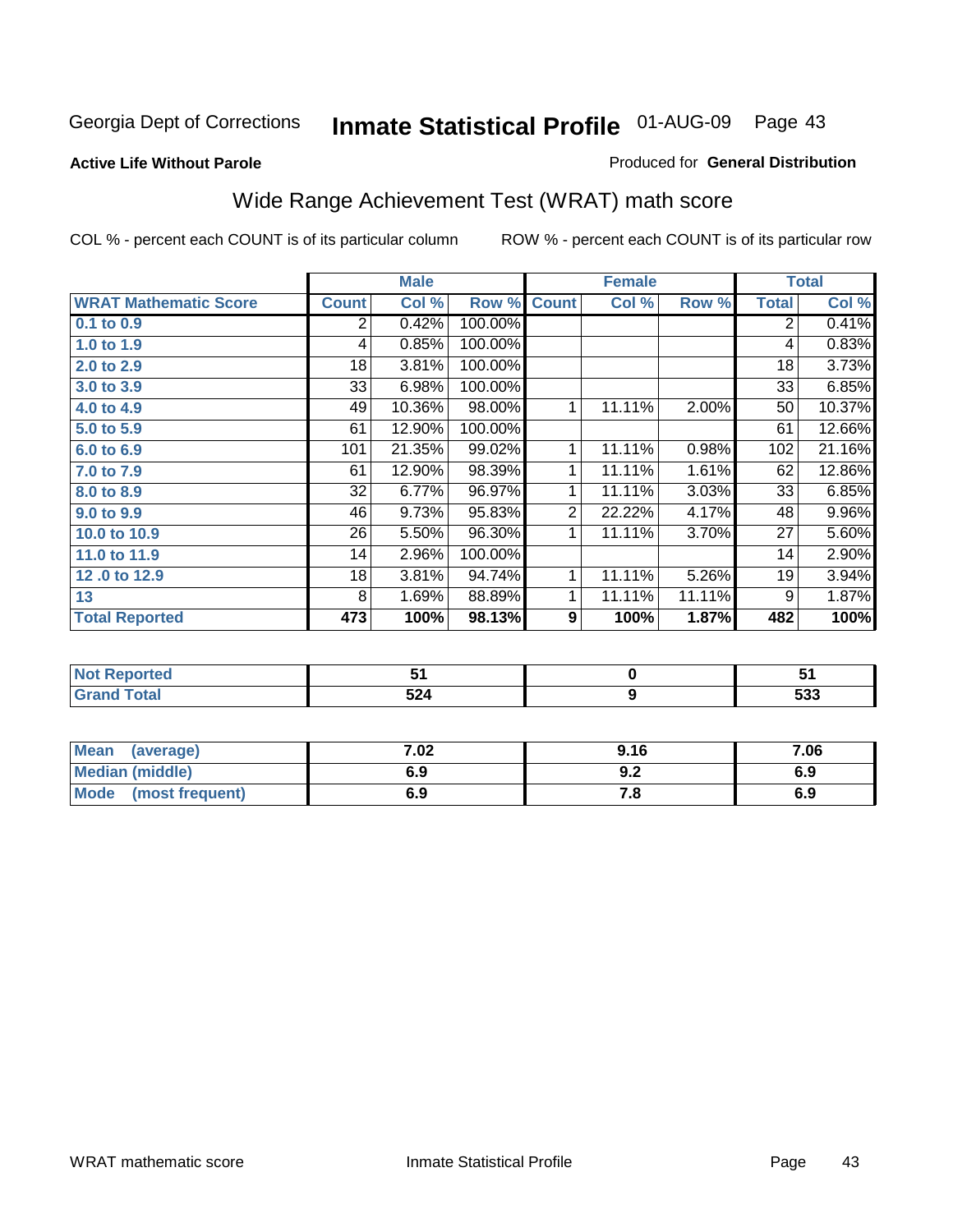Georgia Dept of Corrections **Inmate Statistical Profile** 01-AUG-09

**Active Life Without Parole**

Produced for **General Distribution**

## Wide Range Achievement Test (WRAT) math score

COL % - percent each COUNT is of its particular column

ROW % - percent each COUNT is of its particular row

| | Male | | | Female | | | Total | |
|---|---|---|---|---|---|---|---|---|
| **WRAT Mathematic Score** | **Count** | **Col %** | **Row %** | **Count** | **Col %** | **Row %** | **Total** | **Col %** |
| 0.1 to 0.9 | 2 | 0.42% | 100.00% | | | | 2 | 0.41% |
| 1.0 to 1.9 | 4 | 0.85% | 100.00% | | | | 4 | 0.83% |
| 2.0 to 2.9 | 18 | 3.81% | 100.00% | | | | 18 | 3.73% |
| 3.0 to 3.9 | 33 | 6.98% | 100.00% | | | | 33 | 6.85% |
| 4.0 to 4.9 | 49 | 10.36% | 98.00% | 1 | 11.11% | 2.00% | 50 | 10.37% |
| 5.0 to 5.9 | 61 | 12.90% | 100.00% | | | | 61 | 12.66% |
| 6.0 to 6.9 | 101 | 21.35% | 99.02% | 1 | 11.11% | 0.98% | 102 | 21.16% |
| 7.0 to 7.9 | 61 | 12.90% | 98.39% | 1 | 11.11% | 1.61% | 62 | 12.86% |
| 8.0 to 8.9 | 32 | 6.77% | 96.97% | 1 | 11.11% | 3.03% | 33 | 6.85% |
| 9.0 to 9.9 | 46 | 9.73% | 95.83% | 2 | 22.22% | 4.17% | 48 | 9.96% |
| 10.0 to 10.9 | 26 | 5.50% | 96.30% | 1 | 11.11% | 3.70% | 27 | 5.60% |
| 11.0 to 11.9 | 14 | 2.96% | 100.00% | | | | 14 | 2.90% |
| 12 .0 to 12.9 | 18 | 3.81% | 94.74% | 1 | 11.11% | 5.26% | 19 | 3.94% |
| 13 | 8 | 1.69% | 88.89% | 1 | 11.11% | 11.11% | 9 | 1.87% |
| **Total Reported** | **473** | **100%** | **98.13%** | **9** | **100%** | **1.87%** | **482** | **100%** |

| | Male | Female | Total |
|---|---|---|---|
| Not Reported | 51 | 0 | 51 |
| Grand Total | 524 | 9 | 533 |

| | Male | Female | Total |
|---|---|---|---|
| Mean (average) | 7.02 | 9.16 | 7.06 |
| Median (middle) | 6.9 | 9.2 | 6.9 |
| Mode (most frequent) | 6.9 | 7.8 | 6.9 |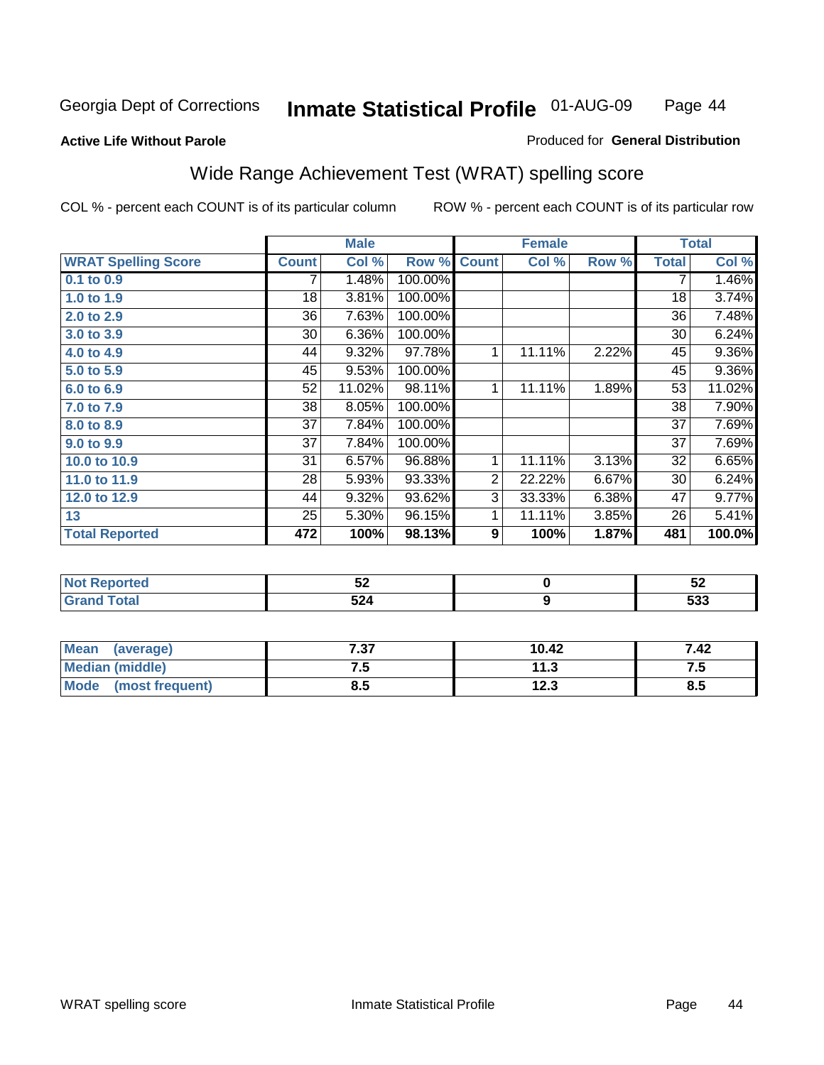Georgia Dept of Corrections **Inmate Statistical Profile** 01-AUG-09

**Active Life Without Parole**

Produced for **General Distribution**

## Wide Range Achievement Test (WRAT) spelling score

COL % - percent each COUNT is of its particular column ROW % - percent each COUNT is of its particular row

| | Male | | | Female | | | Total | |
|---|---|---|---|---|---|---|---|---|
| **WRAT Spelling Score** | **Count** | **Col %** | **Row %** | **Count** | **Col %** | **Row %** | **Total** | **Col %** |
| 0.1 to 0.9 | 7 | 1.48% | 100.00% | | | | 7 | 1.46% |
| 1.0 to 1.9 | 18 | 3.81% | 100.00% | | | | 18 | 3.74% |
| 2.0 to 2.9 | 36 | 7.63% | 100.00% | | | | 36 | 7.48% |
| 3.0 to 3.9 | 30 | 6.36% | 100.00% | | | | 30 | 6.24% |
| 4.0 to 4.9 | 44 | 9.32% | 97.78% | 1 | 11.11% | 2.22% | 45 | 9.36% |
| 5.0 to 5.9 | 45 | 9.53% | 100.00% | | | | 45 | 9.36% |
| 6.0 to 6.9 | 52 | 11.02% | 98.11% | 1 | 11.11% | 1.89% | 53 | 11.02% |
| 7.0 to 7.9 | 38 | 8.05% | 100.00% | | | | 38 | 7.90% |
| 8.0 to 8.9 | 37 | 7.84% | 100.00% | | | | 37 | 7.69% |
| 9.0 to 9.9 | 37 | 7.84% | 100.00% | | | | 37 | 7.69% |
| 10.0 to 10.9 | 31 | 6.57% | 96.88% | 1 | 11.11% | 3.13% | 32 | 6.65% |
| 11.0 to 11.9 | 28 | 5.93% | 93.33% | 2 | 22.22% | 6.67% | 30 | 6.24% |
| 12.0 to 12.9 | 44 | 9.32% | 93.62% | 3 | 33.33% | 6.38% | 47 | 9.77% |
| 13 | 25 | 5.30% | 96.15% | 1 | 11.11% | 3.85% | 26 | 5.41% |
| **Total Reported** | **472** | **100%** | **98.13%** | **9** | **100%** | **1.87%** | **481** | **100.0%** |

| | Male | Female | Total |
|---|---|---|---|
| Not Reported | 52 | 0 | 52 |
| Grand Total | 524 | 9 | 533 |

| | Male | Female | Total |
|---|---|---|---|
| Mean (average) | 7.37 | 10.42 | 7.42 |
| Median (middle) | 7.5 | 11.3 | 7.5 |
| Mode (most frequent) | 8.5 | 12.3 | 8.5 |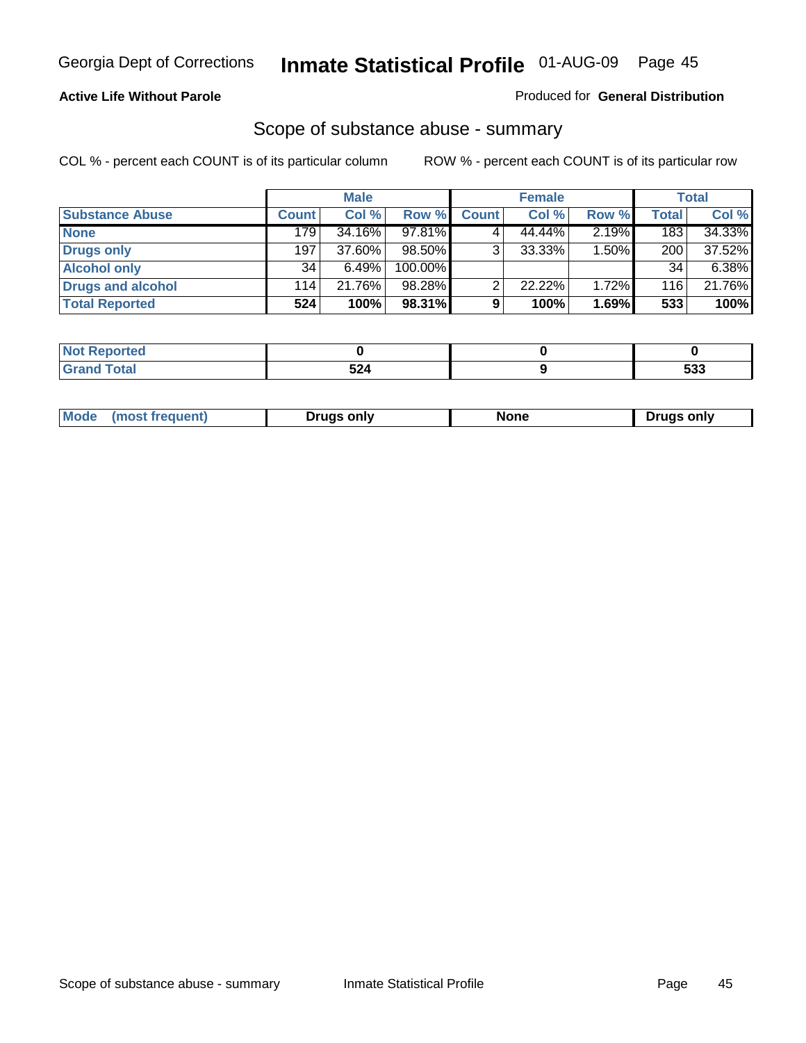**Active Life Without Parole**

Produced for **General Distribution**

## Scope of substance abuse - summary

COL % - percent each COUNT is of its particular column

ROW % - percent each COUNT is of its particular row

| | Male | | | Female | | | Total | |
|---|---|---|---|---|---|---|---|---|
| **Substance Abuse** | **Count** | **Col %** | **Row %** | **Count** | **Col %** | **Row %** | **Total** | **Col %** |
| **None** | 179 | 34.16% | 97.81% | 4 | 44.44% | 2.19% | 183 | 34.33% |
| **Drugs only** | 197 | 37.60% | 98.50% | 3 | 33.33% | 1.50% | 200 | 37.52% |
| **Alcohol only** | 34 | 6.49% | 100.00% | | | | 34 | 6.38% |
| **Drugs and alcohol** | 114 | 21.76% | 98.28% | 2 | 22.22% | 1.72% | 116 | 21.76% |
| **Total Reported** | **524** | **100%** | **98.31%** | **9** | **100%** | **1.69%** | **533** | **100%** |

| | Male | Female | Total |
|---|---|---|---|
| **Not Reported** | **0** | **0** | **0** |
| **Grand Total** | **524** | **9** | **533** |

| | Male | Female | Total |
|---|---|---|---|
| **Mode (most frequent)** | **Drugs only** | **None** | **Drugs only** |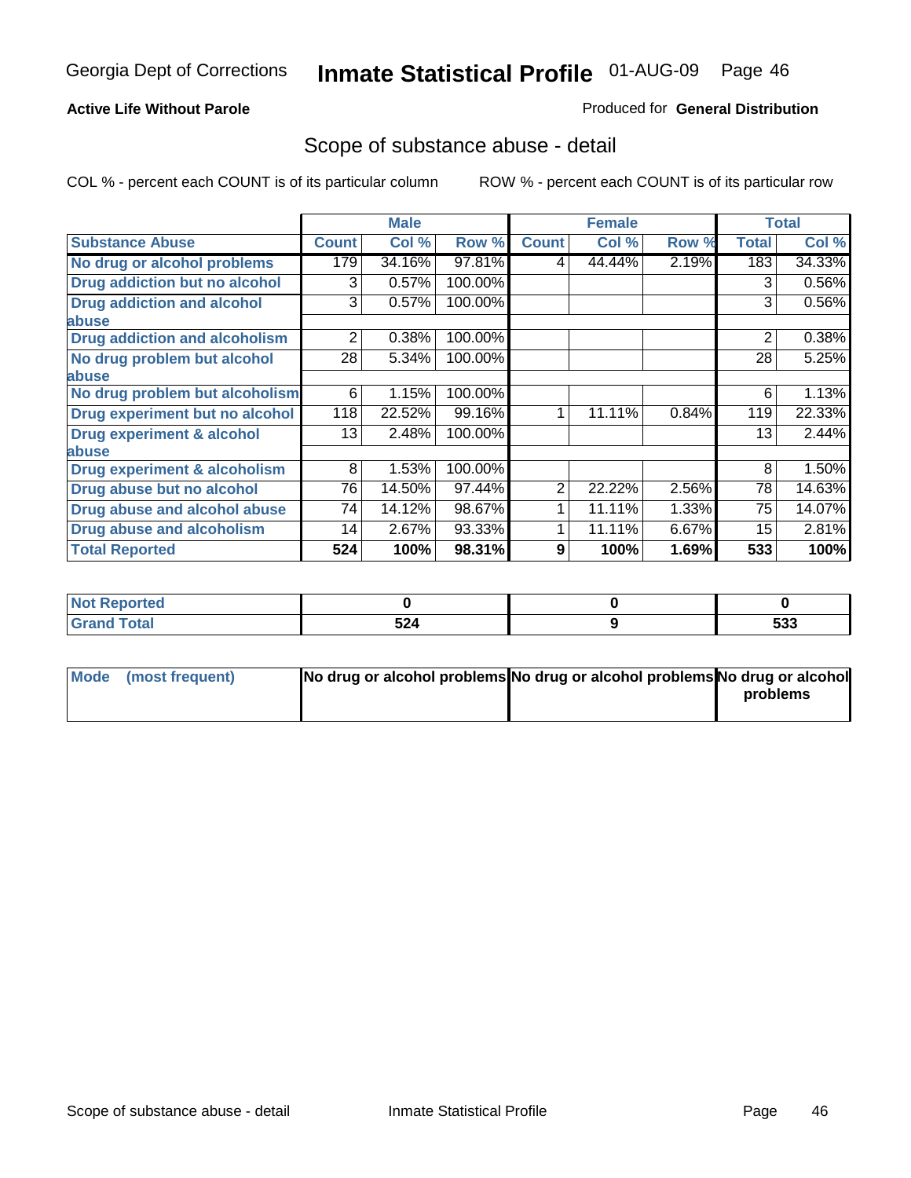Georgia Dept of Corrections **Inmate Statistical Profile** 01-AUG-09

**Active Life Without Parole**

Produced for **General Distribution**

## Scope of substance abuse - detail

COL % - percent each COUNT is of its particular column    ROW % - percent each COUNT is of its particular row

| | Male | | | Female | | | Total | |
|---|---|---|---|---|---|---|---|---|
| **Substance Abuse** | **Count** | **Col %** | **Row %** | **Count** | **Col %** | **Row %** | **Total** | **Col %** |
| **No drug or alcohol problems** | 179 | 34.16% | 97.81% | 4 | 44.44% | 2.19% | 183 | 34.33% |
| **Drug addiction but no alcohol** | 3 | 0.57% | 100.00% | | | | 3 | 0.56% |
| **Drug addiction and alcohol abuse** | 3 | 0.57% | 100.00% | | | | 3 | 0.56% |
| **Drug addiction and alcoholism** | 2 | 0.38% | 100.00% | | | | 2 | 0.38% |
| **No drug problem but alcohol abuse** | 28 | 5.34% | 100.00% | | | | 28 | 5.25% |
| **No drug problem but alcoholism** | 6 | 1.15% | 100.00% | | | | 6 | 1.13% |
| **Drug experiment but no alcohol** | 118 | 22.52% | 99.16% | 1 | 11.11% | 0.84% | 119 | 22.33% |
| **Drug experiment & alcohol abuse** | 13 | 2.48% | 100.00% | | | | 13 | 2.44% |
| **Drug experiment & alcoholism** | 8 | 1.53% | 100.00% | | | | 8 | 1.50% |
| **Drug abuse but no alcohol** | 76 | 14.50% | 97.44% | 2 | 22.22% | 2.56% | 78 | 14.63% |
| **Drug abuse and alcohol abuse** | 74 | 14.12% | 98.67% | 1 | 11.11% | 1.33% | 75 | 14.07% |
| **Drug abuse and alcoholism** | 14 | 2.67% | 93.33% | 1 | 11.11% | 6.67% | 15 | 2.81% |
| **Total Reported** | **524** | **100%** | **98.31%** | **9** | **100%** | **1.69%** | **533** | **100%** |

| | Male | Female | Total |
|---|---|---|---|
| **Not Reported** | **0** | **0** | **0** |
| **Grand Total** | **524** | **9** | **533** |

| | Male | Female | Total |
|---|---|---|---|
| **Mode (most frequent)** | **No drug or alcohol problems** | **No drug or alcohol problems** | **No drug or alcohol problems** |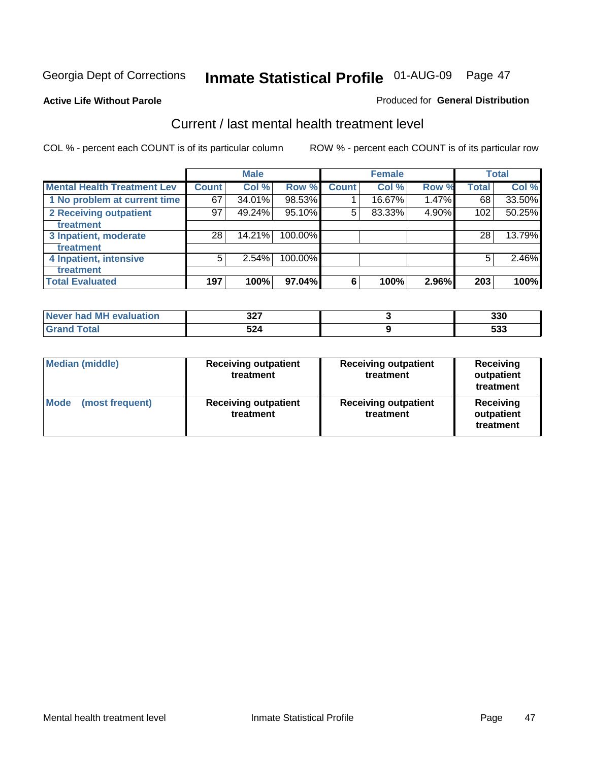Georgia Dept of Corrections **Inmate Statistical Profile** 01-AUG-09

**Active Life Without Parole**

Produced for **General Distribution**

## Current / last mental health treatment level

COL % - percent each COUNT is of its particular column

ROW % - percent each COUNT is of its particular row

| | Male | | | Female | | | Total | |
|---|---|---|---|---|---|---|---|---|
| **Mental Health Treatment Lev** | **Count** | **Col %** | **Row %** | **Count** | **Col %** | **Row %** | **Total** | **Col %** |
| 1 No problem at current time | 67 | 34.01% | 98.53% | 1 | 16.67% | 1.47% | 68 | 33.50% |
| 2 Receiving outpatient treatment | 97 | 49.24% | 95.10% | 5 | 83.33% | 4.90% | 102 | 50.25% |
| 3 Inpatient, moderate treatment | 28 | 14.21% | 100.00% | | | | 28 | 13.79% |
| 4 Inpatient, intensive treatment | 5 | 2.54% | 100.00% | | | | 5 | 2.46% |
| **Total Evaluated** | **197** | **100%** | **97.04%** | **6** | **100%** | **2.96%** | **203** | **100%** |

| | Male | Female | Total |
|---|---|---|---|
| **Never had MH evaluation** | **327** | **3** | **330** |
| **Grand Total** | **524** | **9** | **533** |

| | Male | Female | Total |
|---|---|---|---|
| **Median (middle)** | **Receiving outpatient treatment** | **Receiving outpatient treatment** | **Receiving outpatient treatment** |
| **Mode (most frequent)** | **Receiving outpatient treatment** | **Receiving outpatient treatment** | **Receiving outpatient treatment** |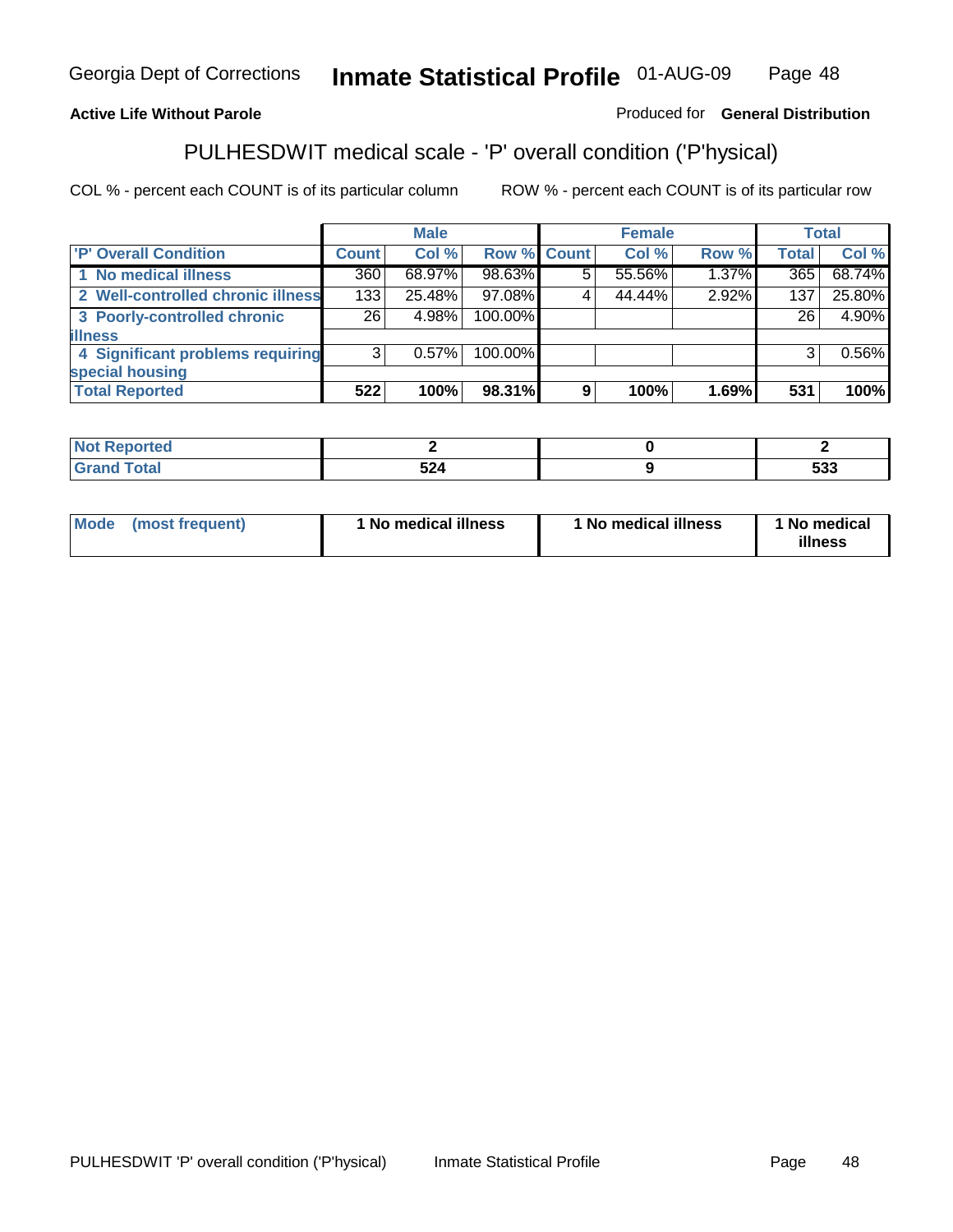Georgia Dept of Corrections **Inmate Statistical Profile** 01-AUG-09

**Active Life Without Parole**

Produced for **General Distribution**

## PULHESDWIT medical scale - 'P' overall condition ('P'hysical)

COL % - percent each COUNT is of its particular column ROW % - percent each COUNT is of its particular row

| | Male | | | Female | | | Total | |
|---|---|---|---|---|---|---|---|---|
| 'P' Overall Condition | Count | Col % | Row % | Count | Col % | Row % | Total | Col % |
| 1 No medical illness | 360 | 68.97% | 98.63% | 5 | 55.56% | 1.37% | 365 | 68.74% |
| 2 Well-controlled chronic illness | 133 | 25.48% | 97.08% | 4 | 44.44% | 2.92% | 137 | 25.80% |
| 3 Poorly-controlled chronic illness | 26 | 4.98% | 100.00% | | | | 26 | 4.90% |
| 4 Significant problems requiring special housing | 3 | 0.57% | 100.00% | | | | 3 | 0.56% |
| **Total Reported** | **522** | **100%** | **98.31%** | **9** | **100%** | **1.69%** | **531** | **100%** |

| | Male | Female | Total |
|---|---|---|---|
| Not Reported | 2 | 0 | 2 |
| Grand Total | 524 | 9 | 533 |

| | Male | Female | Total |
|---|---|---|---|
| Mode (most frequent) | 1 No medical illness | 1 No medical illness | 1 No medical illness |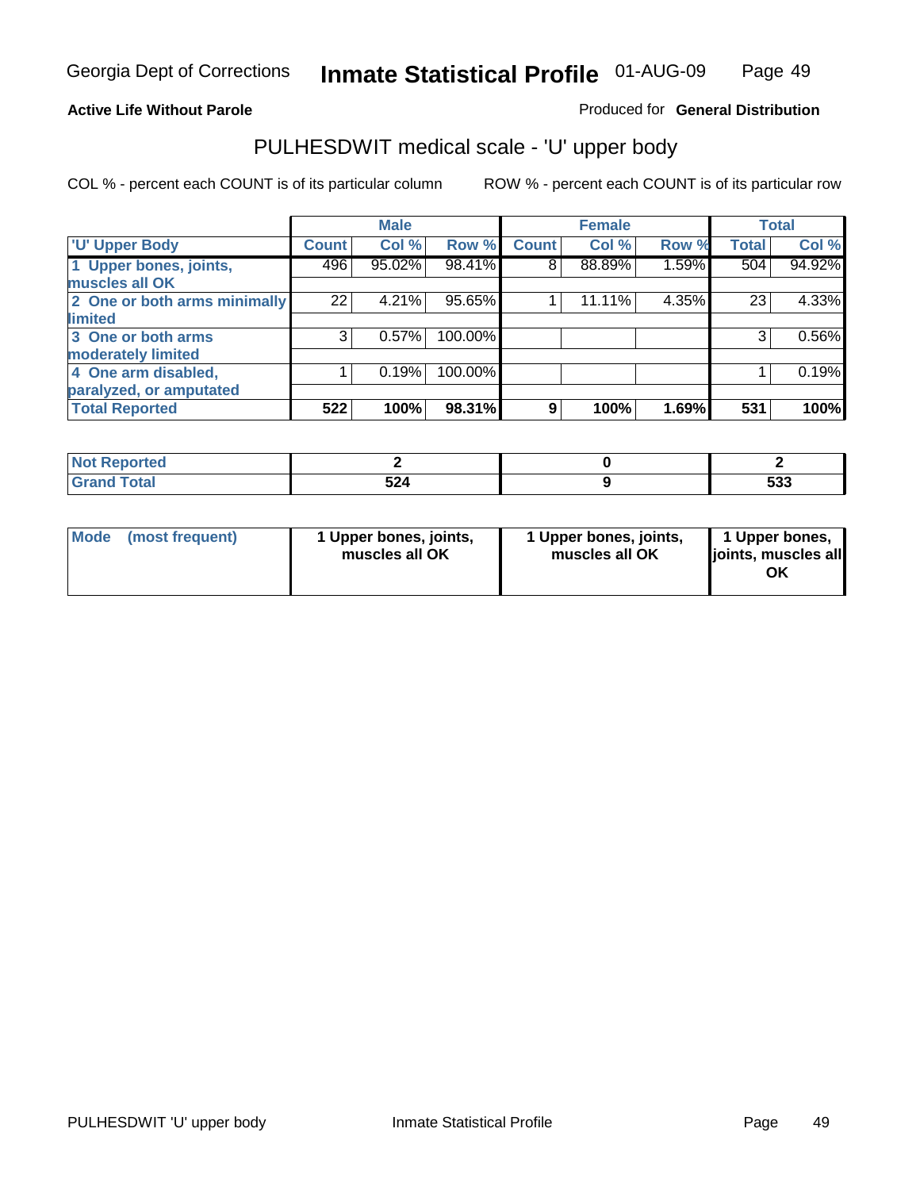Georgia Dept of Corrections **Inmate Statistical Profile** 01-AUG-09

**Active Life Without Parole**

Produced for **General Distribution**

## PULHESDWIT medical scale - 'U' upper body

COL % - percent each COUNT is of its particular column

ROW % - percent each COUNT is of its particular row

| | Male | | | Female | | | Total | |
|---|---|---|---|---|---|---|---|---|
| 'U' Upper Body | Count | Col % | Row % | Count | Col % | Row % | Total | Col % |
| 1 Upper bones, joints, muscles all OK | 496 | 95.02% | 98.41% | 8 | 88.89% | 1.59% | 504 | 94.92% |
| 2 One or both arms minimally limited | 22 | 4.21% | 95.65% | 1 | 11.11% | 4.35% | 23 | 4.33% |
| 3 One or both arms moderately limited | 3 | 0.57% | 100.00% | | | | 3 | 0.56% |
| 4 One arm disabled, paralyzed, or amputated | 1 | 0.19% | 100.00% | | | | 1 | 0.19% |
| **Total Reported** | **522** | **100%** | **98.31%** | **9** | **100%** | **1.69%** | **531** | **100%** |

| | Male | Female | Total |
|---|---|---|---|
| Not Reported | 2 | 0 | 2 |
| Grand Total | 524 | 9 | 533 |

| | Male | Female | Total |
|---|---|---|---|
| Mode (most frequent) | 1 Upper bones, joints, muscles all OK | 1 Upper bones, joints, muscles all OK | 1 Upper bones, joints, muscles all OK |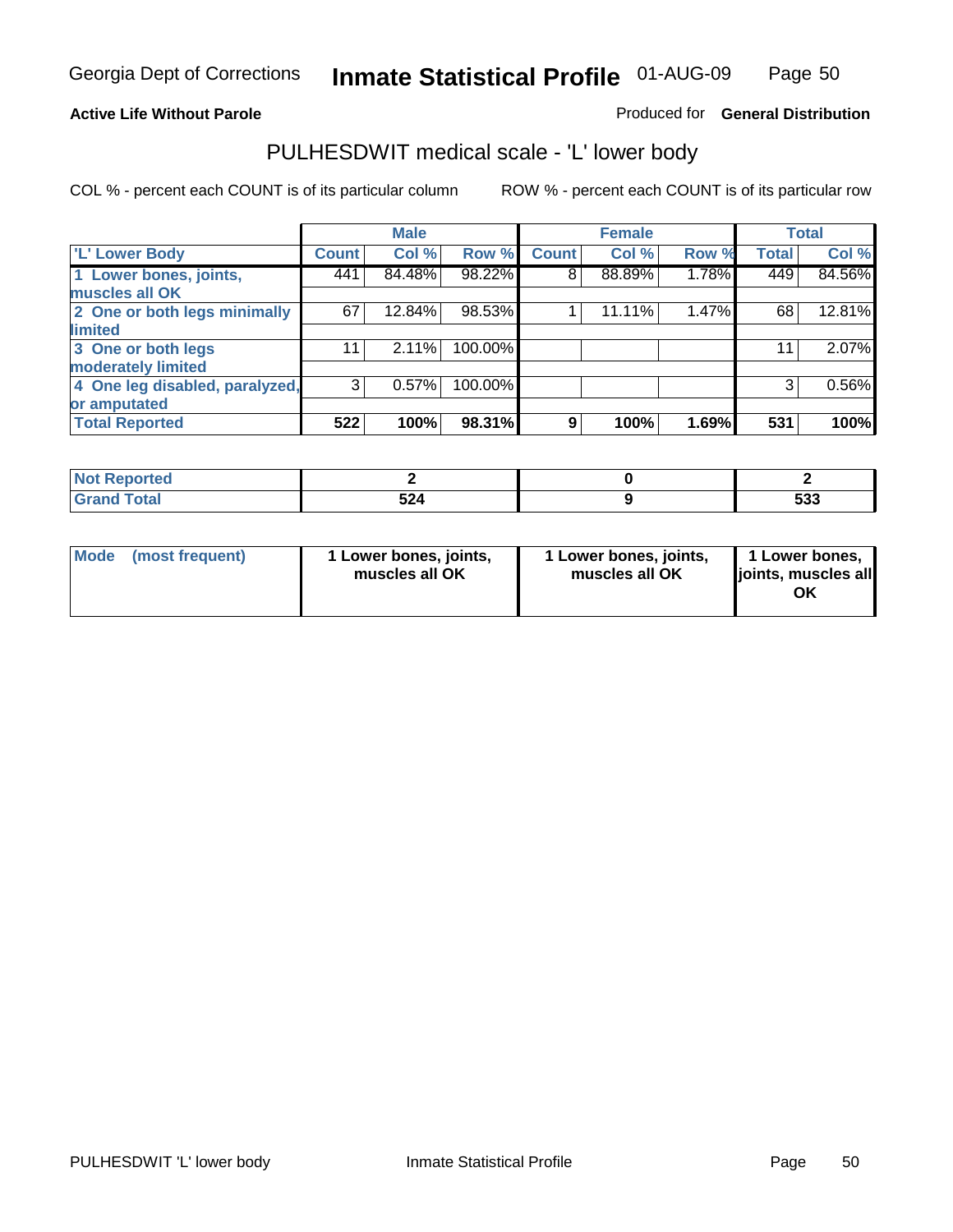**Active Life Without Parole** Produced for **General Distribution**

## PULHESDWIT medical scale - 'L' lower body

COL % - percent each COUNT is of its particular column ROW % - percent each COUNT is of its particular row

| | Male | | | Female | | | Total | |
|---|---|---|---|---|---|---|---|---|
| 'L' Lower Body | Count | Col % | Row % | Count | Col % | Row % | Total | Col % |
| 1 Lower bones, joints, muscles all OK | 441 | 84.48% | 98.22% | 8 | 88.89% | 1.78% | 449 | 84.56% |
| 2 One or both legs minimally limited | 67 | 12.84% | 98.53% | 1 | 11.11% | 1.47% | 68 | 12.81% |
| 3 One or both legs moderately limited | 11 | 2.11% | 100.00% | | | | 11 | 2.07% |
| 4 One leg disabled, paralyzed, or amputated | 3 | 0.57% | 100.00% | | | | 3 | 0.56% |
| **Total Reported** | **522** | **100%** | **98.31%** | **9** | **100%** | **1.69%** | **531** | **100%** |

| | Male | Female | Total |
|---|---|---|---|
| Not Reported | 2 | 0 | 2 |
| Grand Total | 524 | 9 | 533 |

| | Male | Female | Total |
|---|---|---|---|
| Mode (most frequent) | 1 Lower bones, joints, muscles all OK | 1 Lower bones, joints, muscles all OK | 1 Lower bones, joints, muscles all OK |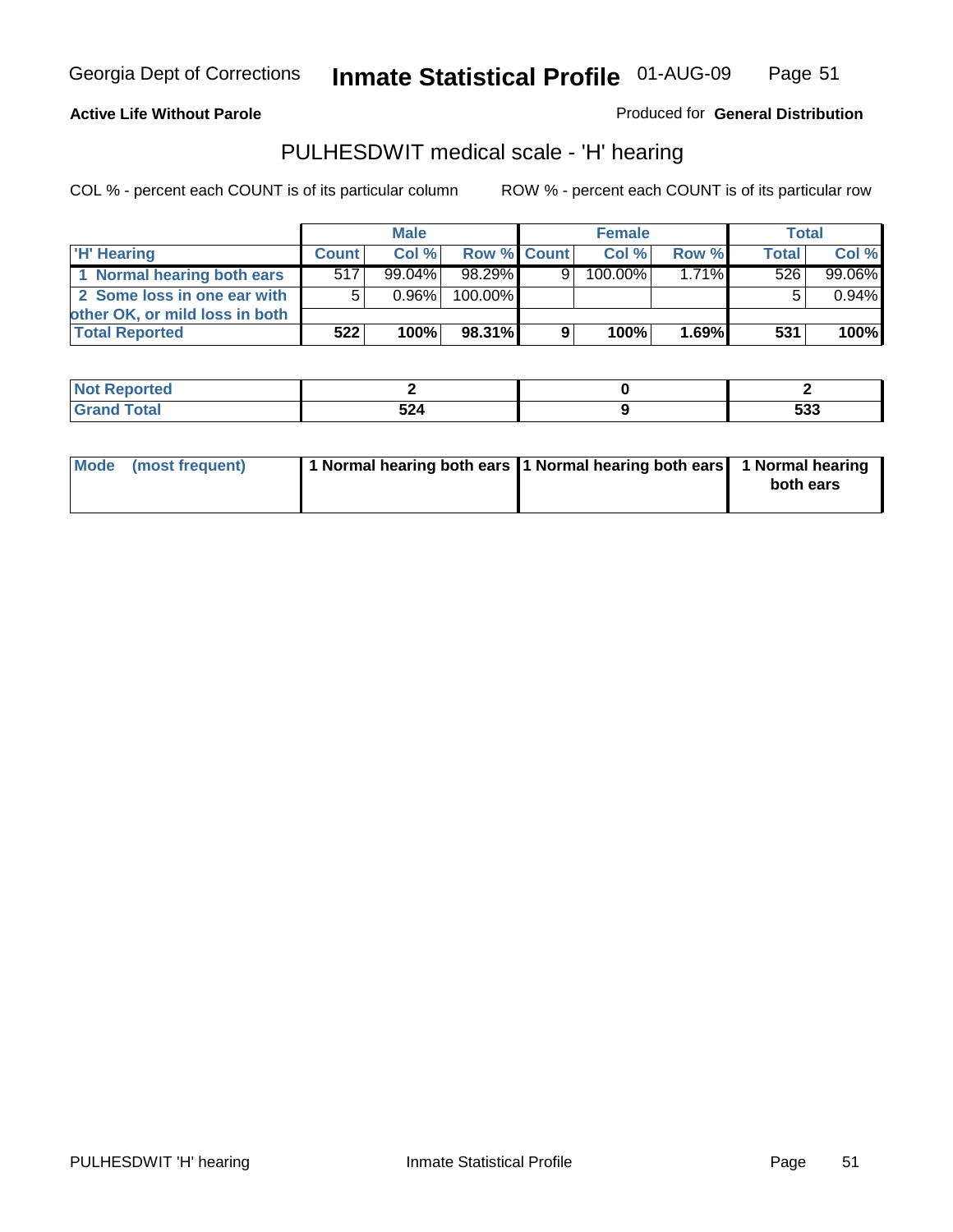Georgia Dept of Corrections **Inmate Statistical Profile** 01-AUG-09

**Active Life Without Parole**

Produced for **General Distribution**

## PULHESDWIT medical scale - 'H' hearing

COL % - percent each COUNT is of its particular column

ROW % - percent each COUNT is of its particular row

| | Male | | | Female | | | Total | |
|---|---|---|---|---|---|---|---|---|
| 'H' Hearing | Count | Col % | Row % | Count | Col % | Row % | Total | Col % |
| 1 Normal hearing both ears | 517 | 99.04% | 98.29% | 9 | 100.00% | 1.71% | 526 | 99.06% |
| 2 Some loss in one ear with other OK, or mild loss in both | 5 | 0.96% | 100.00% | | | | 5 | 0.94% |
| **Total Reported** | **522** | **100%** | **98.31%** | **9** | **100%** | **1.69%** | **531** | **100%** |

| | Male | Female | Total |
|---|---|---|---|
| Not Reported | **2** | **0** | **2** |
| Grand Total | **524** | **9** | **533** |

| | Male | Female | Total |
|---|---|---|---|
| Mode (most frequent) | **1 Normal hearing both ears** | **1 Normal hearing both ears** | **1 Normal hearing both ears** |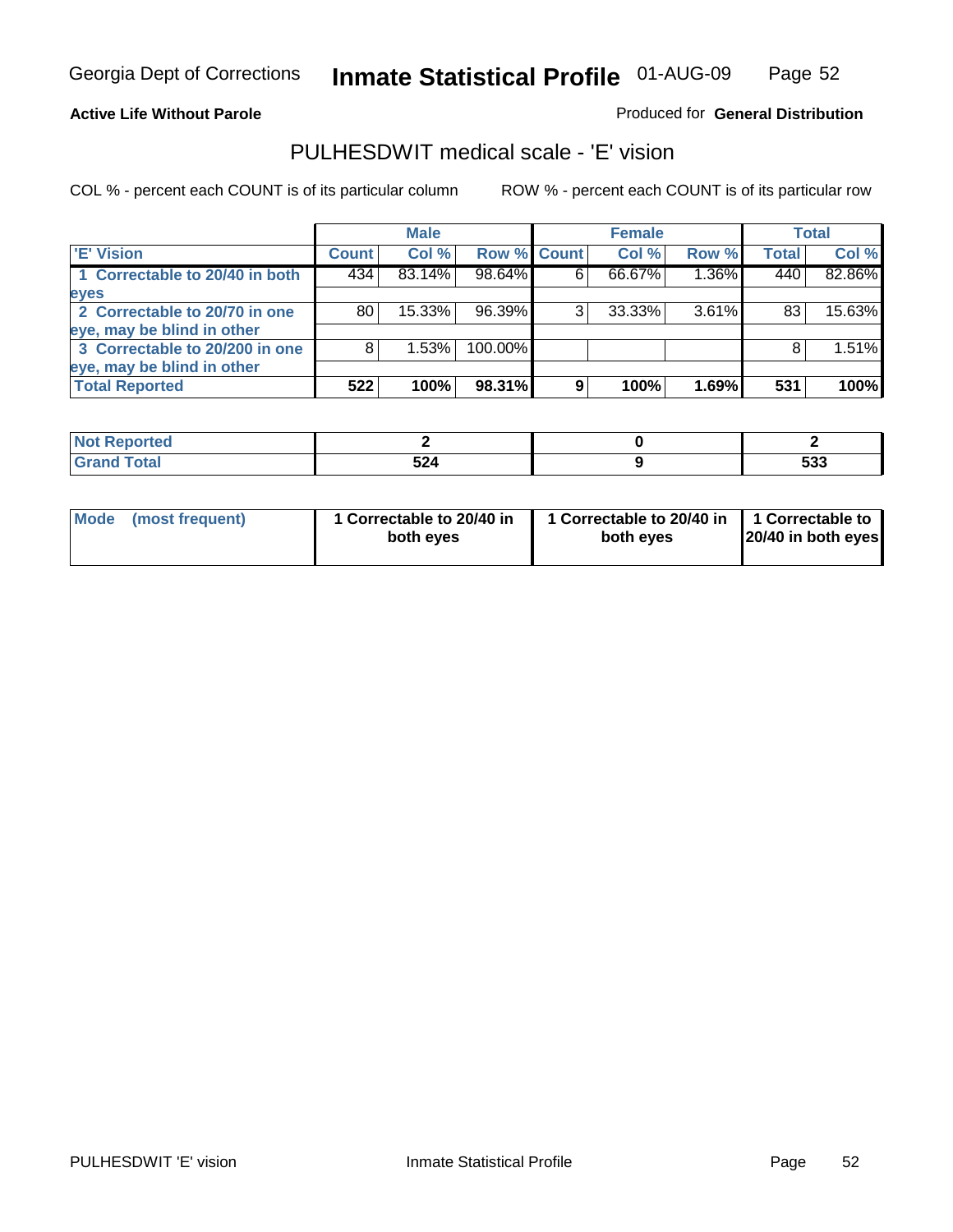Georgia Dept of Corrections **Inmate Statistical Profile** 01-AUG-09

**Active Life Without Parole**

Produced for **General Distribution**

## PULHESDWIT medical scale - 'E' vision

COL % - percent each COUNT is of its particular column

ROW % - percent each COUNT is of its particular row

| | Male | | | Female | | | Total | |
|---|---|---|---|---|---|---|---|---|
| 'E' Vision | Count | Col % | Row % | Count | Col % | Row % | Total | Col % |
| 1 Correctable to 20/40 in both eyes | 434 | 83.14% | 98.64% | 6 | 66.67% | 1.36% | 440 | 82.86% |
| 2 Correctable to 20/70 in one eye, may be blind in other | 80 | 15.33% | 96.39% | 3 | 33.33% | 3.61% | 83 | 15.63% |
| 3 Correctable to 20/200 in one eye, may be blind in other | 8 | 1.53% | 100.00% | | | | 8 | 1.51% |
| **Total Reported** | **522** | **100%** | **98.31%** | **9** | **100%** | **1.69%** | **531** | **100%** |

| | Male | Female | Total |
|---|---|---|---|
| Not Reported | **2** | **0** | **2** |
| Grand Total | **524** | **9** | **533** |

| | Male | Female | Total |
|---|---|---|---|
| Mode (most frequent) | **1 Correctable to 20/40 in both eyes** | **1 Correctable to 20/40 in both eyes** | **1 Correctable to 20/40 in both eyes** |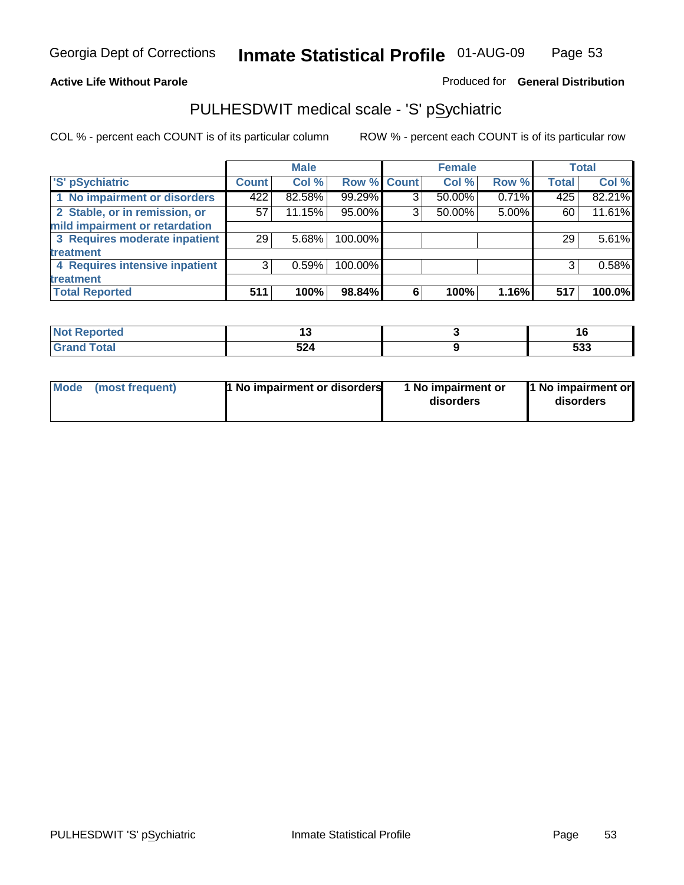Georgia Dept of Corrections **Inmate Statistical Profile** 01-AUG-09

**Active Life Without Parole**

Produced for **General Distribution**

## PULHESDWIT medical scale - 'S' pSychiatric

COL % - percent each COUNT is of its particular column

ROW % - percent each COUNT is of its particular row

| | Male | | | Female | | | Total | |
|---|---|---|---|---|---|---|---|---|
| 'S' pSychiatric | Count | Col % | Row % | Count | Col % | Row % | Total | Col % |
| 1 No impairment or disorders | 422 | 82.58% | 99.29% | 3 | 50.00% | 0.71% | 425 | 82.21% |
| 2 Stable, or in remission, or mild impairment or retardation | 57 | 11.15% | 95.00% | 3 | 50.00% | 5.00% | 60 | 11.61% |
| 3 Requires moderate inpatient treatment | 29 | 5.68% | 100.00% | | | | 29 | 5.61% |
| 4 Requires intensive inpatient treatment | 3 | 0.59% | 100.00% | | | | 3 | 0.58% |
| **Total Reported** | **511** | **100%** | **98.84%** | **6** | **100%** | **1.16%** | **517** | **100.0%** |

| | Male | Female | Total |
|---|---|---|---|
| Not Reported | 13 | 3 | 16 |
| Grand Total | 524 | 9 | 533 |

| | Male | Female | Total |
|---|---|---|---|
| Mode (most frequent) | 1 No impairment or disorders | 1 No impairment or disorders | 1 No impairment or disorders |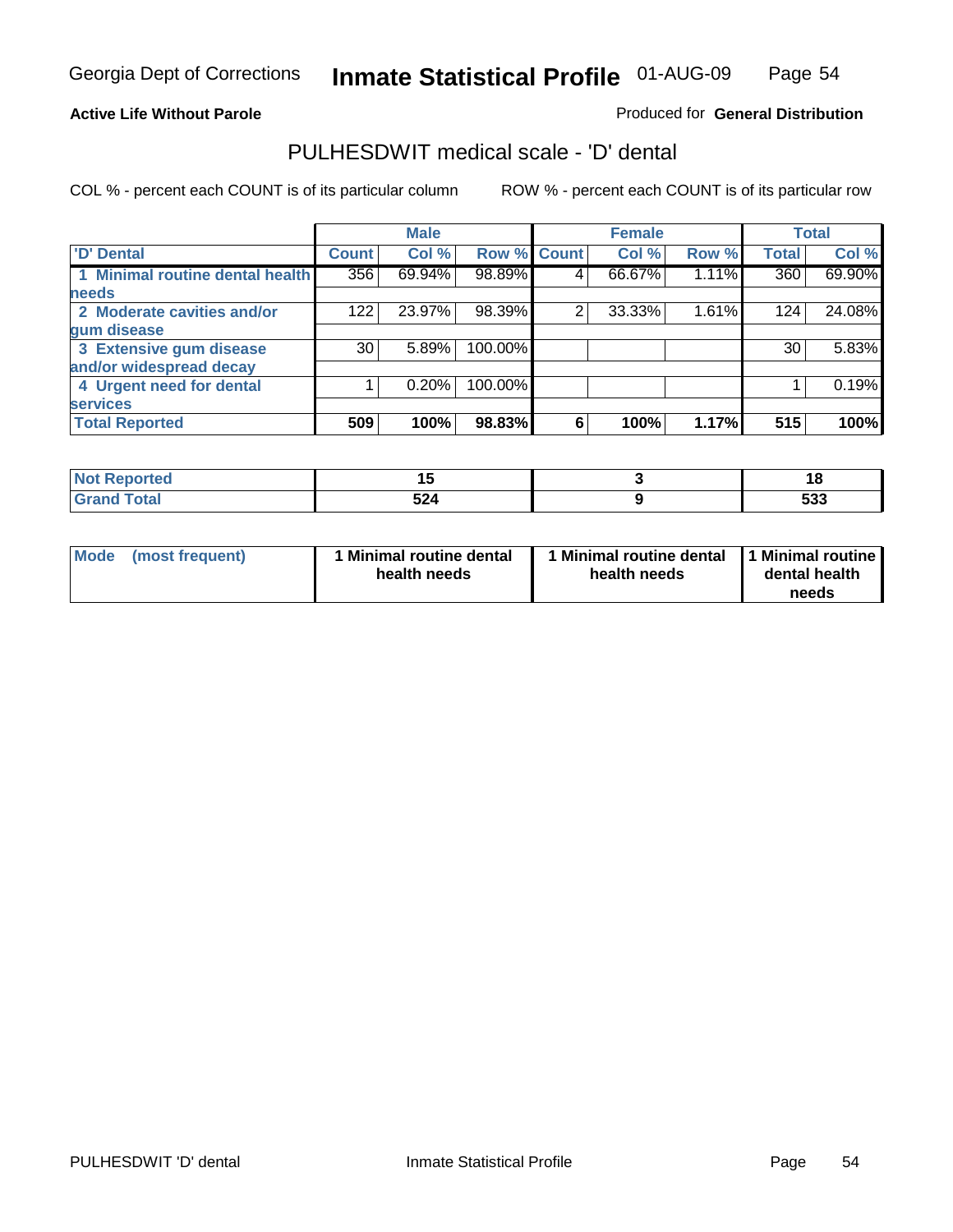**Active Life Without Parole**

Produced for **General Distribution**

## PULHESDWIT medical scale - 'D' dental

COL % - percent each COUNT is of its particular column

ROW % - percent each COUNT is of its particular row

| | Male | | | Female | | | Total | |
|---|---|---|---|---|---|---|---|---|
| 'D' Dental | Count | Col % | Row % | Count | Col % | Row % | Total | Col % |
| 1 Minimal routine dental health needs | 356 | 69.94% | 98.89% | 4 | 66.67% | 1.11% | 360 | 69.90% |
| 2 Moderate cavities and/or gum disease | 122 | 23.97% | 98.39% | 2 | 33.33% | 1.61% | 124 | 24.08% |
| 3 Extensive gum disease and/or widespread decay | 30 | 5.89% | 100.00% | | | | 30 | 5.83% |
| 4 Urgent need for dental services | 1 | 0.20% | 100.00% | | | | 1 | 0.19% |
| **Total Reported** | **509** | **100%** | **98.83%** | **6** | **100%** | **1.17%** | **515** | **100%** |

| | Male | Female | Total |
|---|---|---|---|
| Not Reported | 15 | 3 | 18 |
| Grand Total | 524 | 9 | 533 |

| | Male | Female | Total |
|---|---|---|---|
| Mode (most frequent) | 1 Minimal routine dental health needs | 1 Minimal routine dental health needs | 1 Minimal routine dental health needs |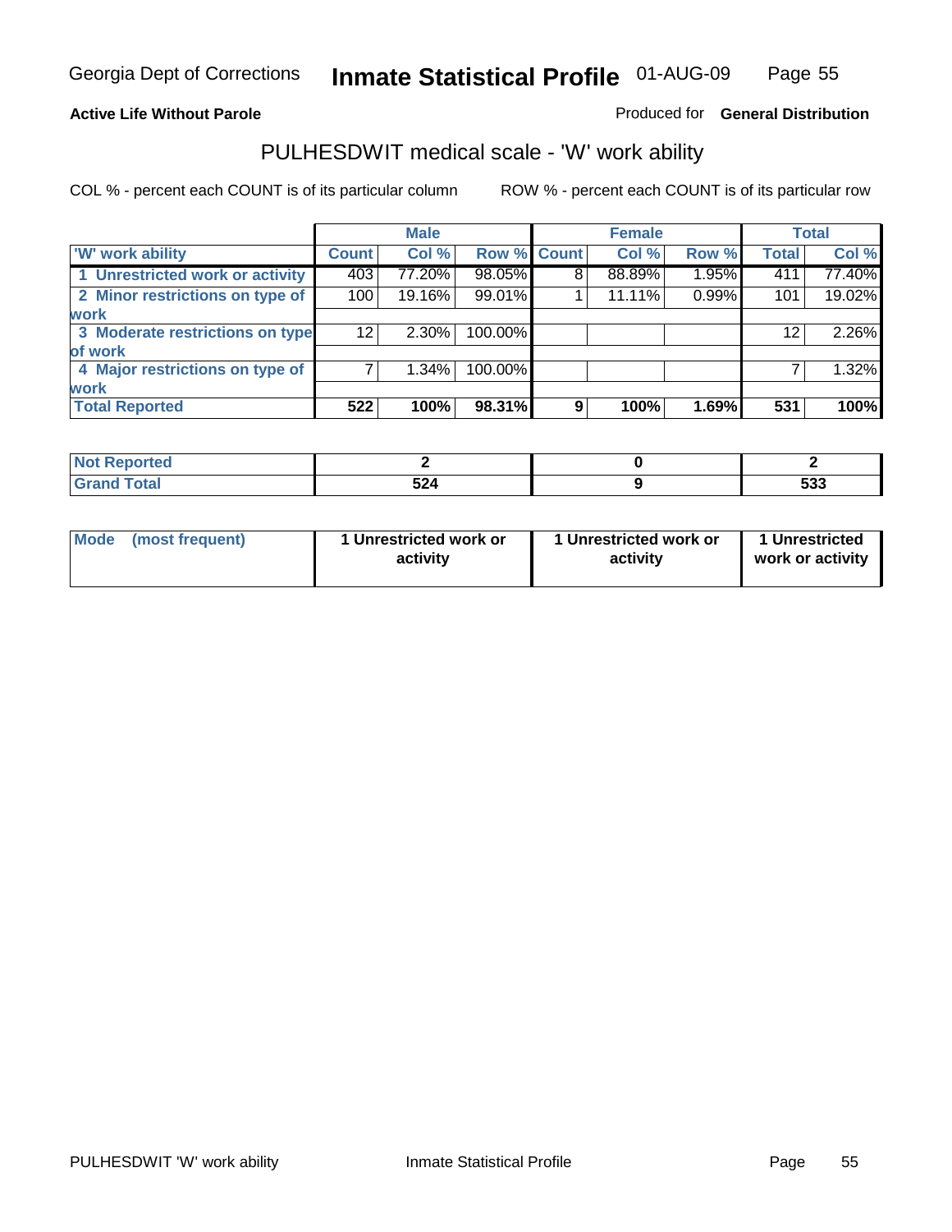# Inmate Statistical Profile

Georgia Dept of Corrections — 01-AUG-09

**Active Life Without Parole** — Produced for **General Distribution**

## PULHESDWIT medical scale - 'W' work ability

COL % - percent each COUNT is of its particular column        ROW % - percent each COUNT is of its particular row

| | Male | | | Female | | | Total | |
|---|---|---|---|---|---|---|---|---|
| **'W' work ability** | **Count** | **Col %** | **Row %** | **Count** | **Col %** | **Row %** | **Total** | **Col %** |
| **1 Unrestricted work or activity** | 403 | 77.20% | 98.05% | 8 | 88.89% | 1.95% | 411 | 77.40% |
| **2 Minor restrictions on type of work** | 100 | 19.16% | 99.01% | 1 | 11.11% | 0.99% | 101 | 19.02% |
| **3 Moderate restrictions on type of work** | 12 | 2.30% | 100.00% | | | | 12 | 2.26% |
| **4 Major restrictions on type of work** | 7 | 1.34% | 100.00% | | | | 7 | 1.32% |
| **Total Reported** | **522** | **100%** | **98.31%** | **9** | **100%** | **1.69%** | **531** | **100%** |

| | Male | Female | Total |
|---|---|---|---|
| **Not Reported** | **2** | **0** | **2** |
| **Grand Total** | **524** | **9** | **533** |

| | Male | Female | Total |
|---|---|---|---|
| **Mode (most frequent)** | **1 Unrestricted work or activity** | **1 Unrestricted work or activity** | **1 Unrestricted work or activity** |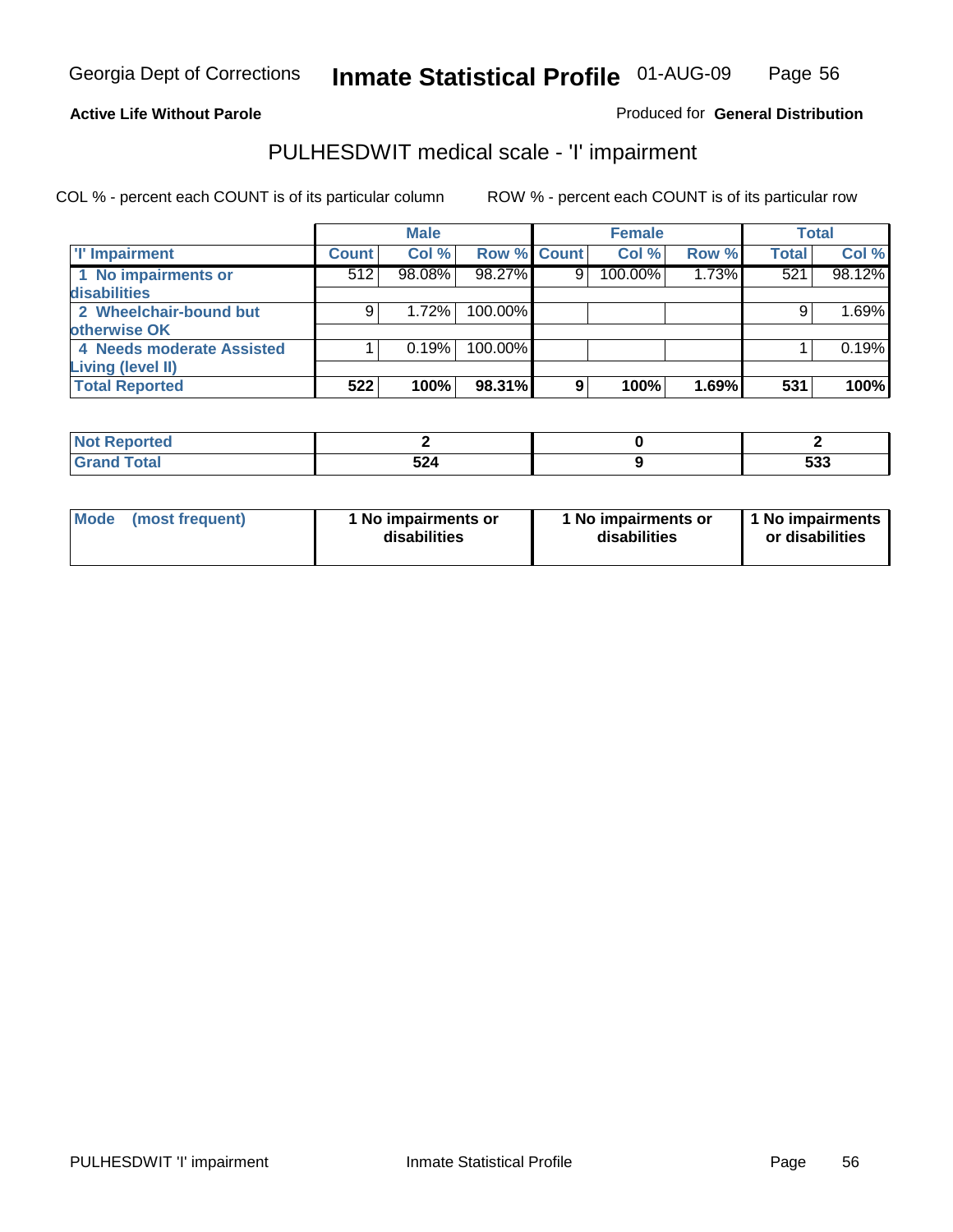**Active Life Without Parole**

Produced for **General Distribution**

## PULHESDWIT medical scale - 'I' impairment

COL % - percent each COUNT is of its particular column

ROW % - percent each COUNT is of its particular row

| | Male | | | Female | | | Total | |
|---|---|---|---|---|---|---|---|---|
| **'I' Impairment** | **Count** | **Col %** | **Row %** | **Count** | **Col %** | **Row %** | **Total** | **Col %** |
| **1 No impairments or disabilities** | 512 | 98.08% | 98.27% | 9 | 100.00% | 1.73% | 521 | 98.12% |
| **2 Wheelchair-bound but otherwise OK** | 9 | 1.72% | 100.00% | | | | 9 | 1.69% |
| **4 Needs moderate Assisted Living (level II)** | 1 | 0.19% | 100.00% | | | | 1 | 0.19% |
| **Total Reported** | **522** | **100%** | **98.31%** | **9** | **100%** | **1.69%** | **531** | **100%** |

| | Male | Female | Total |
|---|---|---|---|
| **Not Reported** | **2** | **0** | **2** |
| **Grand Total** | **524** | **9** | **533** |

| | Male | Female | Total |
|---|---|---|---|
| **Mode (most frequent)** | **1 No impairments or disabilities** | **1 No impairments or disabilities** | **1 No impairments or disabilities** |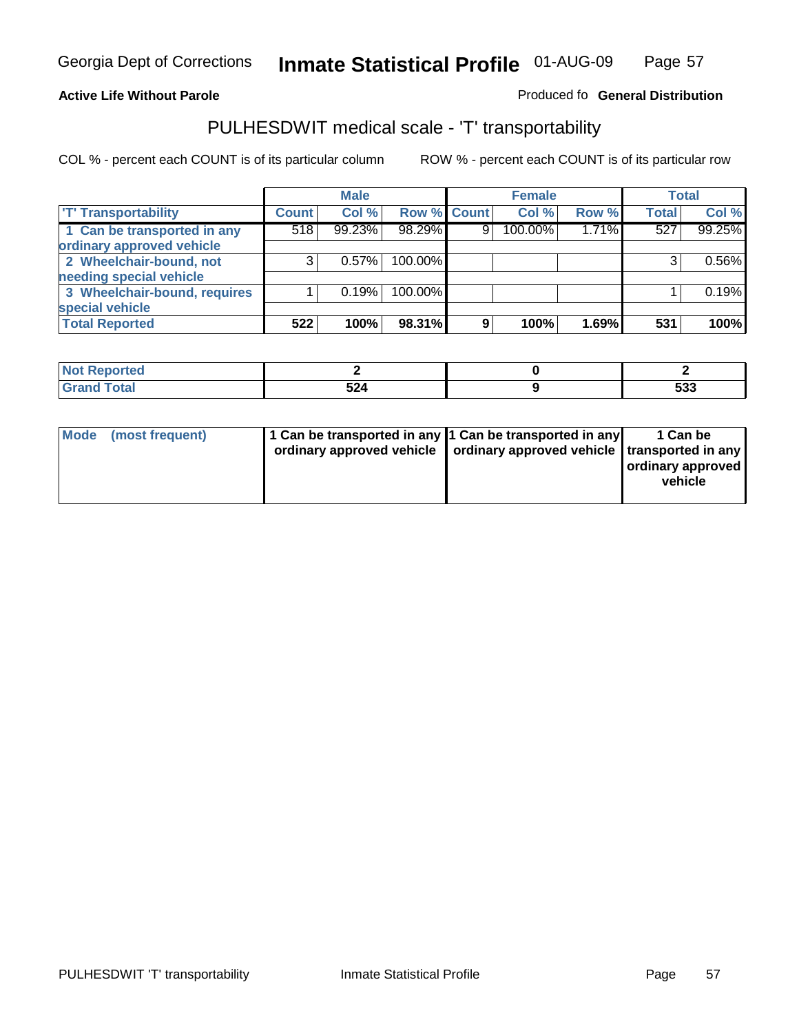**Active Life Without Parole**

Produced fo **General Distribution**

## PULHESDWIT medical scale - 'T' transportability

COL % - percent each COUNT is of its particular column

ROW % - percent each COUNT is of its particular row

| | Male | | | Female | | | Total | |
|---|---|---|---|---|---|---|---|---|
| 'T' Transportability | Count | Col % | Row % | Count | Col % | Row % | Total | Col % |
| 1 Can be transported in any ordinary approved vehicle | 518 | 99.23% | 98.29% | 9 | 100.00% | 1.71% | 527 | 99.25% |
| 2 Wheelchair-bound, not needing special vehicle | 3 | 0.57% | 100.00% | | | | 3 | 0.56% |
| 3 Wheelchair-bound, requires special vehicle | 1 | 0.19% | 100.00% | | | | 1 | 0.19% |
| **Total Reported** | **522** | **100%** | **98.31%** | **9** | **100%** | **1.69%** | **531** | **100%** |

| | Male | Female | Total |
|---|---|---|---|
| Not Reported | 2 | 0 | 2 |
| Grand Total | 524 | 9 | 533 |

| | Male | Female | Total |
|---|---|---|---|
| Mode (most frequent) | 1 Can be transported in any ordinary approved vehicle | 1 Can be transported in any ordinary approved vehicle | 1 Can be transported in any ordinary approved vehicle |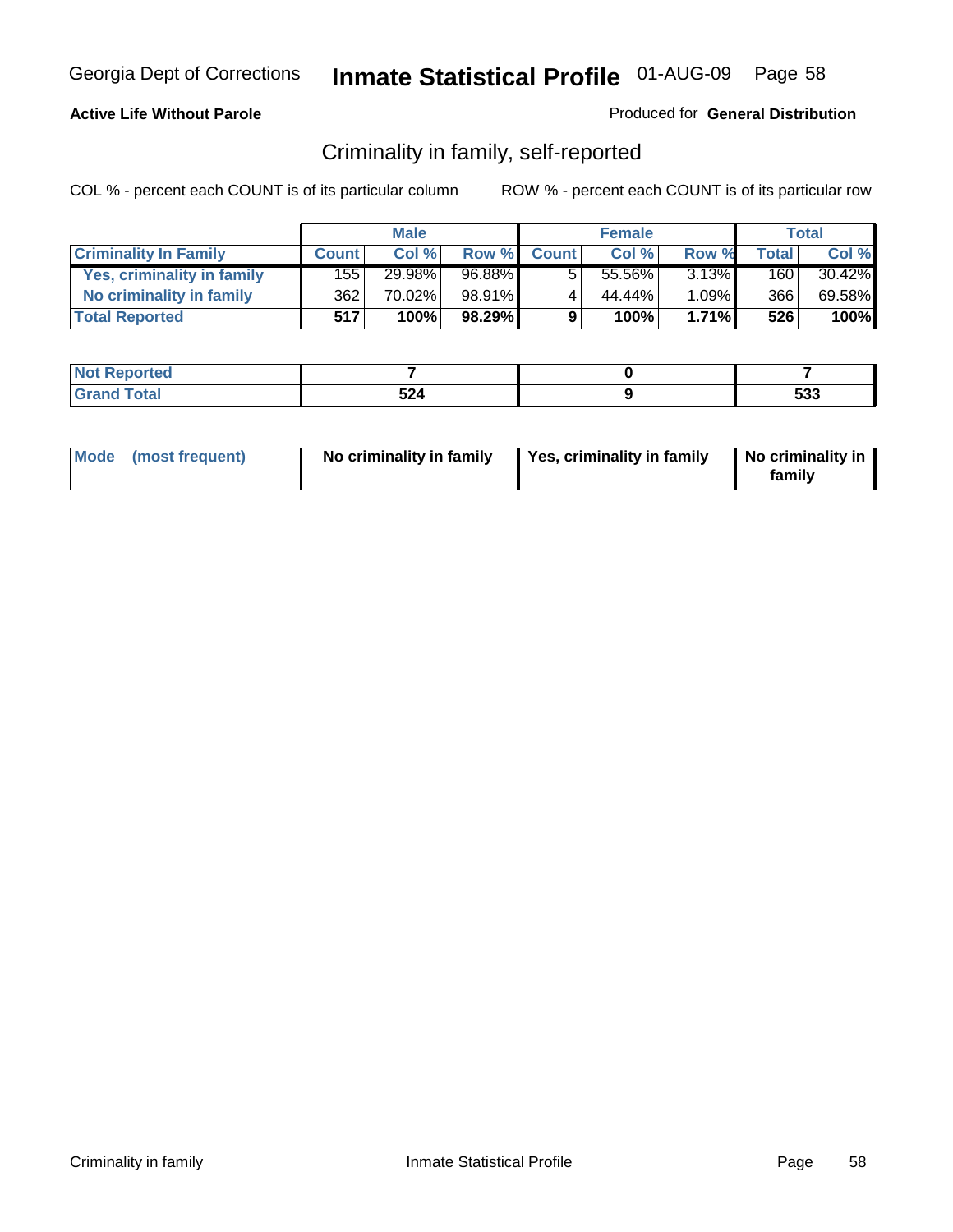**Active Life Without Parole**

Produced for **General Distribution**

## Criminality in family, self-reported

COL % - percent each COUNT is of its particular column

ROW % - percent each COUNT is of its particular row

| | Male | | | Female | | | Total | |
|---|---|---|---|---|---|---|---|---|
| **Criminality In Family** | **Count** | **Col %** | **Row %** | **Count** | **Col %** | **Row %** | **Total** | **Col %** |
| **Yes, criminality in family** | 155 | 29.98% | 96.88% | 5 | 55.56% | 3.13% | 160 | 30.42% |
| **No criminality in family** | 362 | 70.02% | 98.91% | 4 | 44.44% | 1.09% | 366 | 69.58% |
| **Total Reported** | **517** | **100%** | **98.29%** | **9** | **100%** | **1.71%** | **526** | **100%** |

| | Male | Female | Total |
|---|---|---|---|
| **Not Reported** | **7** | **0** | **7** |
| **Grand Total** | **524** | **9** | **533** |

| | Male | Female | Total |
|---|---|---|---|
| **Mode (most frequent)** | **No criminality in family** | **Yes, criminality in family** | **No criminality in family** |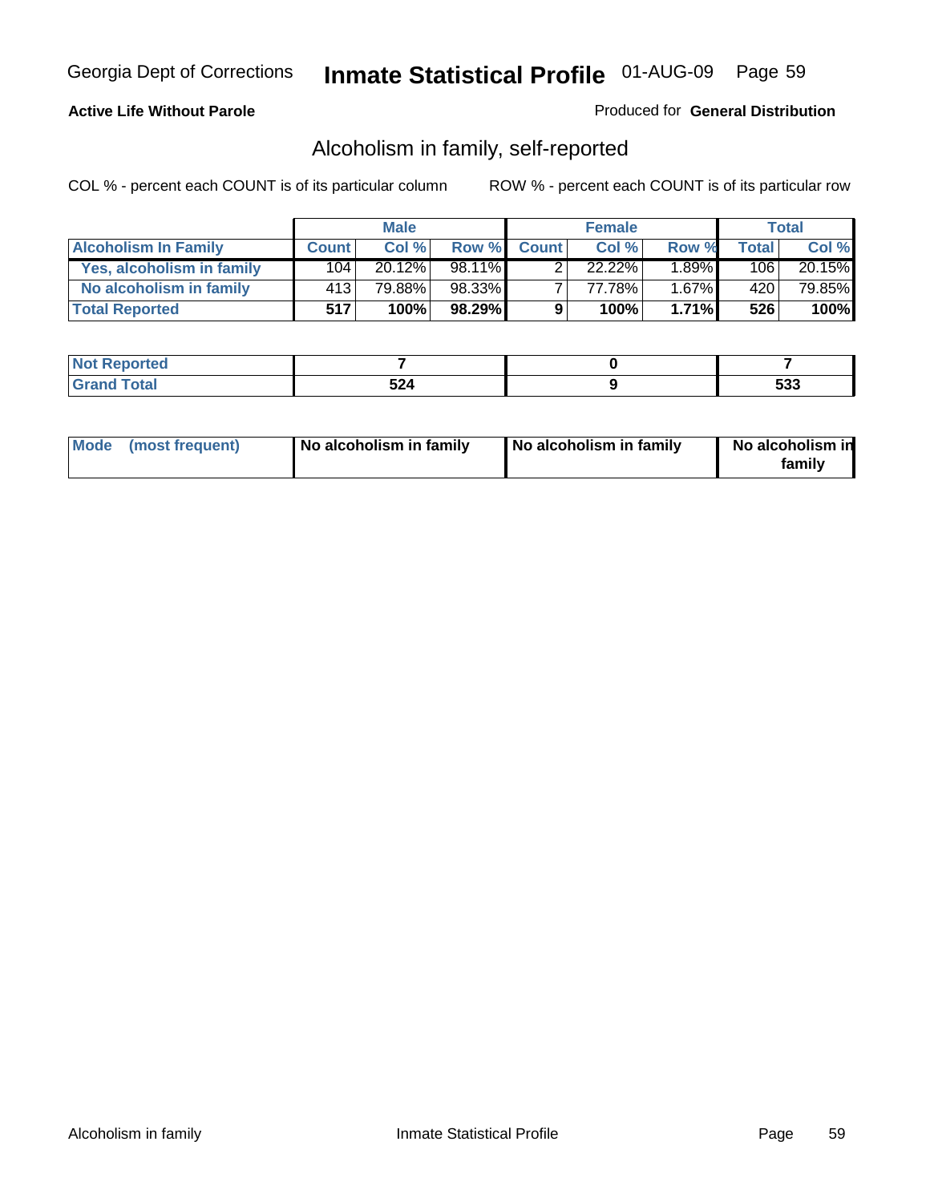Georgia Dept of Corrections **Inmate Statistical Profile** 01-AUG-09

**Active Life Without Parole**

Produced for **General Distribution**

## Alcoholism in family, self-reported

COL % - percent each COUNT is of its particular column

ROW % - percent each COUNT is of its particular row

| | Male | | | Female | | | Total | |
|---|---|---|---|---|---|---|---|---|
| **Alcoholism In Family** | **Count** | **Col %** | **Row %** | **Count** | **Col %** | **Row %** | **Total** | **Col %** |
| **Yes, alcoholism in family** | 104 | 20.12% | 98.11% | 2 | 22.22% | 1.89% | 106 | 20.15% |
| **No alcoholism in family** | 413 | 79.88% | 98.33% | 7 | 77.78% | 1.67% | 420 | 79.85% |
| **Total Reported** | **517** | **100%** | **98.29%** | **9** | **100%** | **1.71%** | **526** | **100%** |

| | Male | Female | Total |
|---|---|---|---|
| **Not Reported** | **7** | **0** | **7** |
| **Grand Total** | **524** | **9** | **533** |

| | Male | Female | Total |
|---|---|---|---|
| **Mode (most frequent)** | **No alcoholism in family** | **No alcoholism in family** | **No alcoholism in family** |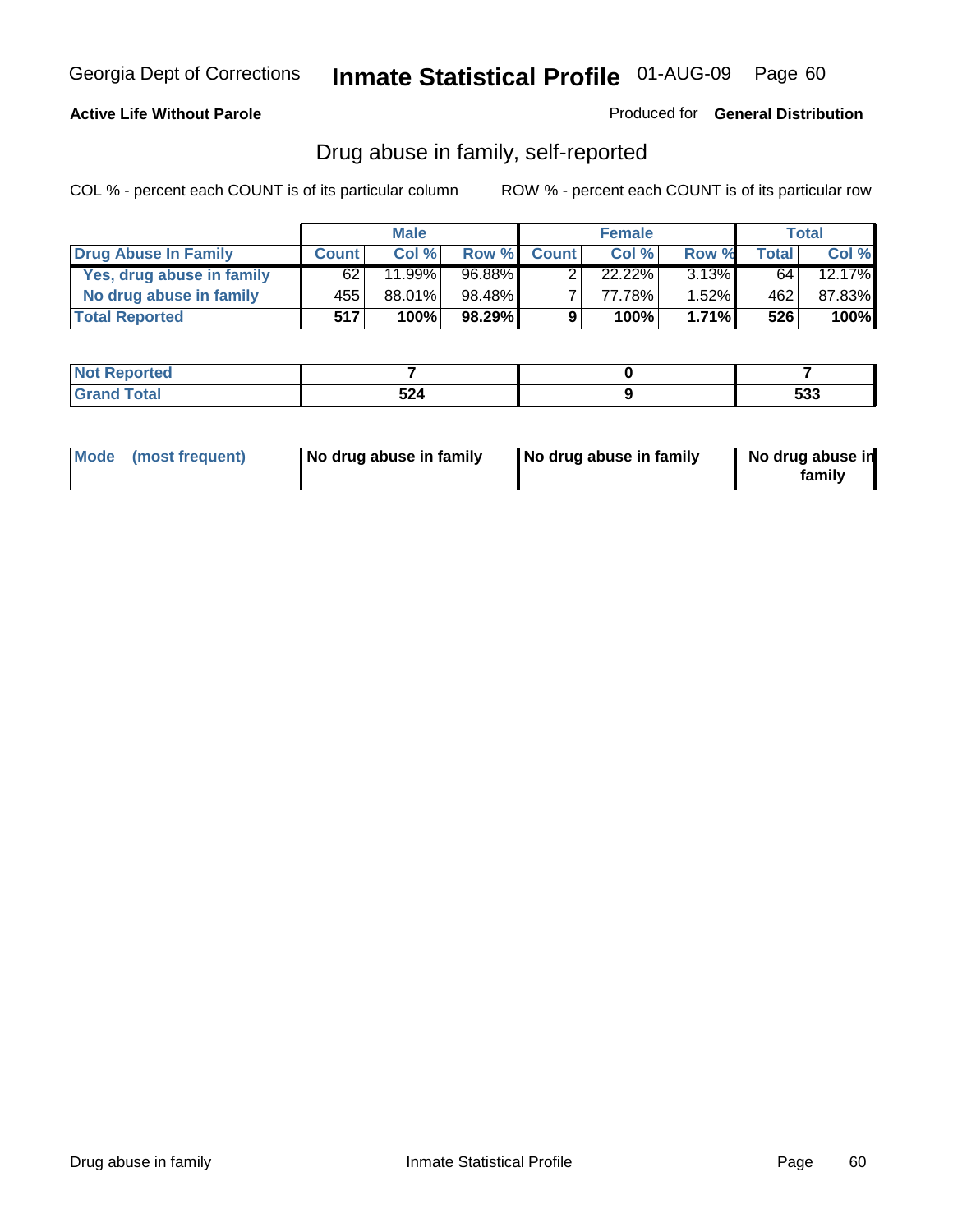Georgia Dept of Corrections **Inmate Statistical Profile** 01-AUG-09

**Active Life Without Parole**

Produced for **General Distribution**

## Drug abuse in family, self-reported

COL % - percent each COUNT is of its particular column ROW % - percent each COUNT is of its particular row

| | Male | | | Female | | | Total | |
|---|---|---|---|---|---|---|---|---|
| **Drug Abuse In Family** | **Count** | **Col %** | **Row %** | **Count** | **Col %** | **Row %** | **Total** | **Col %** |
| **Yes, drug abuse in family** | 62 | 11.99% | 96.88% | 2 | 22.22% | 3.13% | 64 | 12.17% |
| **No drug abuse in family** | 455 | 88.01% | 98.48% | 7 | 77.78% | 1.52% | 462 | 87.83% |
| **Total Reported** | **517** | **100%** | **98.29%** | **9** | **100%** | **1.71%** | **526** | **100%** |

| | Male | Female | Total |
|---|---|---|---|
| **Not Reported** | **7** | **0** | **7** |
| **Grand Total** | **524** | **9** | **533** |

| | Male | Female | Total |
|---|---|---|---|
| **Mode (most frequent)** | **No drug abuse in family** | **No drug abuse in family** | **No drug abuse in family** |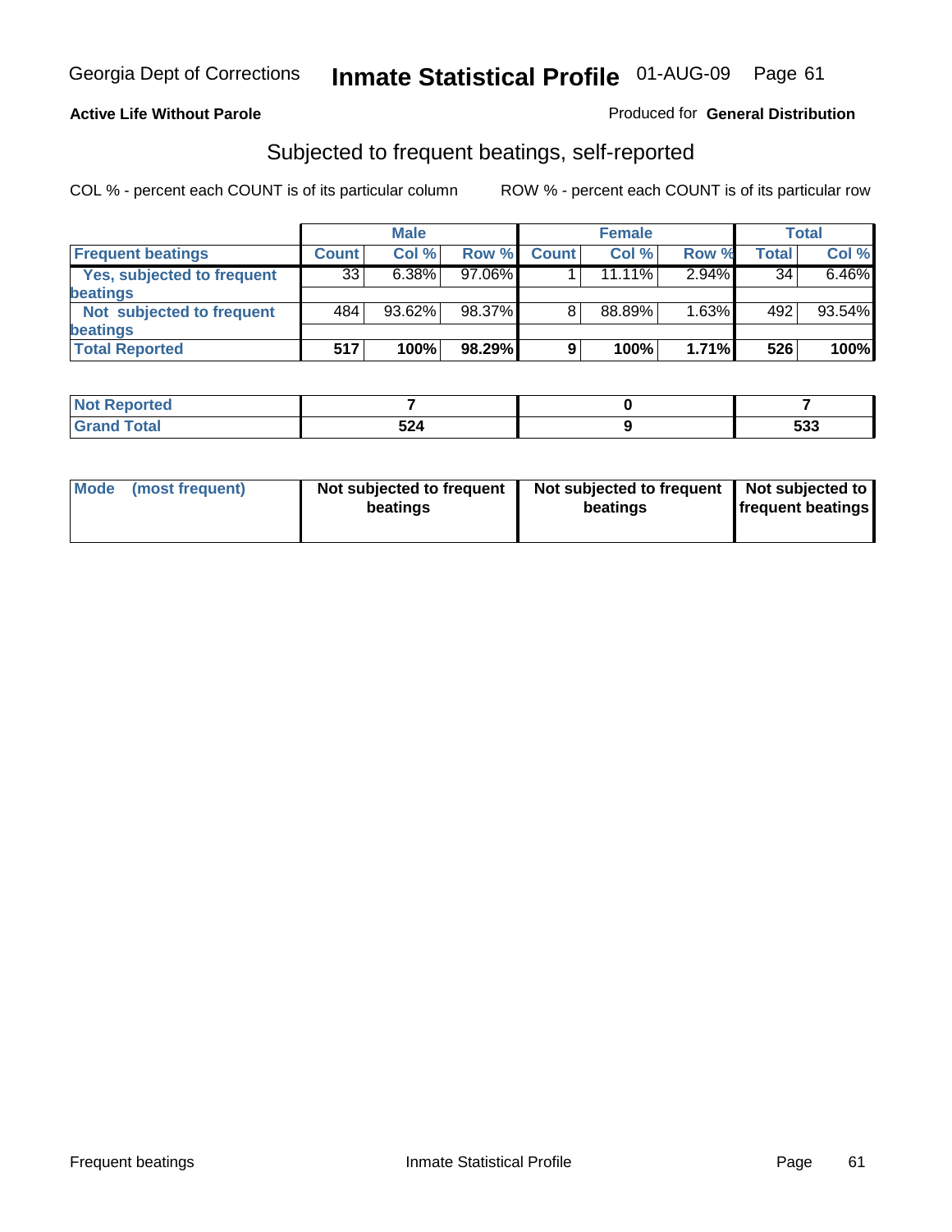Georgia Dept of Corrections **Inmate Statistical Profile** 01-AUG-09

**Active Life Without Parole**

Produced for **General Distribution**

## Subjected to frequent beatings, self-reported

COL % - percent each COUNT is of its particular column

ROW % - percent each COUNT is of its particular row

| | Male | | | Female | | | Total | |
|---|---|---|---|---|---|---|---|---|
| **Frequent beatings** | **Count** | **Col %** | **Row %** | **Count** | **Col %** | **Row %** | **Total** | **Col %** |
| **Yes, subjected to frequent beatings** | 33 | 6.38% | 97.06% | 1 | 11.11% | 2.94% | 34 | 6.46% |
| **Not subjected to frequent beatings** | 484 | 93.62% | 98.37% | 8 | 88.89% | 1.63% | 492 | 93.54% |
| **Total Reported** | **517** | **100%** | **98.29%** | **9** | **100%** | **1.71%** | **526** | **100%** |

| | Male | Female | Total |
|---|---|---|---|
| **Not Reported** | **7** | **0** | **7** |
| **Grand Total** | **524** | **9** | **533** |

| | Male | Female | Total |
|---|---|---|---|
| **Mode (most frequent)** | **Not subjected to frequent beatings** | **Not subjected to frequent beatings** | **Not subjected to frequent beatings** |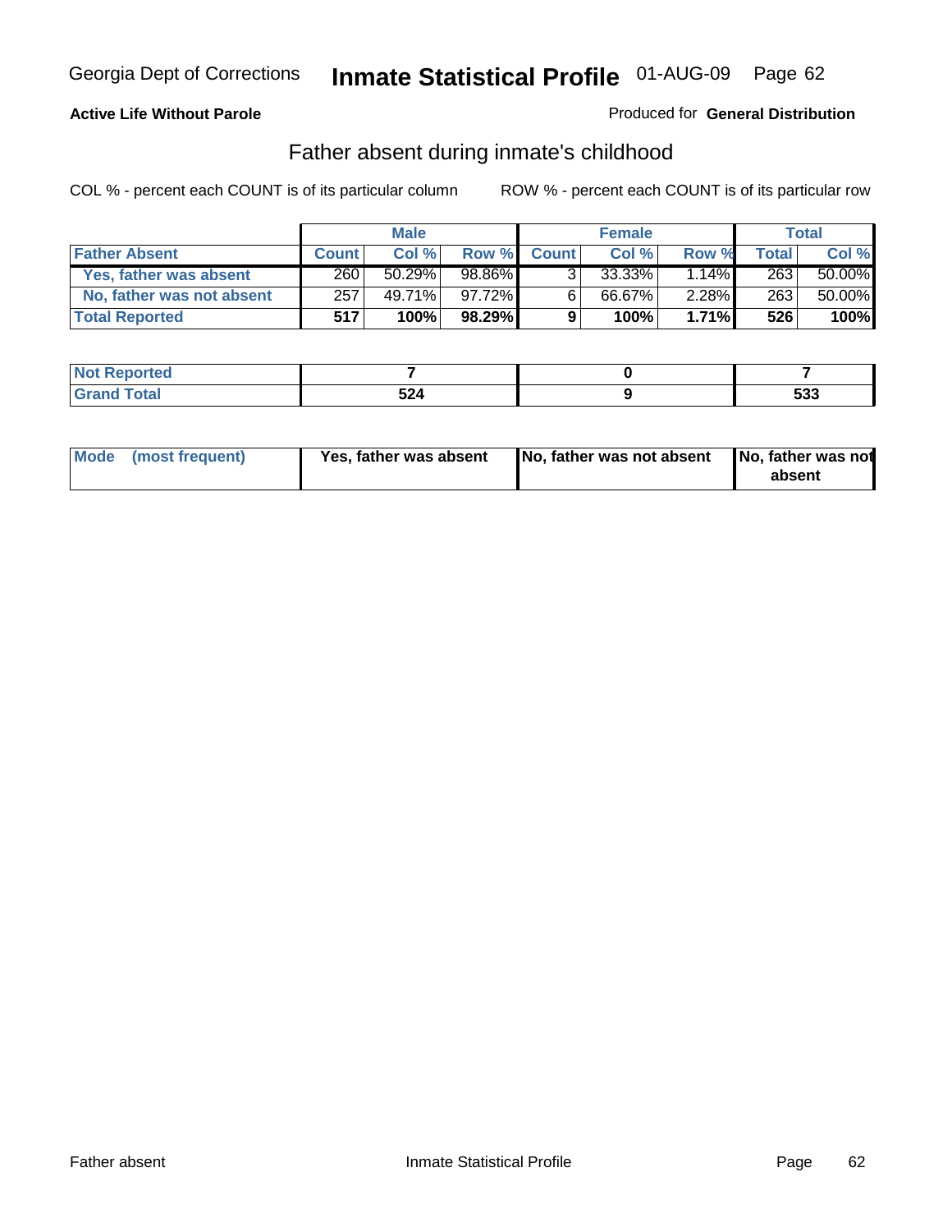Georgia Dept of Corrections **Inmate Statistical Profile** 01-AUG-09

**Active Life Without Parole**

Produced for **General Distribution**

## Father absent during inmate's childhood

COL % - percent each COUNT is of its particular column ROW % - percent each COUNT is of its particular row

| | Male | | | Female | | | Total | |
|---|---|---|---|---|---|---|---|---|
| **Father Absent** | **Count** | **Col %** | **Row %** | **Count** | **Col %** | **Row %** | **Total** | **Col %** |
| **Yes, father was absent** | 260 | 50.29% | 98.86% | 3 | 33.33% | 1.14% | 263 | 50.00% |
| **No, father was not absent** | 257 | 49.71% | 97.72% | 6 | 66.67% | 2.28% | 263 | 50.00% |
| **Total Reported** | **517** | **100%** | **98.29%** | **9** | **100%** | **1.71%** | **526** | **100%** |

| | Male | Female | Total |
|---|---|---|---|
| **Not Reported** | **7** | **0** | **7** |
| **Grand Total** | **524** | **9** | **533** |

| **Mode (most frequent)** | **Yes, father was absent** | **No, father was not absent** | **No, father was not absent** |
|---|---|---|---|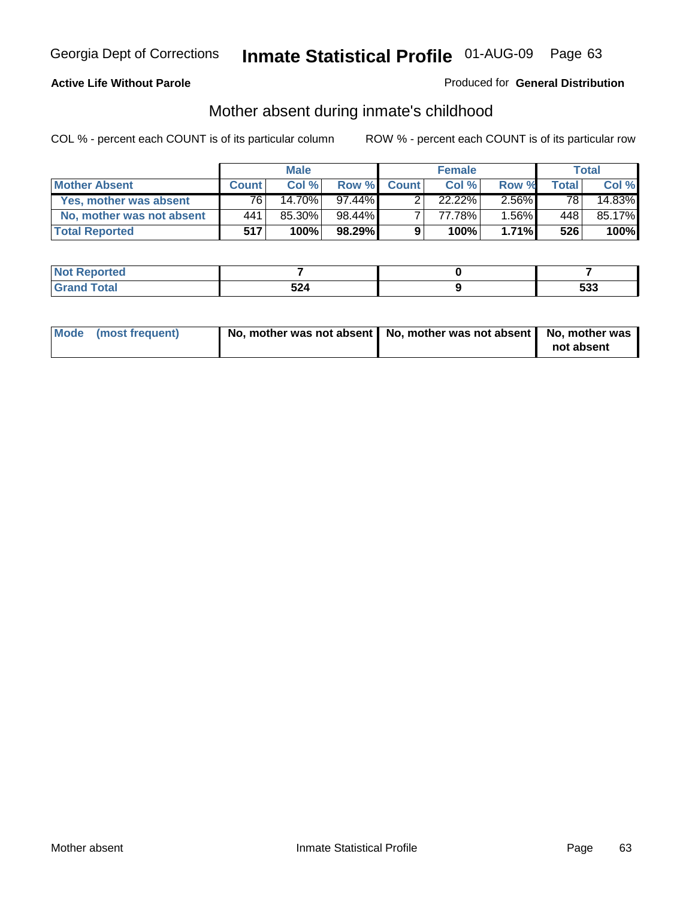**Active Life Without Parole**

Produced for **General Distribution**

## Mother absent during inmate's childhood

COL % - percent each COUNT is of its particular column

ROW % - percent each COUNT is of its particular row

| | Male | | | Female | | | Total | |
|---|---|---|---|---|---|---|---|---|
| **Mother Absent** | **Count** | **Col %** | **Row %** | **Count** | **Col %** | **Row %** | **Total** | **Col %** |
| **Yes, mother was absent** | 76 | 14.70% | 97.44% | 2 | 22.22% | 2.56% | 78 | 14.83% |
| **No, mother was not absent** | 441 | 85.30% | 98.44% | 7 | 77.78% | 1.56% | 448 | 85.17% |
| **Total Reported** | **517** | **100%** | **98.29%** | **9** | **100%** | **1.71%** | **526** | **100%** |

| | Male | Female | Total |
|---|---|---|---|
| **Not Reported** | **7** | **0** | **7** |
| **Grand Total** | **524** | **9** | **533** |

| | Male | Female | Total |
|---|---|---|---|
| **Mode (most frequent)** | **No, mother was not absent** | **No, mother was not absent** | **No, mother was not absent** |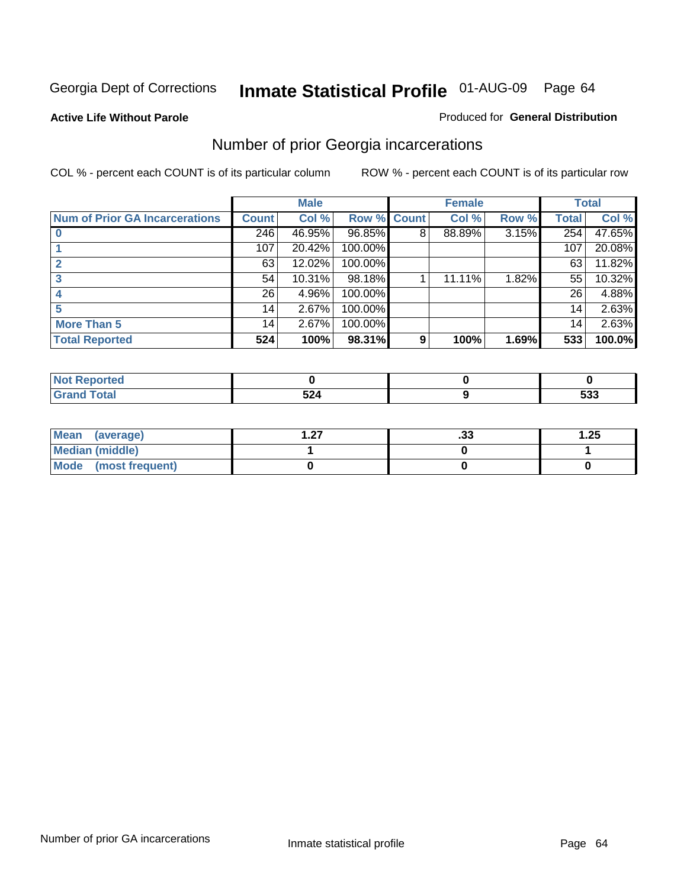Georgia Dept of Corrections **Inmate Statistical Profile** 01-AUG-09

**Active Life Without Parole**

Produced for **General Distribution**

## Number of prior Georgia incarcerations

COL % - percent each COUNT is of its particular column

ROW % - percent each COUNT is of its particular row

| | Male | | | Female | | | Total | |
|---|---|---|---|---|---|---|---|---|
| Num of Prior GA Incarcerations | Count | Col % | Row % | Count | Col % | Row % | Total | Col % |
| 0 | 246 | 46.95% | 96.85% | 8 | 88.89% | 3.15% | 254 | 47.65% |
| 1 | 107 | 20.42% | 100.00% | | | | 107 | 20.08% |
| 2 | 63 | 12.02% | 100.00% | | | | 63 | 11.82% |
| 3 | 54 | 10.31% | 98.18% | 1 | 11.11% | 1.82% | 55 | 10.32% |
| 4 | 26 | 4.96% | 100.00% | | | | 26 | 4.88% |
| 5 | 14 | 2.67% | 100.00% | | | | 14 | 2.63% |
| More Than 5 | 14 | 2.67% | 100.00% | | | | 14 | 2.63% |
| **Total Reported** | **524** | **100%** | **98.31%** | **9** | **100%** | **1.69%** | **533** | **100.0%** |

| | Male | Female | Total |
|---|---|---|---|
| Not Reported | **0** | **0** | **0** |
| Grand Total | **524** | **9** | **533** |

| | Male | Female | Total |
|---|---|---|---|
| Mean (average) | **1.27** | **.33** | **1.25** |
| Median (middle) | **1** | **0** | **1** |
| Mode (most frequent) | **0** | **0** | **0** |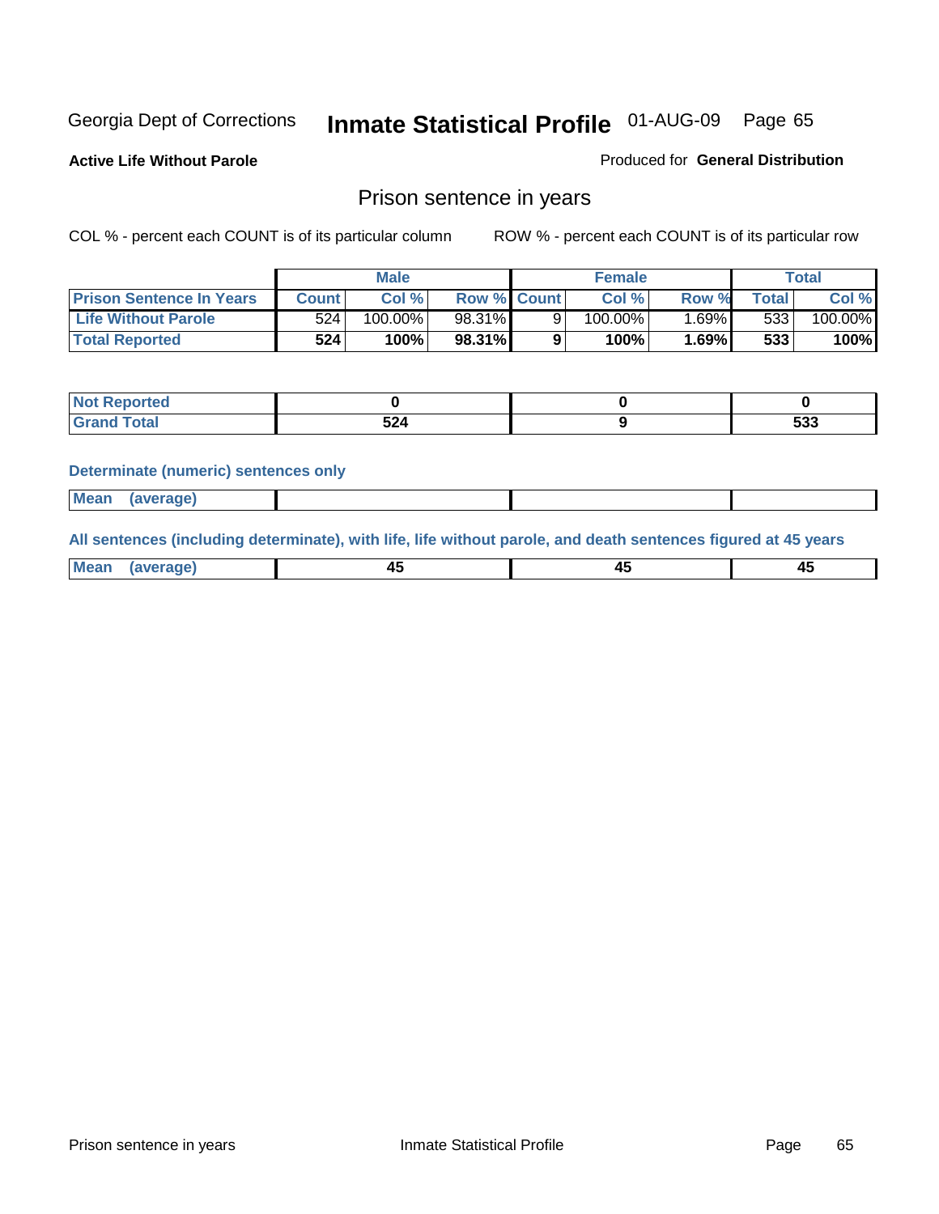Georgia Dept of Corrections **Inmate Statistical Profile** 01-AUG-09

**Active Life Without Parole**

Produced for **General Distribution**

## Prison sentence in years

COL % - percent each COUNT is of its particular column

ROW % - percent each COUNT is of its particular row

| | Male | | | Female | | | Total | |
|---|---|---|---|---|---|---|---|---|
| **Prison Sentence In Years** | **Count** | **Col %** | **Row %** | **Count** | **Col %** | **Row %** | **Total** | **Col %** |
| **Life Without Parole** | 524 | 100.00% | 98.31% | 9 | 100.00% | 1.69% | 533 | 100.00% |
| **Total Reported** | **524** | **100%** | **98.31%** | **9** | **100%** | **1.69%** | **533** | **100%** |

| | Male | Female | Total |
|---|---|---|---|
| **Not Reported** | **0** | **0** | **0** |
| **Grand Total** | **524** | **9** | **533** |

**Determinate (numeric) sentences only**

| | Male | Female | Total |
|---|---|---|---|
| **Mean (average)** | | | |

**All sentences (including determinate), with life, life without parole, and death sentences figured at 45 years**

| | Male | Female | Total |
|---|---|---|---|
| **Mean (average)** | **45** | **45** | **45** |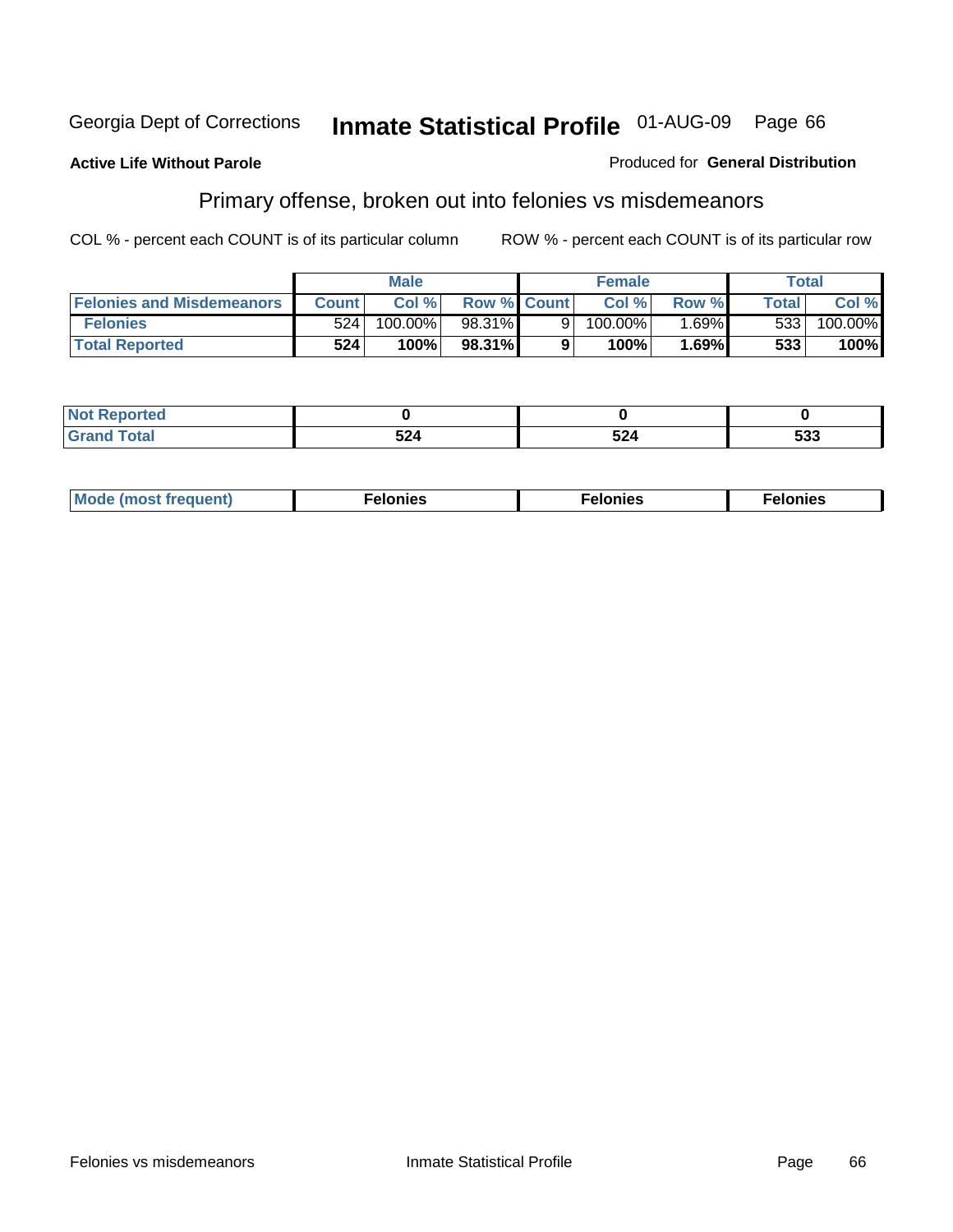Georgia Dept of Corrections **Inmate Statistical Profile** 01-AUG-09

**Active Life Without Parole**

Produced for **General Distribution**

## Primary offense, broken out into felonies vs misdemeanors

COL % - percent each COUNT is of its particular column

ROW % - percent each COUNT is of its particular row

| | Male | | | Female | | | Total | |
|---|---|---|---|---|---|---|---|---|
| **Felonies and Misdemeanors** | **Count** | **Col %** | **Row %** | **Count** | **Col %** | **Row %** | **Total** | **Col %** |
| **Felonies** | 524 | 100.00% | 98.31% | 9 | 100.00% | 1.69% | 533 | 100.00% |
| **Total Reported** | **524** | **100%** | **98.31%** | **9** | **100%** | **1.69%** | **533** | **100%** |

| | | | |
|---|---|---|---|
| **Not Reported** | **0** | **0** | **0** |
| **Grand Total** | **524** | **524** | **533** |

| | | | |
|---|---|---|---|
| **Mode (most frequent)** | **Felonies** | **Felonies** | **Felonies** |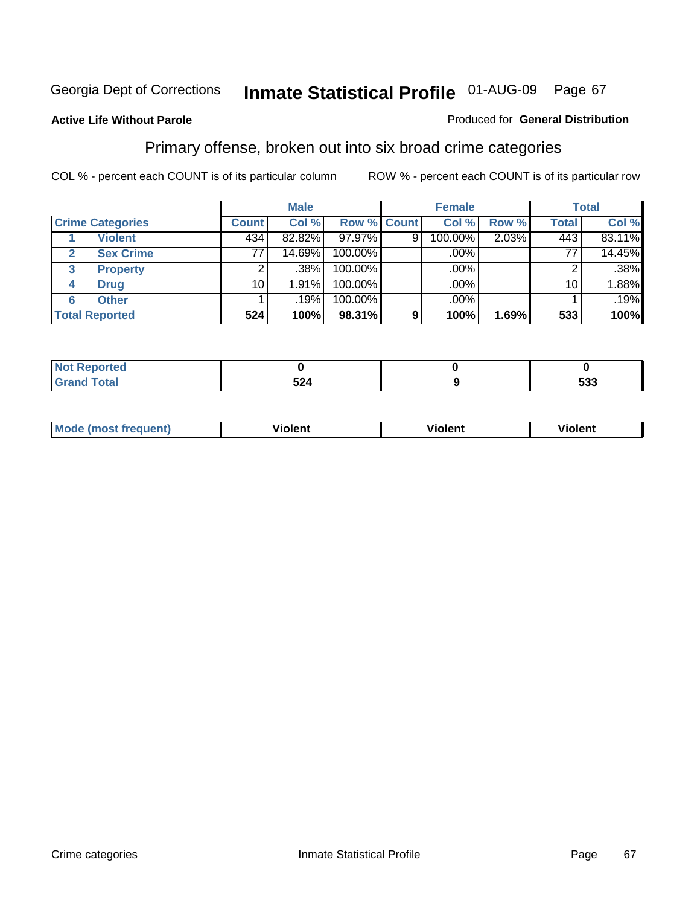Georgia Dept of Corrections **Inmate Statistical Profile** 01-AUG-09

**Active Life Without Parole**

Produced for **General Distribution**

## Primary offense, broken out into six broad crime categories

COL % - percent each COUNT is of its particular column

ROW % - percent each COUNT is of its particular row

| Crime Categories | | Male | | | Female | | | Total | |
|---|---|---|---|---|---|---|---|---|---|
| | | Count | Col % | Row % | Count | Col % | Row % | Total | Col % |
| 1 | Violent | 434 | 82.82% | 97.97% | 9 | 100.00% | 2.03% | 443 | 83.11% |
| 2 | Sex Crime | 77 | 14.69% | 100.00% | | .00% | | 77 | 14.45% |
| 3 | Property | 2 | .38% | 100.00% | | .00% | | 2 | .38% |
| 4 | Drug | 10 | 1.91% | 100.00% | | .00% | | 10 | 1.88% |
| 6 | Other | 1 | .19% | 100.00% | | .00% | | 1 | .19% |
| **Total Reported** | | **524** | **100%** | **98.31%** | **9** | **100%** | **1.69%** | **533** | **100%** |

| | Male | Female | Total |
|---|---|---|---|
| Not Reported | **0** | **0** | **0** |
| Grand Total | **524** | **9** | **533** |

| | Male | Female | Total |
|---|---|---|---|
| Mode (most frequent) | **Violent** | **Violent** | **Violent** |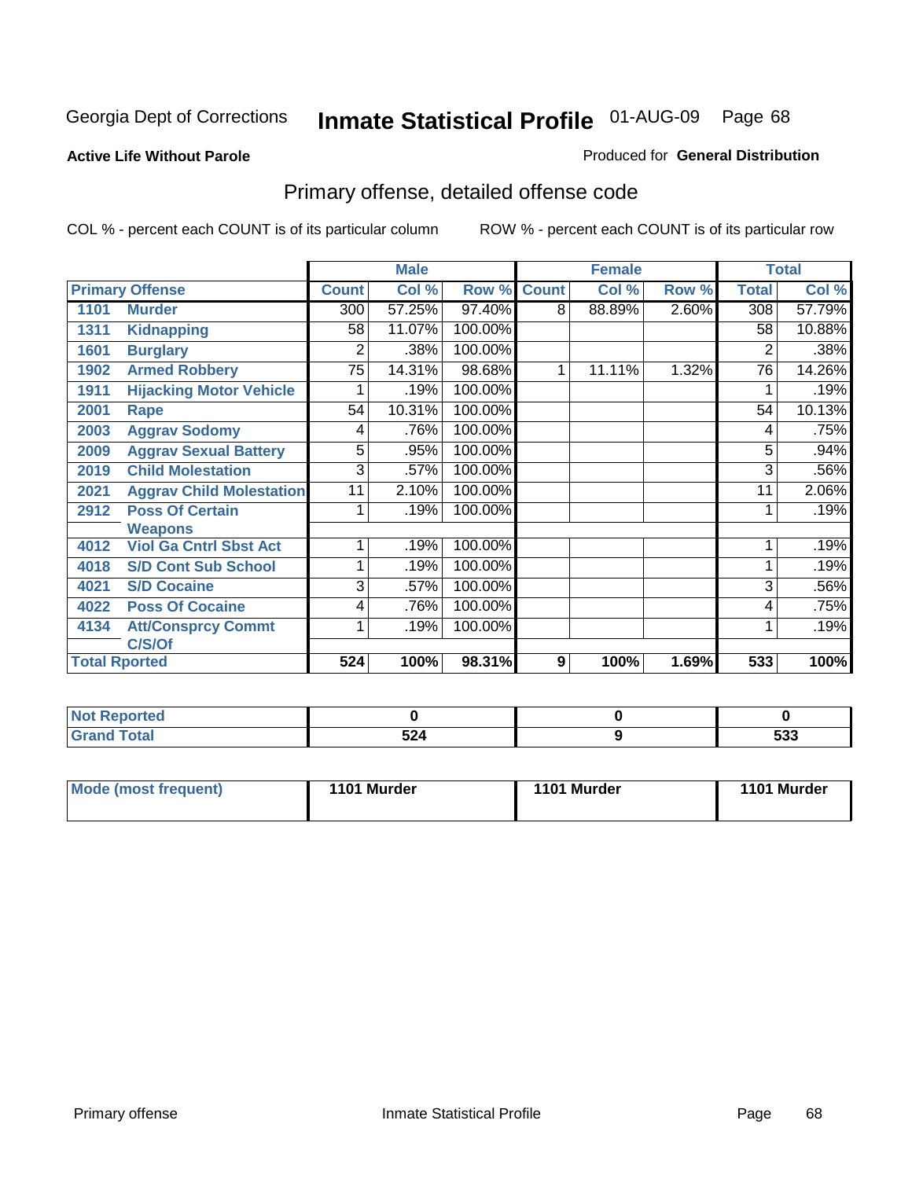Georgia Dept of Corrections

# Inmate Statistical Profile 01-AUG-09

**Active Life Without Parole**

Produced for **General Distribution**

## Primary offense, detailed offense code

COL % - percent each COUNT is of its particular column    ROW % - percent each COUNT is of its particular row

| Primary Offense | | Male | | | Female | | | Total | |
|---|---|---|---|---|---|---|---|---|---|
| | | Count | Col % | Row % | Count | Col % | Row % | Total | Col % |
| 1101 | Murder | 300 | 57.25% | 97.40% | 8 | 88.89% | 2.60% | 308 | 57.79% |
| 1311 | Kidnapping | 58 | 11.07% | 100.00% | | | | 58 | 10.88% |
| 1601 | Burglary | 2 | .38% | 100.00% | | | | 2 | .38% |
| 1902 | Armed Robbery | 75 | 14.31% | 98.68% | 1 | 11.11% | 1.32% | 76 | 14.26% |
| 1911 | Hijacking Motor Vehicle | 1 | .19% | 100.00% | | | | 1 | .19% |
| 2001 | Rape | 54 | 10.31% | 100.00% | | | | 54 | 10.13% |
| 2003 | Aggrav Sodomy | 4 | .76% | 100.00% | | | | 4 | .75% |
| 2009 | Aggrav Sexual Battery | 5 | .95% | 100.00% | | | | 5 | .94% |
| 2019 | Child Molestation | 3 | .57% | 100.00% | | | | 3 | .56% |
| 2021 | Aggrav Child Molestation | 11 | 2.10% | 100.00% | | | | 11 | 2.06% |
| 2912 | Poss Of Certain Weapons | 1 | .19% | 100.00% | | | | 1 | .19% |
| 4012 | Viol Ga Cntrl Sbst Act | 1 | .19% | 100.00% | | | | 1 | .19% |
| 4018 | S/D Cont Sub School | 1 | .19% | 100.00% | | | | 1 | .19% |
| 4021 | S/D Cocaine | 3 | .57% | 100.00% | | | | 3 | .56% |
| 4022 | Poss Of Cocaine | 4 | .76% | 100.00% | | | | 4 | .75% |
| 4134 | Att/Consprcy Commt C/S/Of | 1 | .19% | 100.00% | | | | 1 | .19% |
| **Total Rported** | | **524** | **100%** | **98.31%** | **9** | **100%** | **1.69%** | **533** | **100%** |

| | Male | Female | Total |
|---|---|---|---|
| Not Reported | 0 | 0 | 0 |
| Grand Total | 524 | 9 | 533 |

| | Male | Female | Total |
|---|---|---|---|
| Mode (most frequent) | 1101 Murder | 1101 Murder | 1101 Murder |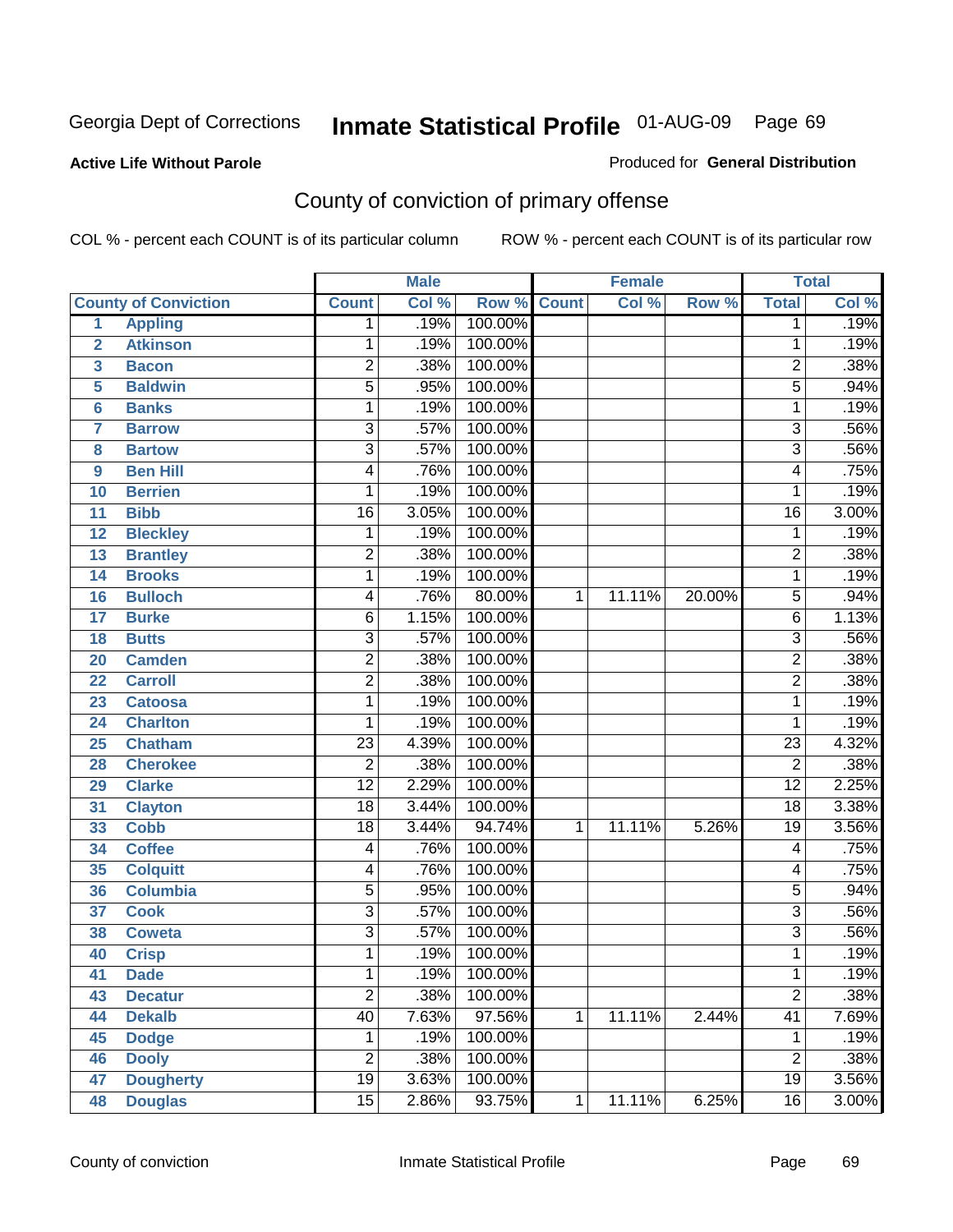Georgia Dept of Corrections **Inmate Statistical Profile** 01-AUG-09

**Active Life Without Parole**

Produced for **General Distribution**

## County of conviction of primary offense

COL % - percent each COUNT is of its particular column     ROW % - percent each COUNT is of its particular row

| | | Male | | | Female | | | Total | |
|---|---|---|---|---|---|---|---|---|---|
| **County of Conviction** | | **Count** | **Col %** | **Row %** | **Count** | **Col %** | **Row %** | **Total** | **Col %** |
| 1 | **Appling** | 1 | .19% | 100.00% | | | | 1 | .19% |
| 2 | **Atkinson** | 1 | .19% | 100.00% | | | | 1 | .19% |
| 3 | **Bacon** | 2 | .38% | 100.00% | | | | 2 | .38% |
| 5 | **Baldwin** | 5 | .95% | 100.00% | | | | 5 | .94% |
| 6 | **Banks** | 1 | .19% | 100.00% | | | | 1 | .19% |
| 7 | **Barrow** | 3 | .57% | 100.00% | | | | 3 | .56% |
| 8 | **Bartow** | 3 | .57% | 100.00% | | | | 3 | .56% |
| 9 | **Ben Hill** | 4 | .76% | 100.00% | | | | 4 | .75% |
| 10 | **Berrien** | 1 | .19% | 100.00% | | | | 1 | .19% |
| 11 | **Bibb** | 16 | 3.05% | 100.00% | | | | 16 | 3.00% |
| 12 | **Bleckley** | 1 | .19% | 100.00% | | | | 1 | .19% |
| 13 | **Brantley** | 2 | .38% | 100.00% | | | | 2 | .38% |
| 14 | **Brooks** | 1 | .19% | 100.00% | | | | 1 | .19% |
| 16 | **Bulloch** | 4 | .76% | 80.00% | 1 | 11.11% | 20.00% | 5 | .94% |
| 17 | **Burke** | 6 | 1.15% | 100.00% | | | | 6 | 1.13% |
| 18 | **Butts** | 3 | .57% | 100.00% | | | | 3 | .56% |
| 20 | **Camden** | 2 | .38% | 100.00% | | | | 2 | .38% |
| 22 | **Carroll** | 2 | .38% | 100.00% | | | | 2 | .38% |
| 23 | **Catoosa** | 1 | .19% | 100.00% | | | | 1 | .19% |
| 24 | **Charlton** | 1 | .19% | 100.00% | | | | 1 | .19% |
| 25 | **Chatham** | 23 | 4.39% | 100.00% | | | | 23 | 4.32% |
| 28 | **Cherokee** | 2 | .38% | 100.00% | | | | 2 | .38% |
| 29 | **Clarke** | 12 | 2.29% | 100.00% | | | | 12 | 2.25% |
| 31 | **Clayton** | 18 | 3.44% | 100.00% | | | | 18 | 3.38% |
| 33 | **Cobb** | 18 | 3.44% | 94.74% | 1 | 11.11% | 5.26% | 19 | 3.56% |
| 34 | **Coffee** | 4 | .76% | 100.00% | | | | 4 | .75% |
| 35 | **Colquitt** | 4 | .76% | 100.00% | | | | 4 | .75% |
| 36 | **Columbia** | 5 | .95% | 100.00% | | | | 5 | .94% |
| 37 | **Cook** | 3 | .57% | 100.00% | | | | 3 | .56% |
| 38 | **Coweta** | 3 | .57% | 100.00% | | | | 3 | .56% |
| 40 | **Crisp** | 1 | .19% | 100.00% | | | | 1 | .19% |
| 41 | **Dade** | 1 | .19% | 100.00% | | | | 1 | .19% |
| 43 | **Decatur** | 2 | .38% | 100.00% | | | | 2 | .38% |
| 44 | **Dekalb** | 40 | 7.63% | 97.56% | 1 | 11.11% | 2.44% | 41 | 7.69% |
| 45 | **Dodge** | 1 | .19% | 100.00% | | | | 1 | .19% |
| 46 | **Dooly** | 2 | .38% | 100.00% | | | | 2 | .38% |
| 47 | **Dougherty** | 19 | 3.63% | 100.00% | | | | 19 | 3.56% |
| 48 | **Douglas** | 15 | 2.86% | 93.75% | 1 | 11.11% | 6.25% | 16 | 3.00% |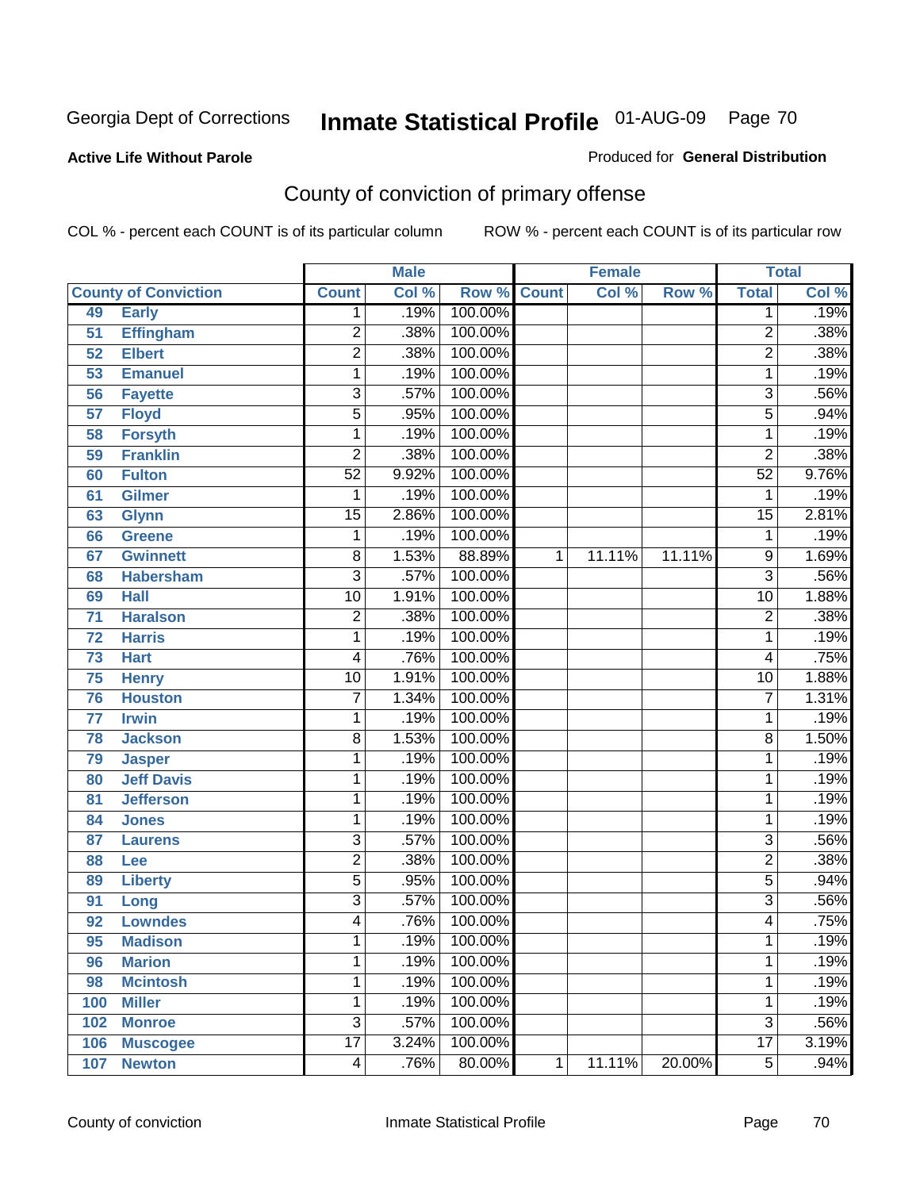Georgia Dept of Corrections **Inmate Statistical Profile** 01-AUG-09

**Active Life Without Parole**

Produced for **General Distribution**

## County of conviction of primary offense

COL % - percent each COUNT is of its particular column ROW % - percent each COUNT is of its particular row

| County of Conviction | | Male | | | Female | | | Total | |
|---|---|---|---|---|---|---|---|---|---|
| | | Count | Col % | Row % | Count | Col % | Row % | Total | Col % |
| 49 | Early | 1 | .19% | 100.00% | | | | 1 | .19% |
| 51 | Effingham | 2 | .38% | 100.00% | | | | 2 | .38% |
| 52 | Elbert | 2 | .38% | 100.00% | | | | 2 | .38% |
| 53 | Emanuel | 1 | .19% | 100.00% | | | | 1 | .19% |
| 56 | Fayette | 3 | .57% | 100.00% | | | | 3 | .56% |
| 57 | Floyd | 5 | .95% | 100.00% | | | | 5 | .94% |
| 58 | Forsyth | 1 | .19% | 100.00% | | | | 1 | .19% |
| 59 | Franklin | 2 | .38% | 100.00% | | | | 2 | .38% |
| 60 | Fulton | 52 | 9.92% | 100.00% | | | | 52 | 9.76% |
| 61 | Gilmer | 1 | .19% | 100.00% | | | | 1 | .19% |
| 63 | Glynn | 15 | 2.86% | 100.00% | | | | 15 | 2.81% |
| 66 | Greene | 1 | .19% | 100.00% | | | | 1 | .19% |
| 67 | Gwinnett | 8 | 1.53% | 88.89% | 1 | 11.11% | 11.11% | 9 | 1.69% |
| 68 | Habersham | 3 | .57% | 100.00% | | | | 3 | .56% |
| 69 | Hall | 10 | 1.91% | 100.00% | | | | 10 | 1.88% |
| 71 | Haralson | 2 | .38% | 100.00% | | | | 2 | .38% |
| 72 | Harris | 1 | .19% | 100.00% | | | | 1 | .19% |
| 73 | Hart | 4 | .76% | 100.00% | | | | 4 | .75% |
| 75 | Henry | 10 | 1.91% | 100.00% | | | | 10 | 1.88% |
| 76 | Houston | 7 | 1.34% | 100.00% | | | | 7 | 1.31% |
| 77 | Irwin | 1 | .19% | 100.00% | | | | 1 | .19% |
| 78 | Jackson | 8 | 1.53% | 100.00% | | | | 8 | 1.50% |
| 79 | Jasper | 1 | .19% | 100.00% | | | | 1 | .19% |
| 80 | Jeff Davis | 1 | .19% | 100.00% | | | | 1 | .19% |
| 81 | Jefferson | 1 | .19% | 100.00% | | | | 1 | .19% |
| 84 | Jones | 1 | .19% | 100.00% | | | | 1 | .19% |
| 87 | Laurens | 3 | .57% | 100.00% | | | | 3 | .56% |
| 88 | Lee | 2 | .38% | 100.00% | | | | 2 | .38% |
| 89 | Liberty | 5 | .95% | 100.00% | | | | 5 | .94% |
| 91 | Long | 3 | .57% | 100.00% | | | | 3 | .56% |
| 92 | Lowndes | 4 | .76% | 100.00% | | | | 4 | .75% |
| 95 | Madison | 1 | .19% | 100.00% | | | | 1 | .19% |
| 96 | Marion | 1 | .19% | 100.00% | | | | 1 | .19% |
| 98 | Mcintosh | 1 | .19% | 100.00% | | | | 1 | .19% |
| 100 | Miller | 1 | .19% | 100.00% | | | | 1 | .19% |
| 102 | Monroe | 3 | .57% | 100.00% | | | | 3 | .56% |
| 106 | Muscogee | 17 | 3.24% | 100.00% | | | | 17 | 3.19% |
| 107 | Newton | 4 | .76% | 80.00% | 1 | 11.11% | 20.00% | 5 | .94% |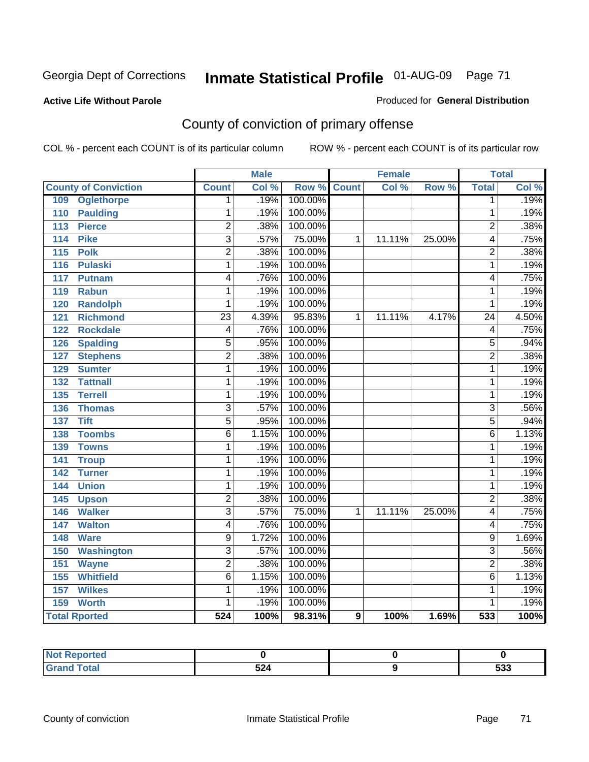Georgia Dept of Corrections **Inmate Statistical Profile** 01-AUG-09

**Active Life Without Parole**

Produced for **General Distribution**

## County of conviction of primary offense

COL % - percent each COUNT is of its particular column ROW % - percent each COUNT is of its particular row

| County of Conviction | Male | | | Female | | | Total | |
|---|---|---|---|---|---|---|---|---|
| | Count | Col % | Row % | Count | Col % | Row % | Total | Col % |
| 109 Oglethorpe | 1 | .19% | 100.00% | | | | 1 | .19% |
| 110 Paulding | 1 | .19% | 100.00% | | | | 1 | .19% |
| 113 Pierce | 2 | .38% | 100.00% | | | | 2 | .38% |
| 114 Pike | 3 | .57% | 75.00% | 1 | 11.11% | 25.00% | 4 | .75% |
| 115 Polk | 2 | .38% | 100.00% | | | | 2 | .38% |
| 116 Pulaski | 1 | .19% | 100.00% | | | | 1 | .19% |
| 117 Putnam | 4 | .76% | 100.00% | | | | 4 | .75% |
| 119 Rabun | 1 | .19% | 100.00% | | | | 1 | .19% |
| 120 Randolph | 1 | .19% | 100.00% | | | | 1 | .19% |
| 121 Richmond | 23 | 4.39% | 95.83% | 1 | 11.11% | 4.17% | 24 | 4.50% |
| 122 Rockdale | 4 | .76% | 100.00% | | | | 4 | .75% |
| 126 Spalding | 5 | .95% | 100.00% | | | | 5 | .94% |
| 127 Stephens | 2 | .38% | 100.00% | | | | 2 | .38% |
| 129 Sumter | 1 | .19% | 100.00% | | | | 1 | .19% |
| 132 Tattnall | 1 | .19% | 100.00% | | | | 1 | .19% |
| 135 Terrell | 1 | .19% | 100.00% | | | | 1 | .19% |
| 136 Thomas | 3 | .57% | 100.00% | | | | 3 | .56% |
| 137 Tift | 5 | .95% | 100.00% | | | | 5 | .94% |
| 138 Toombs | 6 | 1.15% | 100.00% | | | | 6 | 1.13% |
| 139 Towns | 1 | .19% | 100.00% | | | | 1 | .19% |
| 141 Troup | 1 | .19% | 100.00% | | | | 1 | .19% |
| 142 Turner | 1 | .19% | 100.00% | | | | 1 | .19% |
| 144 Union | 1 | .19% | 100.00% | | | | 1 | .19% |
| 145 Upson | 2 | .38% | 100.00% | | | | 2 | .38% |
| 146 Walker | 3 | .57% | 75.00% | 1 | 11.11% | 25.00% | 4 | .75% |
| 147 Walton | 4 | .76% | 100.00% | | | | 4 | .75% |
| 148 Ware | 9 | 1.72% | 100.00% | | | | 9 | 1.69% |
| 150 Washington | 3 | .57% | 100.00% | | | | 3 | .56% |
| 151 Wayne | 2 | .38% | 100.00% | | | | 2 | .38% |
| 155 Whitfield | 6 | 1.15% | 100.00% | | | | 6 | 1.13% |
| 157 Wilkes | 1 | .19% | 100.00% | | | | 1 | .19% |
| 159 Worth | 1 | .19% | 100.00% | | | | 1 | .19% |
| **Total Rported** | **524** | **100%** | **98.31%** | **9** | **100%** | **1.69%** | **533** | **100%** |

| | Male | Female | Total |
|---|---|---|---|
| Not Reported | 0 | 0 | 0 |
| Grand Total | 524 | 9 | 533 |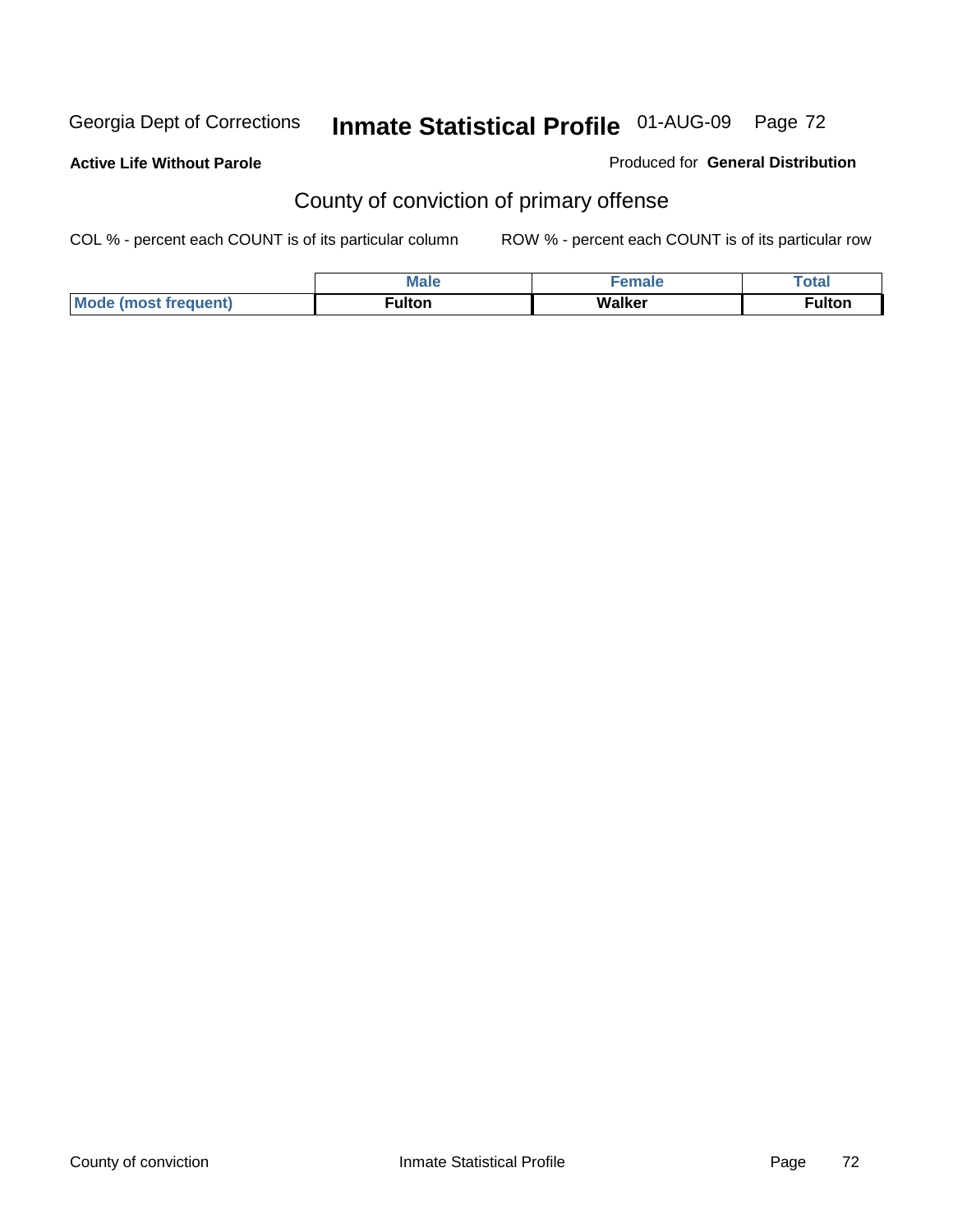**Active Life Without Parole**

Produced for **General Distribution**

## County of conviction of primary offense

COL % - percent each COUNT is of its particular column

ROW % - percent each COUNT is of its particular row

| | Male | Female | Total |
|---|---|---|---|
| Mode (most frequent) | Fulton | Walker | Fulton |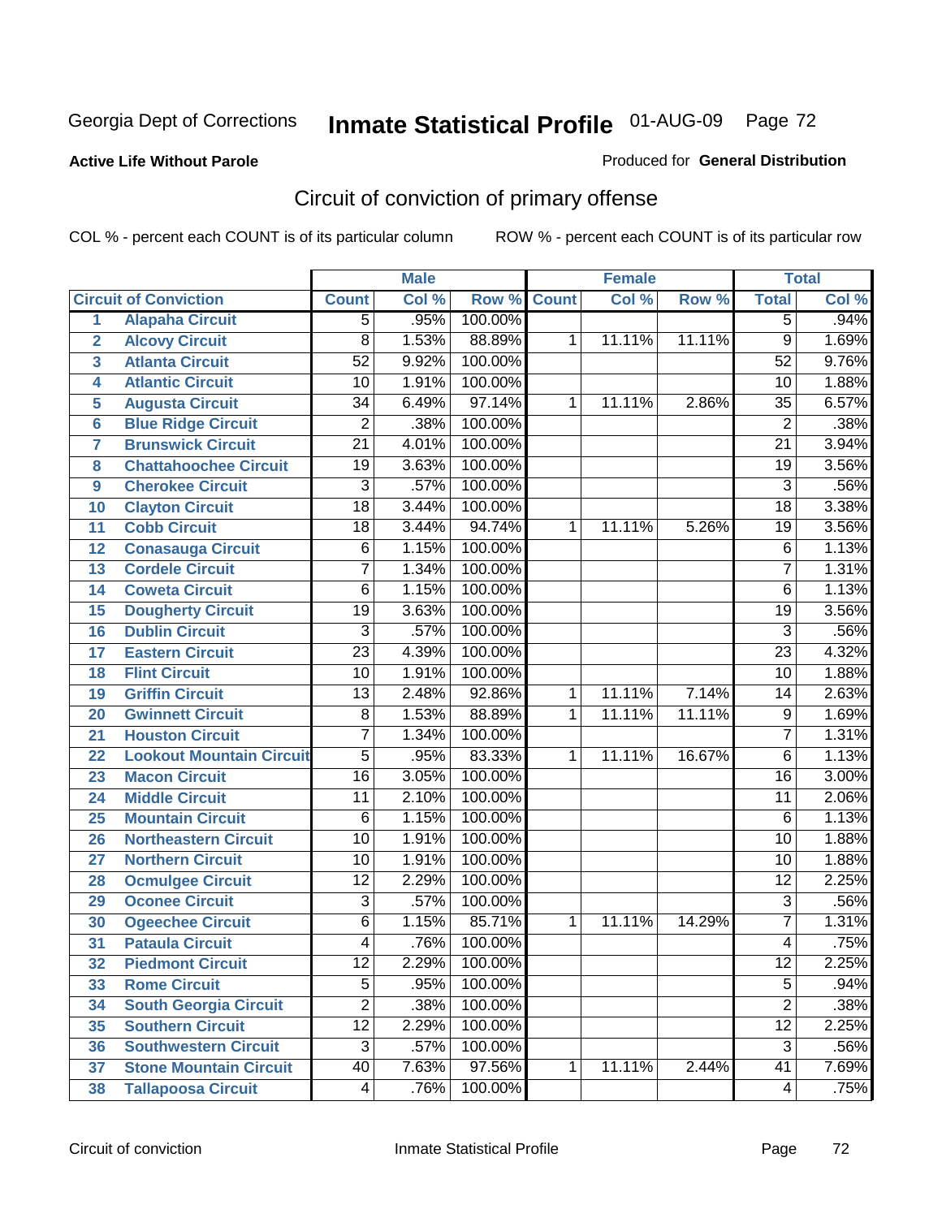Georgia Dept of Corrections

# Inmate Statistical Profile 01-AUG-09

**Active Life Without Parole**

Produced for **General Distribution**

## Circuit of conviction of primary offense

COL % - percent each COUNT is of its particular column    ROW % - percent each COUNT is of its particular row

| | | Male | | | Female | | | Total | |
|---|---|---|---|---|---|---|---|---|---|
| | Circuit of Conviction | Count | Col % | Row % | Count | Col % | Row % | Total | Col % |
| 1 | Alapaha Circuit | 5 | .95% | 100.00% | | | | 5 | .94% |
| 2 | Alcovy Circuit | 8 | 1.53% | 88.89% | 1 | 11.11% | 11.11% | 9 | 1.69% |
| 3 | Atlanta Circuit | 52 | 9.92% | 100.00% | | | | 52 | 9.76% |
| 4 | Atlantic Circuit | 10 | 1.91% | 100.00% | | | | 10 | 1.88% |
| 5 | Augusta Circuit | 34 | 6.49% | 97.14% | 1 | 11.11% | 2.86% | 35 | 6.57% |
| 6 | Blue Ridge Circuit | 2 | .38% | 100.00% | | | | 2 | .38% |
| 7 | Brunswick Circuit | 21 | 4.01% | 100.00% | | | | 21 | 3.94% |
| 8 | Chattahoochee Circuit | 19 | 3.63% | 100.00% | | | | 19 | 3.56% |
| 9 | Cherokee Circuit | 3 | .57% | 100.00% | | | | 3 | .56% |
| 10 | Clayton Circuit | 18 | 3.44% | 100.00% | | | | 18 | 3.38% |
| 11 | Cobb Circuit | 18 | 3.44% | 94.74% | 1 | 11.11% | 5.26% | 19 | 3.56% |
| 12 | Conasauga Circuit | 6 | 1.15% | 100.00% | | | | 6 | 1.13% |
| 13 | Cordele Circuit | 7 | 1.34% | 100.00% | | | | 7 | 1.31% |
| 14 | Coweta Circuit | 6 | 1.15% | 100.00% | | | | 6 | 1.13% |
| 15 | Dougherty Circuit | 19 | 3.63% | 100.00% | | | | 19 | 3.56% |
| 16 | Dublin Circuit | 3 | .57% | 100.00% | | | | 3 | .56% |
| 17 | Eastern Circuit | 23 | 4.39% | 100.00% | | | | 23 | 4.32% |
| 18 | Flint Circuit | 10 | 1.91% | 100.00% | | | | 10 | 1.88% |
| 19 | Griffin Circuit | 13 | 2.48% | 92.86% | 1 | 11.11% | 7.14% | 14 | 2.63% |
| 20 | Gwinnett Circuit | 8 | 1.53% | 88.89% | 1 | 11.11% | 11.11% | 9 | 1.69% |
| 21 | Houston Circuit | 7 | 1.34% | 100.00% | | | | 7 | 1.31% |
| 22 | Lookout Mountain Circuit | 5 | .95% | 83.33% | 1 | 11.11% | 16.67% | 6 | 1.13% |
| 23 | Macon Circuit | 16 | 3.05% | 100.00% | | | | 16 | 3.00% |
| 24 | Middle Circuit | 11 | 2.10% | 100.00% | | | | 11 | 2.06% |
| 25 | Mountain Circuit | 6 | 1.15% | 100.00% | | | | 6 | 1.13% |
| 26 | Northeastern Circuit | 10 | 1.91% | 100.00% | | | | 10 | 1.88% |
| 27 | Northern Circuit | 10 | 1.91% | 100.00% | | | | 10 | 1.88% |
| 28 | Ocmulgee Circuit | 12 | 2.29% | 100.00% | | | | 12 | 2.25% |
| 29 | Oconee Circuit | 3 | .57% | 100.00% | | | | 3 | .56% |
| 30 | Ogeechee Circuit | 6 | 1.15% | 85.71% | 1 | 11.11% | 14.29% | 7 | 1.31% |
| 31 | Pataula Circuit | 4 | .76% | 100.00% | | | | 4 | .75% |
| 32 | Piedmont Circuit | 12 | 2.29% | 100.00% | | | | 12 | 2.25% |
| 33 | Rome Circuit | 5 | .95% | 100.00% | | | | 5 | .94% |
| 34 | South Georgia Circuit | 2 | .38% | 100.00% | | | | 2 | .38% |
| 35 | Southern Circuit | 12 | 2.29% | 100.00% | | | | 12 | 2.25% |
| 36 | Southwestern Circuit | 3 | .57% | 100.00% | | | | 3 | .56% |
| 37 | Stone Mountain Circuit | 40 | 7.63% | 97.56% | 1 | 11.11% | 2.44% | 41 | 7.69% |
| 38 | Tallapoosa Circuit | 4 | .76% | 100.00% | | | | 4 | .75% |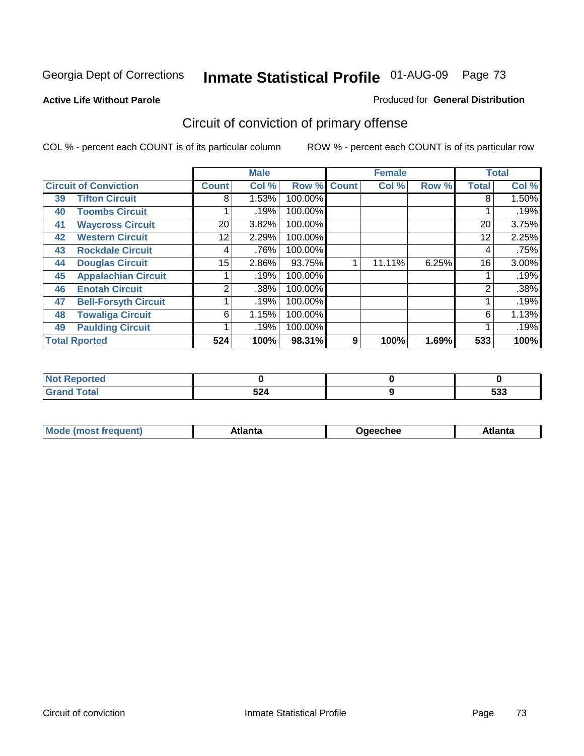Georgia Dept of Corrections **Inmate Statistical Profile** 01-AUG-09

**Active Life Without Parole**

Produced for **General Distribution**

## Circuit of conviction of primary offense

COL % - percent each COUNT is of its particular column

ROW % - percent each COUNT is of its particular row

| Circuit of Conviction | | Male | | | Female | | | Total | |
|---|---|---|---|---|---|---|---|---|---|
| | | Count | Col % | Row % | Count | Col % | Row % | Total | Col % |
| 39 | Tifton Circuit | 8 | 1.53% | 100.00% | | | | 8 | 1.50% |
| 40 | Toombs Circuit | 1 | .19% | 100.00% | | | | 1 | .19% |
| 41 | Waycross Circuit | 20 | 3.82% | 100.00% | | | | 20 | 3.75% |
| 42 | Western Circuit | 12 | 2.29% | 100.00% | | | | 12 | 2.25% |
| 43 | Rockdale Circuit | 4 | .76% | 100.00% | | | | 4 | .75% |
| 44 | Douglas Circuit | 15 | 2.86% | 93.75% | 1 | 11.11% | 6.25% | 16 | 3.00% |
| 45 | Appalachian Circuit | 1 | .19% | 100.00% | | | | 1 | .19% |
| 46 | Enotah Circuit | 2 | .38% | 100.00% | | | | 2 | .38% |
| 47 | Bell-Forsyth Circuit | 1 | .19% | 100.00% | | | | 1 | .19% |
| 48 | Towaliga Circuit | 6 | 1.15% | 100.00% | | | | 6 | 1.13% |
| 49 | Paulding Circuit | 1 | .19% | 100.00% | | | | 1 | .19% |
| **Total Rported** | | **524** | **100%** | **98.31%** | **9** | **100%** | **1.69%** | **533** | **100%** |

| | Male | Female | Total |
|---|---|---|---|
| Not Reported | 0 | 0 | 0 |
| Grand Total | 524 | 9 | 533 |

| | Male | Female | Total |
|---|---|---|---|
| Mode (most frequent) | Atlanta | Ogeechee | Atlanta |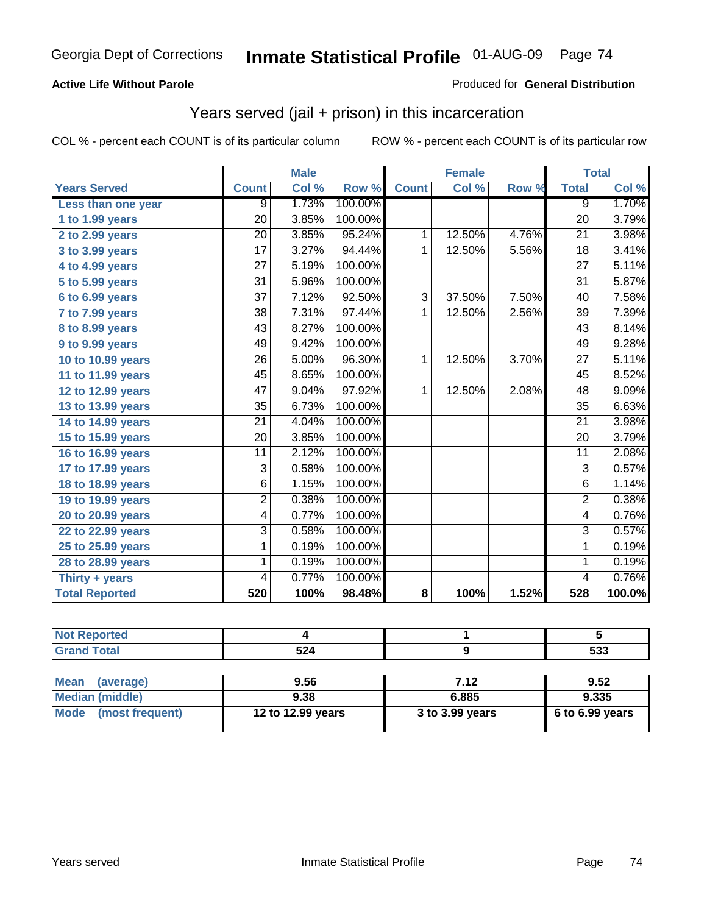Georgia Dept of Corrections **Inmate Statistical Profile** 01-AUG-09

**Active Life Without Parole**

Produced for **General Distribution**

## Years served (jail + prison) in this incarceration

COL % - percent each COUNT is of its particular column    ROW % - percent each COUNT is of its particular row

| | Male | | | Female | | | Total | |
|---|---|---|---|---|---|---|---|---|
| **Years Served** | **Count** | **Col %** | **Row %** | **Count** | **Col %** | **Row %** | **Total** | **Col %** |
| Less than one year | 9 | 1.73% | 100.00% | | | | 9 | 1.70% |
| 1 to 1.99 years | 20 | 3.85% | 100.00% | | | | 20 | 3.79% |
| 2 to 2.99 years | 20 | 3.85% | 95.24% | 1 | 12.50% | 4.76% | 21 | 3.98% |
| 3 to 3.99 years | 17 | 3.27% | 94.44% | 1 | 12.50% | 5.56% | 18 | 3.41% |
| 4 to 4.99 years | 27 | 5.19% | 100.00% | | | | 27 | 5.11% |
| 5 to 5.99 years | 31 | 5.96% | 100.00% | | | | 31 | 5.87% |
| 6 to 6.99 years | 37 | 7.12% | 92.50% | 3 | 37.50% | 7.50% | 40 | 7.58% |
| 7 to 7.99 years | 38 | 7.31% | 97.44% | 1 | 12.50% | 2.56% | 39 | 7.39% |
| 8 to 8.99 years | 43 | 8.27% | 100.00% | | | | 43 | 8.14% |
| 9 to 9.99 years | 49 | 9.42% | 100.00% | | | | 49 | 9.28% |
| 10 to 10.99 years | 26 | 5.00% | 96.30% | 1 | 12.50% | 3.70% | 27 | 5.11% |
| 11 to 11.99 years | 45 | 8.65% | 100.00% | | | | 45 | 8.52% |
| 12 to 12.99 years | 47 | 9.04% | 97.92% | 1 | 12.50% | 2.08% | 48 | 9.09% |
| 13 to 13.99 years | 35 | 6.73% | 100.00% | | | | 35 | 6.63% |
| 14 to 14.99 years | 21 | 4.04% | 100.00% | | | | 21 | 3.98% |
| 15 to 15.99 years | 20 | 3.85% | 100.00% | | | | 20 | 3.79% |
| 16 to 16.99 years | 11 | 2.12% | 100.00% | | | | 11 | 2.08% |
| 17 to 17.99 years | 3 | 0.58% | 100.00% | | | | 3 | 0.57% |
| 18 to 18.99 years | 6 | 1.15% | 100.00% | | | | 6 | 1.14% |
| 19 to 19.99 years | 2 | 0.38% | 100.00% | | | | 2 | 0.38% |
| 20 to 20.99 years | 4 | 0.77% | 100.00% | | | | 4 | 0.76% |
| 22 to 22.99 years | 3 | 0.58% | 100.00% | | | | 3 | 0.57% |
| 25 to 25.99 years | 1 | 0.19% | 100.00% | | | | 1 | 0.19% |
| 28 to 28.99 years | 1 | 0.19% | 100.00% | | | | 1 | 0.19% |
| Thirty + years | 4 | 0.77% | 100.00% | | | | 4 | 0.76% |
| **Total Reported** | **520** | **100%** | **98.48%** | **8** | **100%** | **1.52%** | **528** | **100.0%** |

| | Male | Female | Total |
|---|---|---|---|
| Not Reported | 4 | 1 | 5 |
| Grand Total | 524 | 9 | 533 |

| | Male | Female | Total |
|---|---|---|---|
| Mean (average) | 9.56 | 7.12 | 9.52 |
| Median (middle) | 9.38 | 6.885 | 9.335 |
| Mode (most frequent) | 12 to 12.99 years | 3 to 3.99 years | 6 to 6.99 years |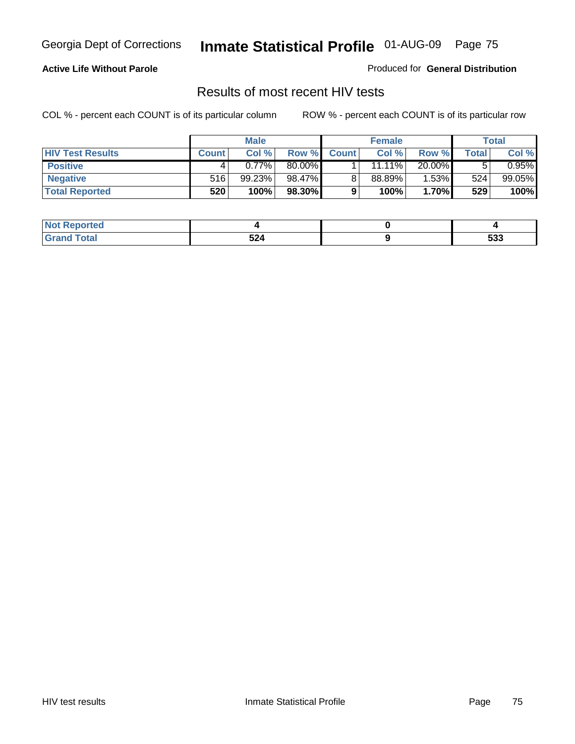**Active Life Without Parole**

Produced for **General Distribution**

## Results of most recent HIV tests

COL % - percent each COUNT is of its particular column

ROW % - percent each COUNT is of its particular row

| | Male | | | Female | | | Total | |
|---|---|---|---|---|---|---|---|---|
| **HIV Test Results** | **Count** | **Col %** | **Row %** | **Count** | **Col %** | **Row %** | **Total** | **Col %** |
| **Positive** | 4 | 0.77% | 80.00% | 1 | 11.11% | 20.00% | 5 | 0.95% |
| **Negative** | 516 | 99.23% | 98.47% | 8 | 88.89% | 1.53% | 524 | 99.05% |
| **Total Reported** | **520** | **100%** | **98.30%** | **9** | **100%** | **1.70%** | **529** | **100%** |

| | Male | Female | Total |
|---|---|---|---|
| **Not Reported** | **4** | **0** | **4** |
| **Grand Total** | **524** | **9** | **533** |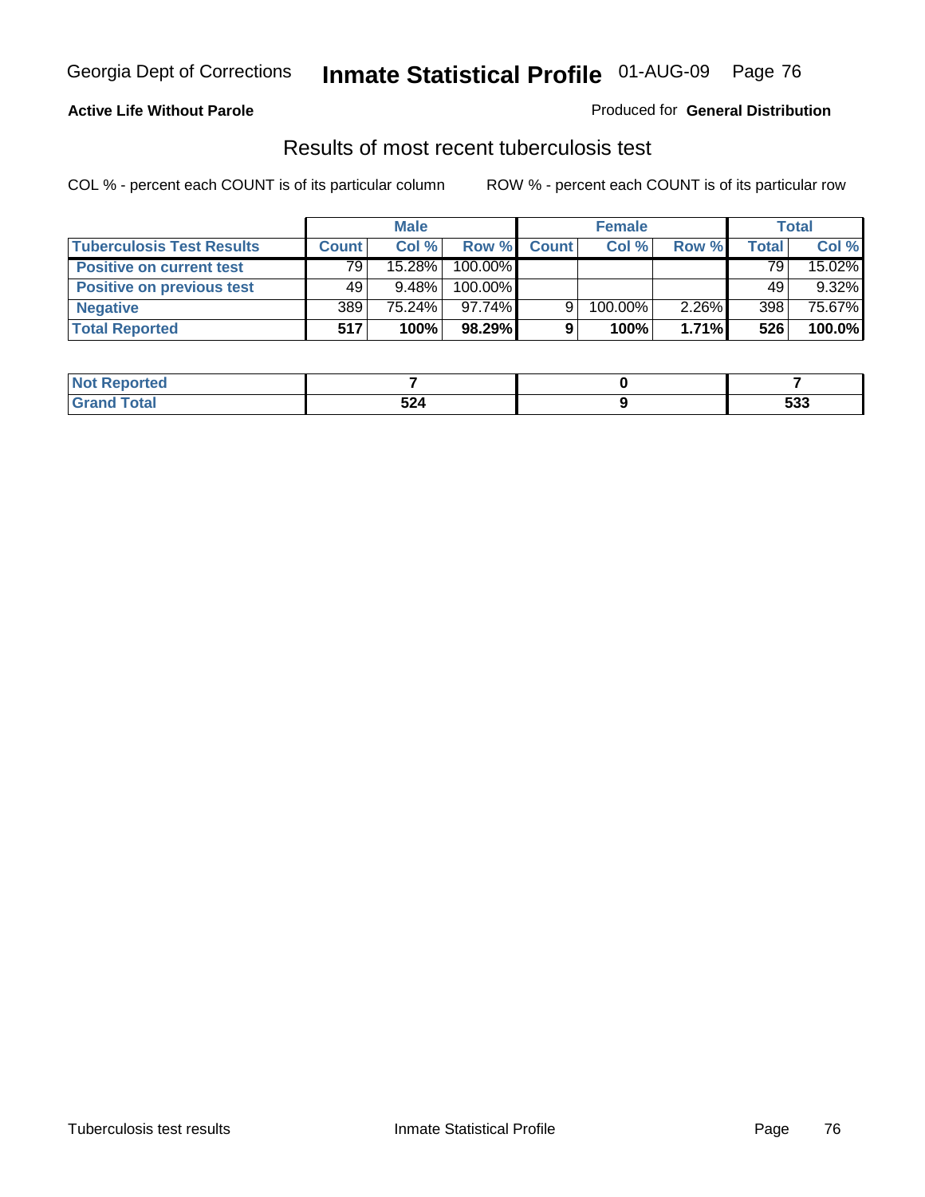**Active Life Without Parole**

Produced for **General Distribution**

## Results of most recent tuberculosis test

COL % - percent each COUNT is of its particular column

ROW % - percent each COUNT is of its particular row

| | Male | | | Female | | | Total | |
|---|---|---|---|---|---|---|---|---|
| **Tuberculosis Test Results** | **Count** | **Col %** | **Row %** | **Count** | **Col %** | **Row %** | **Total** | **Col %** |
| **Positive on current test** | 79 | 15.28% | 100.00% | | | | 79 | 15.02% |
| **Positive on previous test** | 49 | 9.48% | 100.00% | | | | 49 | 9.32% |
| **Negative** | 389 | 75.24% | 97.74% | 9 | 100.00% | 2.26% | 398 | 75.67% |
| **Total Reported** | **517** | **100%** | **98.29%** | **9** | **100%** | **1.71%** | **526** | **100.0%** |

| | Male | Female | Total |
|---|---|---|---|
| **Not Reported** | **7** | **0** | **7** |
| **Grand Total** | **524** | **9** | **533** |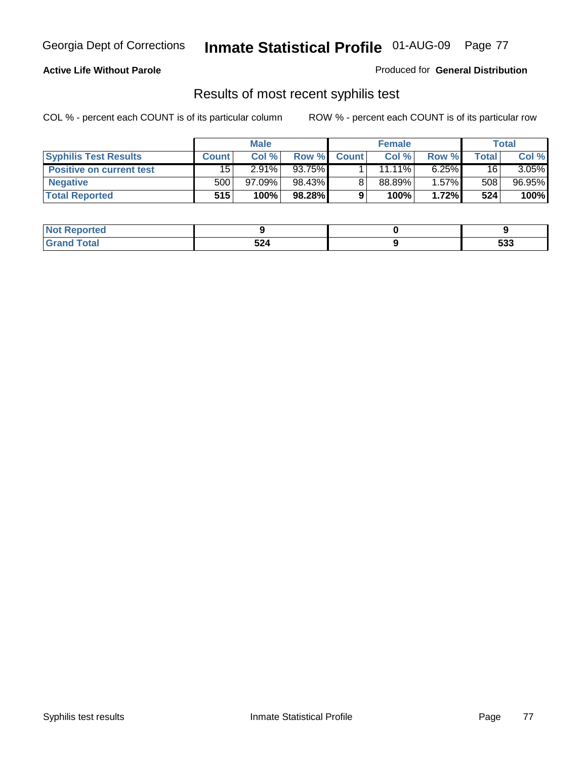**Active Life Without Parole**

Produced for **General Distribution**

## Results of most recent syphilis test

COL % - percent each COUNT is of its particular column

ROW % - percent each COUNT is of its particular row

| | Male | | | Female | | | Total | |
|---|---|---|---|---|---|---|---|---|
| **Syphilis Test Results** | **Count** | **Col %** | **Row %** | **Count** | **Col %** | **Row %** | **Total** | **Col %** |
| **Positive on current test** | 15 | 2.91% | 93.75% | 1 | 11.11% | 6.25% | 16 | 3.05% |
| **Negative** | 500 | 97.09% | 98.43% | 8 | 88.89% | 1.57% | 508 | 96.95% |
| **Total Reported** | **515** | **100%** | **98.28%** | **9** | **100%** | **1.72%** | **524** | **100%** |

| | Male | Female | Total |
|---|---|---|---|
| **Not Reported** | **9** | **0** | **9** |
| **Grand Total** | **524** | **9** | **533** |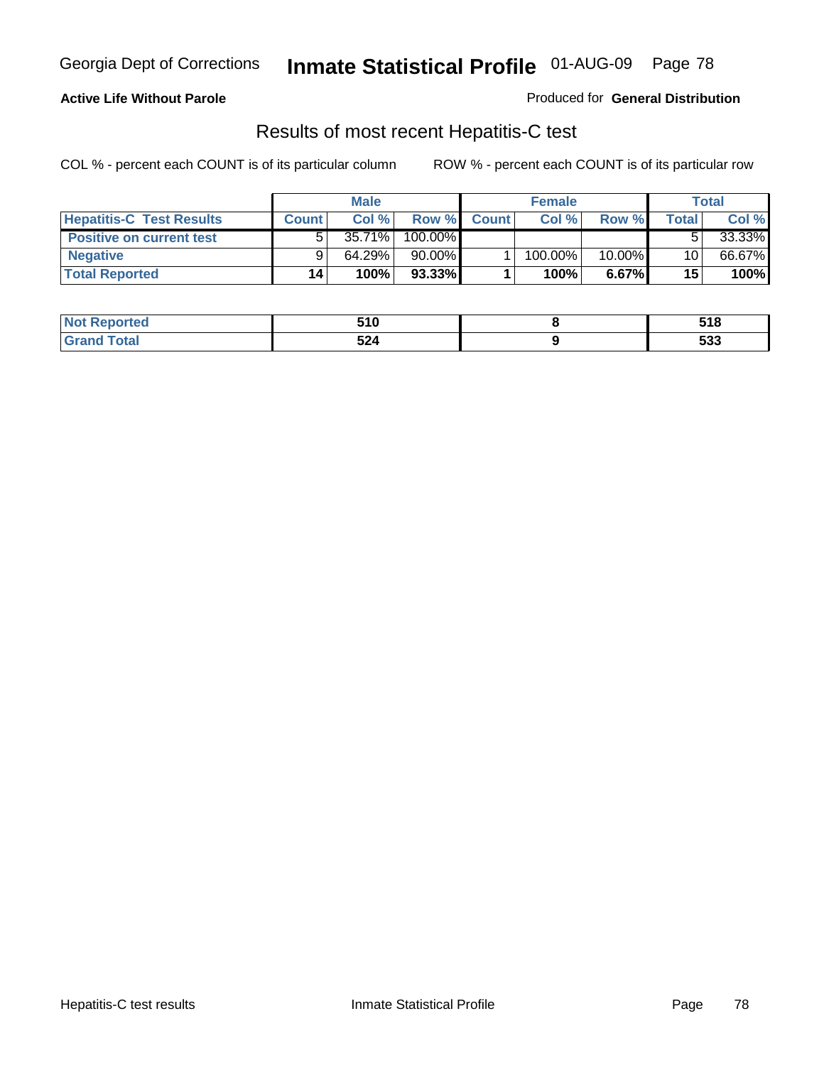**Active Life Without Parole**

Produced for **General Distribution**

## Results of most recent Hepatitis-C test

COL % - percent each COUNT is of its particular column

ROW % - percent each COUNT is of its particular row

| | Male | | | Female | | | Total | |
|---|---|---|---|---|---|---|---|---|
| **Hepatitis-C Test Results** | **Count** | **Col %** | **Row %** | **Count** | **Col %** | **Row %** | **Total** | **Col %** |
| **Positive on current test** | 5 | 35.71% | 100.00% | | | | 5 | 33.33% |
| **Negative** | 9 | 64.29% | 90.00% | 1 | 100.00% | 10.00% | 10 | 66.67% |
| **Total Reported** | **14** | **100%** | **93.33%** | **1** | **100%** | **6.67%** | **15** | **100%** |

| | Male | Female | Total |
|---|---|---|---|
| **Not Reported** | **510** | **8** | **518** |
| **Grand Total** | **524** | **9** | **533** |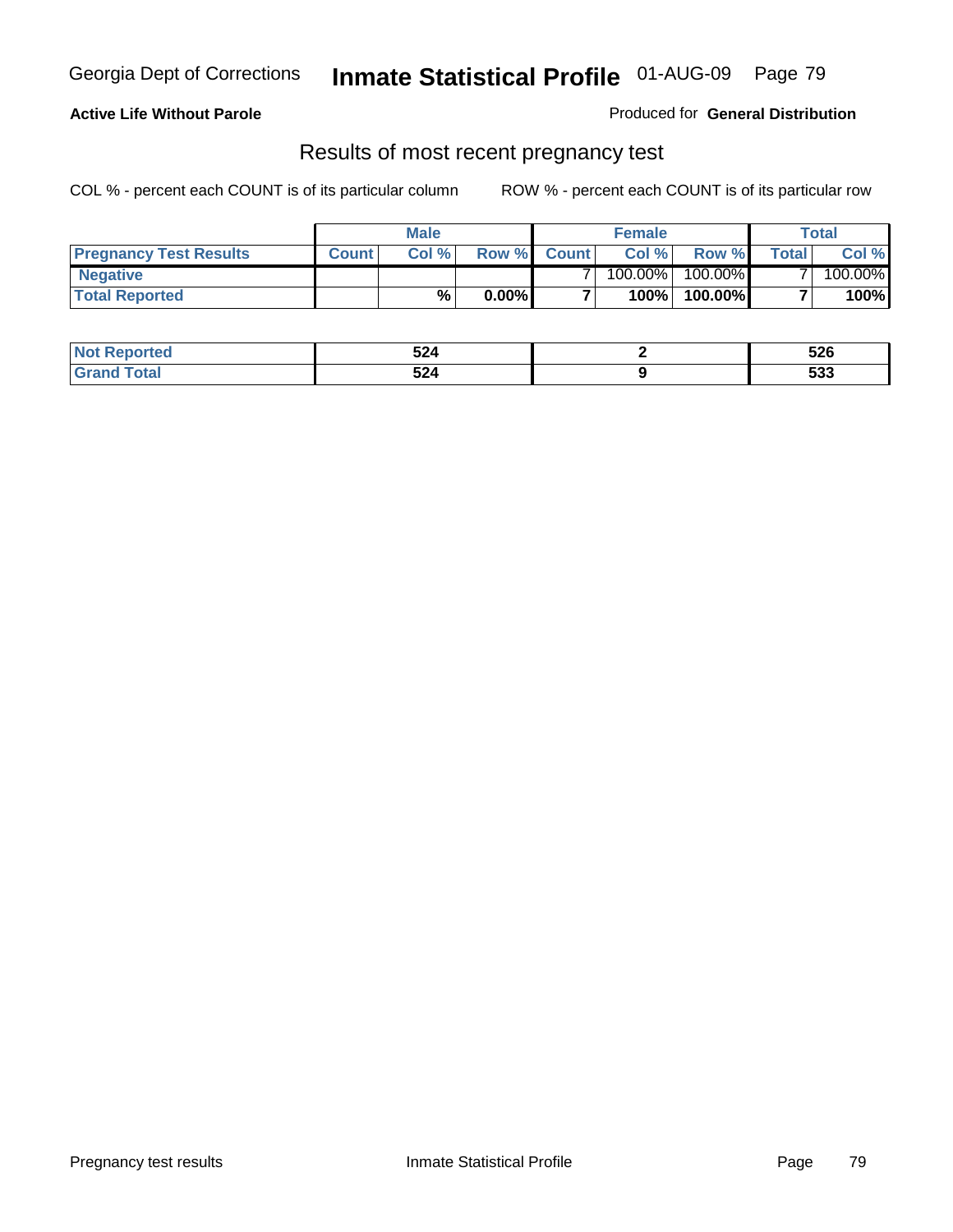Georgia Dept of Corrections **Inmate Statistical Profile** 01-AUG-09

**Active Life Without Parole**

Produced for **General Distribution**

## Results of most recent pregnancy test

COL % - percent each COUNT is of its particular column

ROW % - percent each COUNT is of its particular row

| | Male | | | Female | | | Total | |
|---|---|---|---|---|---|---|---|---|
| **Pregnancy Test Results** | **Count** | **Col %** | **Row %** | **Count** | **Col %** | **Row %** | **Total** | **Col %** |
| **Negative** | | | | 7 | 100.00% | 100.00% | 7 | 100.00% |
| **Total Reported** | | **%** | **0.00%** | **7** | **100%** | **100.00%** | **7** | **100%** |

| | Male | Female | Total |
|---|---|---|---|
| **Not Reported** | **524** | **2** | **526** |
| **Grand Total** | **524** | **9** | **533** |

Pregnancy test results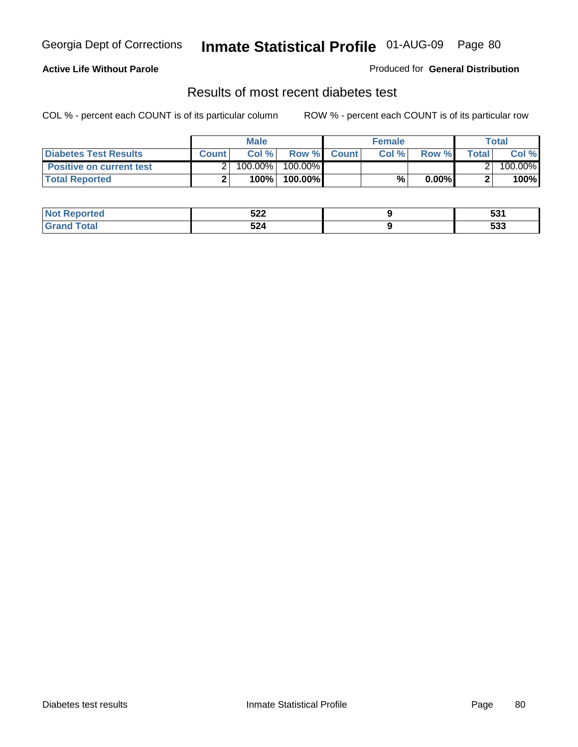**Active Life Without Parole**

Produced for **General Distribution**

## Results of most recent diabetes test

COL % - percent each COUNT is of its particular column ROW % - percent each COUNT is of its particular row

| | Male | | | Female | | | Total | |
|---|---|---|---|---|---|---|---|---|
| **Diabetes Test Results** | **Count** | **Col %** | **Row %** | **Count** | **Col %** | **Row %** | **Total** | **Col %** |
| **Positive on current test** | 2 | 100.00% | 100.00% | | | | 2 | 100.00% |
| **Total Reported** | **2** | **100%** | **100.00%** | | **%** | **0.00%** | **2** | **100%** |

| | Male | Female | Total |
|---|---|---|---|
| **Not Reported** | **522** | **9** | **531** |
| **Grand Total** | **524** | **9** | **533** |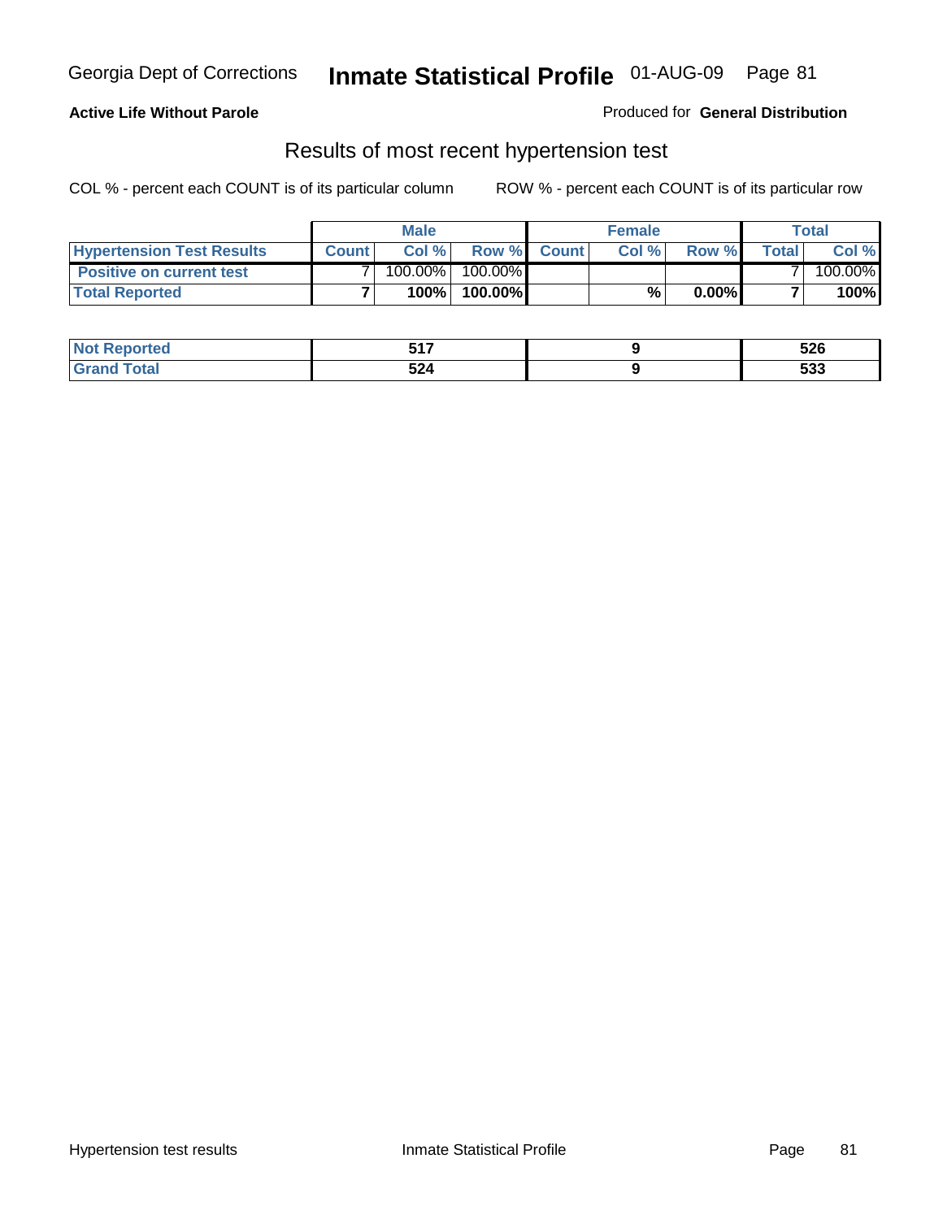**Active Life Without Parole**

Produced for **General Distribution**

## Results of most recent hypertension test

COL % - percent each COUNT is of its particular column     ROW % - percent each COUNT is of its particular row

| | Male | | | Female | | | Total | |
|---|---|---|---|---|---|---|---|---|
| **Hypertension Test Results** | **Count** | **Col %** | **Row %** | **Count** | **Col %** | **Row %** | **Total** | **Col %** |
| **Positive on current test** | 7 | 100.00% | 100.00% | | | | 7 | 100.00% |
| **Total Reported** | **7** | **100%** | **100.00%** | | **%** | **0.00%** | **7** | **100%** |

| | Male | Female | Total |
|---|---|---|---|
| **Not Reported** | **517** | **9** | **526** |
| **Grand Total** | **524** | **9** | **533** |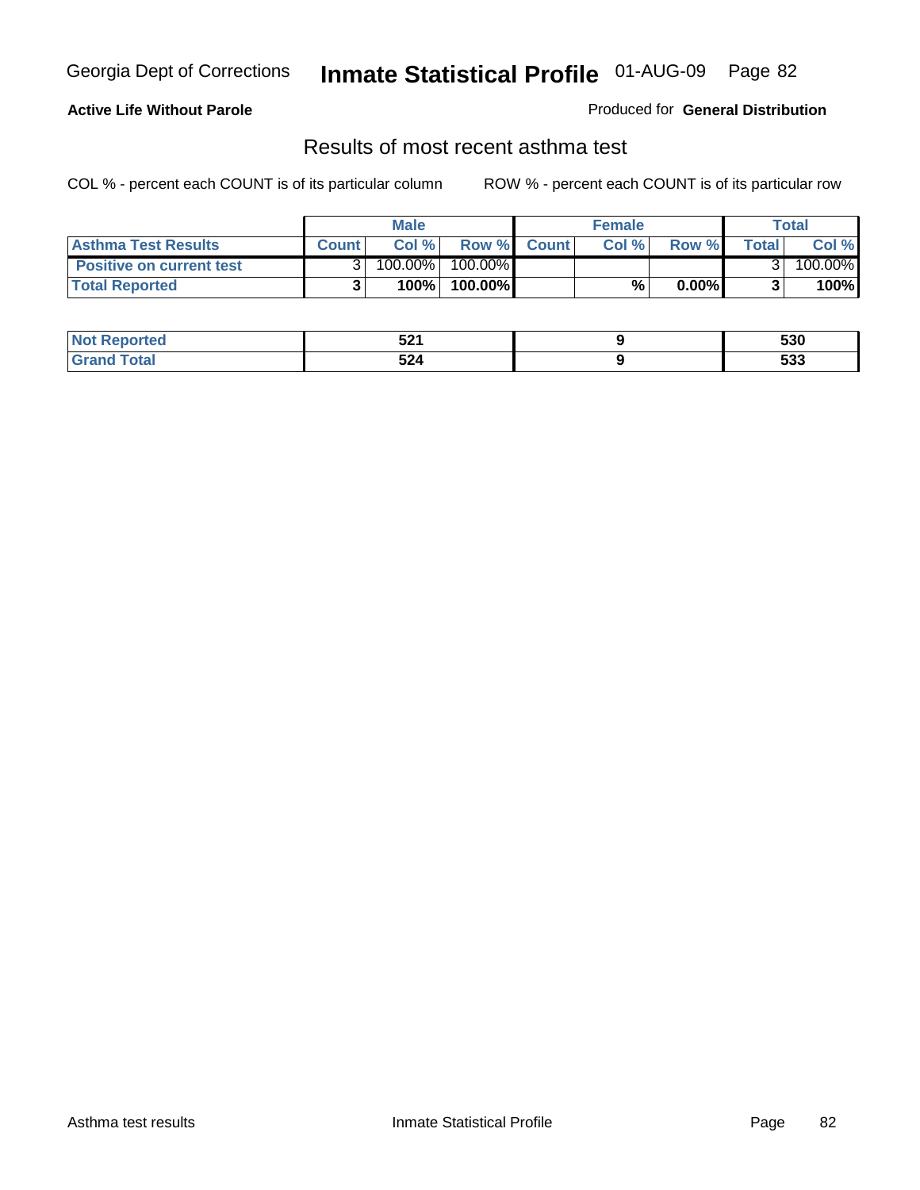Georgia Dept of Corrections **Inmate Statistical Profile** 01-AUG-09

**Active Life Without Parole**

Produced for **General Distribution**

## Results of most recent asthma test

COL % - percent each COUNT is of its particular column    ROW % - percent each COUNT is of its particular row

| | Male | | | Female | | | Total | |
|---|---|---|---|---|---|---|---|---|
| **Asthma Test Results** | **Count** | **Col %** | **Row %** | **Count** | **Col %** | **Row %** | **Total** | **Col %** |
| **Positive on current test** | 3 | 100.00% | 100.00% | | | | 3 | 100.00% |
| **Total Reported** | **3** | **100%** | **100.00%** | | **%** | **0.00%** | **3** | **100%** |

| | Male | Female | Total |
|---|---|---|---|
| **Not Reported** | **521** | **9** | **530** |
| **Grand Total** | **524** | **9** | **533** |

Asthma test results    Inmate Statistical Profile